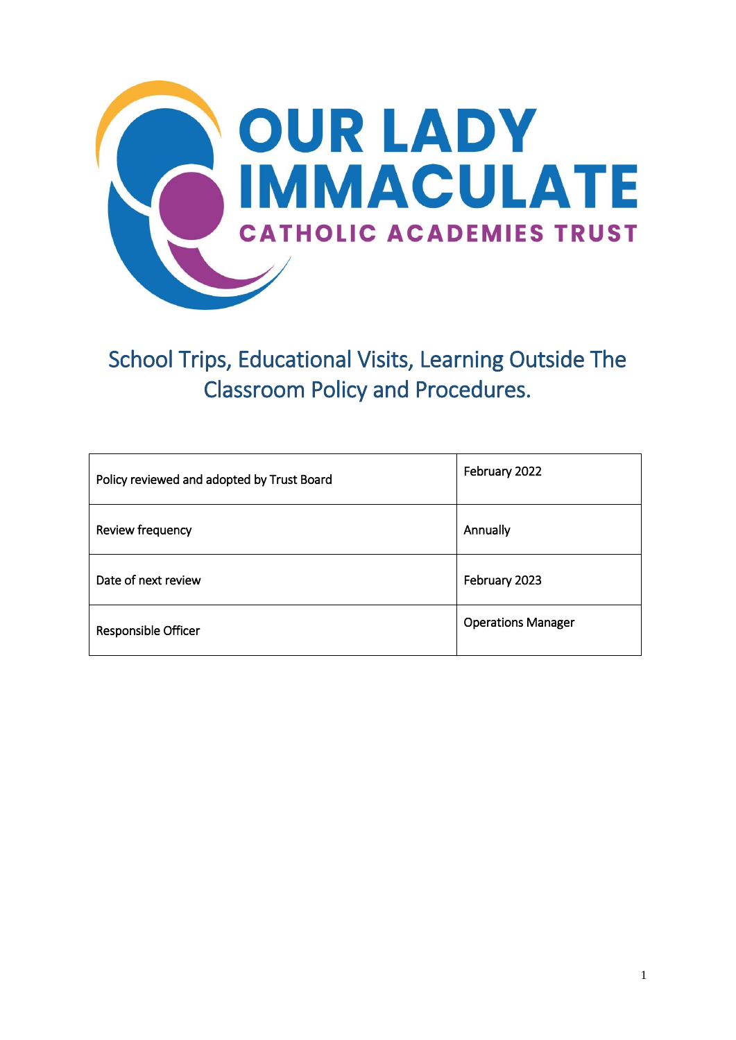# OUR LADY IMMACULATE

## CATHOLIC ACADEMIES TRUST

# School Trips, Educational Visits, Learning Outside The Classroom Policy and Procedures.

| | |
|---|---|
| Policy reviewed and adopted by Trust Board | February 2022 |
| Review frequency | Annually |
| Date of next review | February 2023 |
| Responsible Officer | Operations Manager |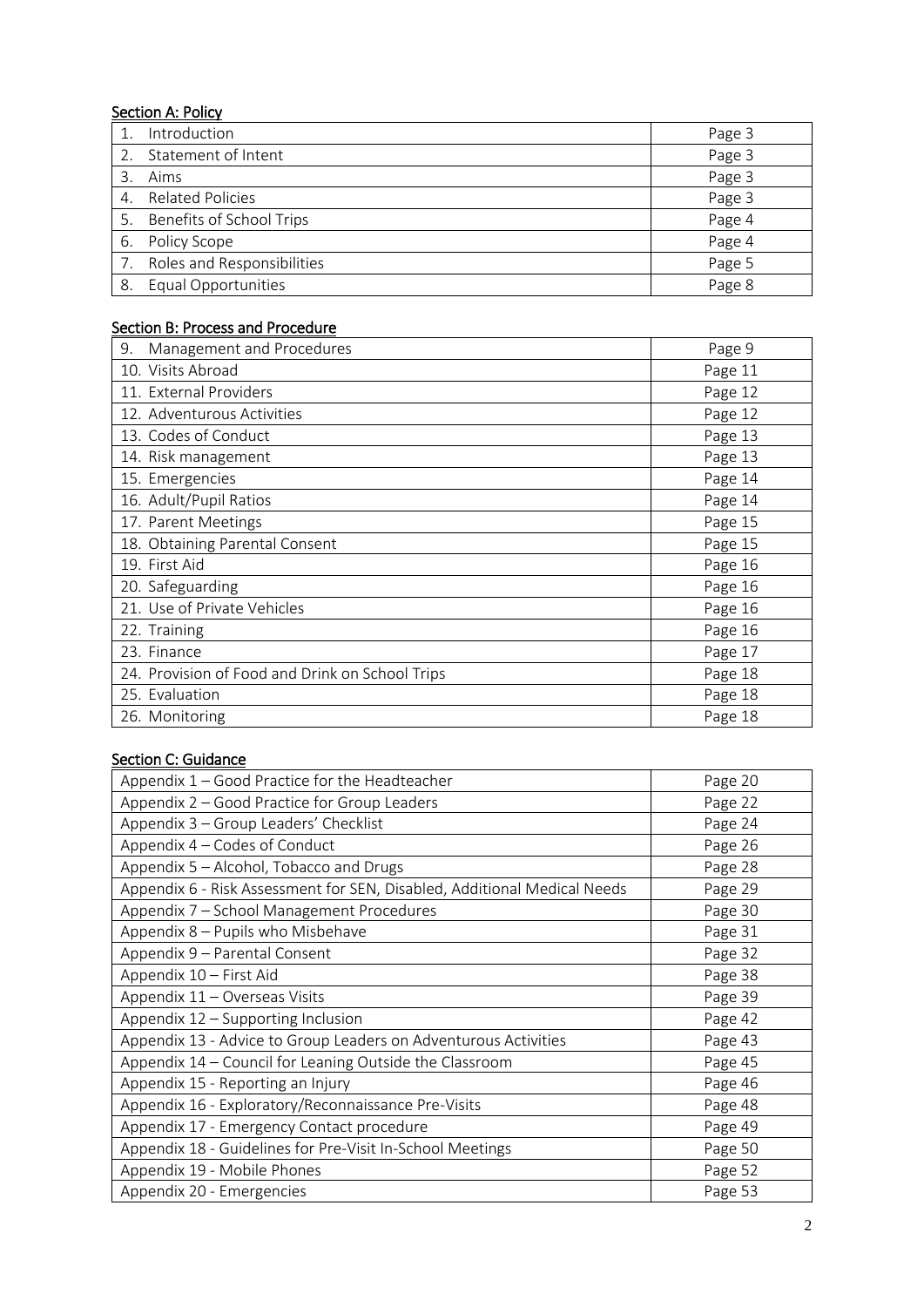## Section A: Policy

| | |
|---|---|
| 1. Introduction | Page 3 |
| 2. Statement of Intent | Page 3 |
| 3. Aims | Page 3 |
| 4. Related Policies | Page 3 |
| 5. Benefits of School Trips | Page 4 |
| 6. Policy Scope | Page 4 |
| 7. Roles and Responsibilities | Page 5 |
| 8. Equal Opportunities | Page 8 |

## Section B: Process and Procedure

| | |
|---|---|
| 9. Management and Procedures | Page 9 |
| 10. Visits Abroad | Page 11 |
| 11. External Providers | Page 12 |
| 12. Adventurous Activities | Page 12 |
| 13. Codes of Conduct | Page 13 |
| 14. Risk management | Page 13 |
| 15. Emergencies | Page 14 |
| 16. Adult/Pupil Ratios | Page 14 |
| 17. Parent Meetings | Page 15 |
| 18. Obtaining Parental Consent | Page 15 |
| 19. First Aid | Page 16 |
| 20. Safeguarding | Page 16 |
| 21. Use of Private Vehicles | Page 16 |
| 22. Training | Page 16 |
| 23. Finance | Page 17 |
| 24. Provision of Food and Drink on School Trips | Page 18 |
| 25. Evaluation | Page 18 |
| 26. Monitoring | Page 18 |

## Section C: Guidance

| | |
|---|---|
| Appendix 1 – Good Practice for the Headteacher | Page 20 |
| Appendix 2 – Good Practice for Group Leaders | Page 22 |
| Appendix 3 – Group Leaders' Checklist | Page 24 |
| Appendix 4 – Codes of Conduct | Page 26 |
| Appendix 5 – Alcohol, Tobacco and Drugs | Page 28 |
| Appendix 6 - Risk Assessment for SEN, Disabled, Additional Medical Needs | Page 29 |
| Appendix 7 – School Management Procedures | Page 30 |
| Appendix 8 – Pupils who Misbehave | Page 31 |
| Appendix 9 – Parental Consent | Page 32 |
| Appendix 10 – First Aid | Page 38 |
| Appendix 11 – Overseas Visits | Page 39 |
| Appendix 12 – Supporting Inclusion | Page 42 |
| Appendix 13 - Advice to Group Leaders on Adventurous Activities | Page 43 |
| Appendix 14 – Council for Leaning Outside the Classroom | Page 45 |
| Appendix 15 - Reporting an Injury | Page 46 |
| Appendix 16 - Exploratory/Reconnaissance Pre-Visits | Page 48 |
| Appendix 17 - Emergency Contact procedure | Page 49 |
| Appendix 18 - Guidelines for Pre-Visit In-School Meetings | Page 50 |
| Appendix 19 - Mobile Phones | Page 52 |
| Appendix 20 - Emergencies | Page 53 |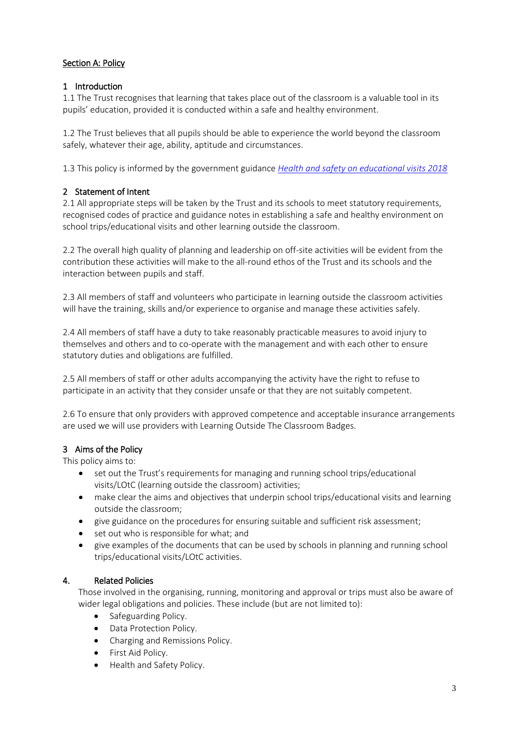## Section A: Policy

### 1 Introduction

1.1 The Trust recognises that learning that takes place out of the classroom is a valuable tool in its pupils' education, provided it is conducted within a safe and healthy environment.

1.2 The Trust believes that all pupils should be able to experience the world beyond the classroom safely, whatever their age, ability, aptitude and circumstances.

1.3 This policy is informed by the government guidance *Health and safety on educational visits 2018*

### 2 Statement of Intent

2.1 All appropriate steps will be taken by the Trust and its schools to meet statutory requirements, recognised codes of practice and guidance notes in establishing a safe and healthy environment on school trips/educational visits and other learning outside the classroom.

2.2 The overall high quality of planning and leadership on off-site activities will be evident from the contribution these activities will make to the all-round ethos of the Trust and its schools and the interaction between pupils and staff.

2.3 All members of staff and volunteers who participate in learning outside the classroom activities will have the training, skills and/or experience to organise and manage these activities safely.

2.4 All members of staff have a duty to take reasonably practicable measures to avoid injury to themselves and others and to co-operate with the management and with each other to ensure statutory duties and obligations are fulfilled.

2.5 All members of staff or other adults accompanying the activity have the right to refuse to participate in an activity that they consider unsafe or that they are not suitably competent.

2.6 To ensure that only providers with approved competence and acceptable insurance arrangements are used we will use providers with Learning Outside The Classroom Badges.

### 3 Aims of the Policy

This policy aims to:

- set out the Trust's requirements for managing and running school trips/educational visits/LOtC (learning outside the classroom) activities;
- make clear the aims and objectives that underpin school trips/educational visits and learning outside the classroom;
- give guidance on the procedures for ensuring suitable and sufficient risk assessment;
- set out who is responsible for what; and
- give examples of the documents that can be used by schools in planning and running school trips/educational visits/LOtC activities.

### 4. Related Policies

Those involved in the organising, running, monitoring and approval or trips must also be aware of wider legal obligations and policies. These include (but are not limited to):

- Safeguarding Policy.
- Data Protection Policy.
- Charging and Remissions Policy.
- First Aid Policy.
- Health and Safety Policy.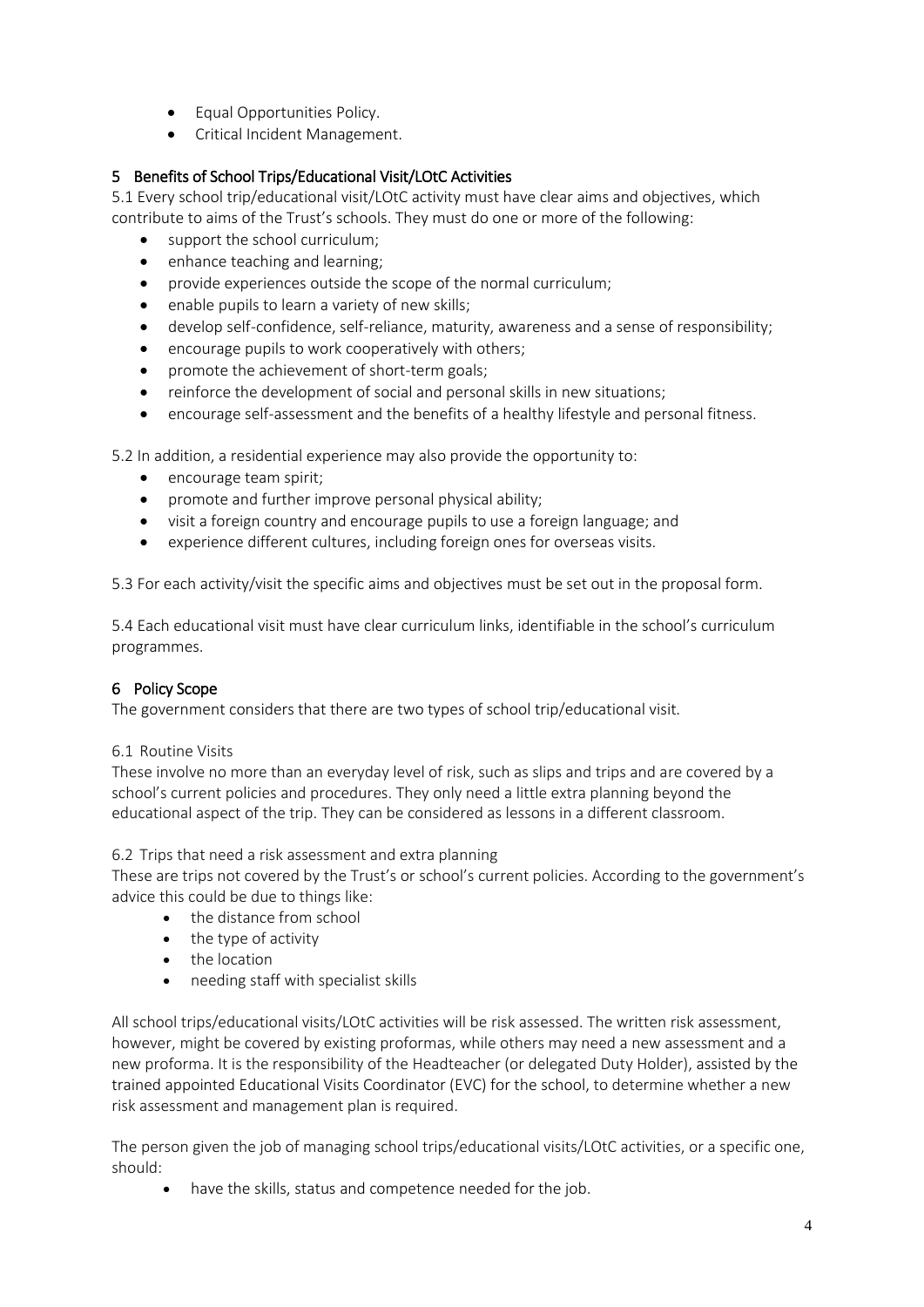- Equal Opportunities Policy.
- Critical Incident Management.

## 5 Benefits of School Trips/Educational Visit/LOtC Activities

5.1 Every school trip/educational visit/LOtC activity must have clear aims and objectives, which contribute to aims of the Trust's schools. They must do one or more of the following:

- support the school curriculum;
- enhance teaching and learning;
- provide experiences outside the scope of the normal curriculum;
- enable pupils to learn a variety of new skills;
- develop self-confidence, self-reliance, maturity, awareness and a sense of responsibility;
- encourage pupils to work cooperatively with others;
- promote the achievement of short-term goals;
- reinforce the development of social and personal skills in new situations;
- encourage self-assessment and the benefits of a healthy lifestyle and personal fitness.

5.2 In addition, a residential experience may also provide the opportunity to:

- encourage team spirit;
- promote and further improve personal physical ability;
- visit a foreign country and encourage pupils to use a foreign language; and
- experience different cultures, including foreign ones for overseas visits.

5.3 For each activity/visit the specific aims and objectives must be set out in the proposal form.

5.4 Each educational visit must have clear curriculum links, identifiable in the school's curriculum programmes.

## 6 Policy Scope

The government considers that there are two types of school trip/educational visit.

### 6.1 Routine Visits

These involve no more than an everyday level of risk, such as slips and trips and are covered by a school's current policies and procedures. They only need a little extra planning beyond the educational aspect of the trip. They can be considered as lessons in a different classroom.

### 6.2 Trips that need a risk assessment and extra planning

These are trips not covered by the Trust's or school's current policies. According to the government's advice this could be due to things like:

- the distance from school
- the type of activity
- the location
- needing staff with specialist skills

All school trips/educational visits/LOtC activities will be risk assessed. The written risk assessment, however, might be covered by existing proformas, while others may need a new assessment and a new proforma. It is the responsibility of the Headteacher (or delegated Duty Holder), assisted by the trained appointed Educational Visits Coordinator (EVC) for the school, to determine whether a new risk assessment and management plan is required.

The person given the job of managing school trips/educational visits/LOtC activities, or a specific one, should:

- have the skills, status and competence needed for the job.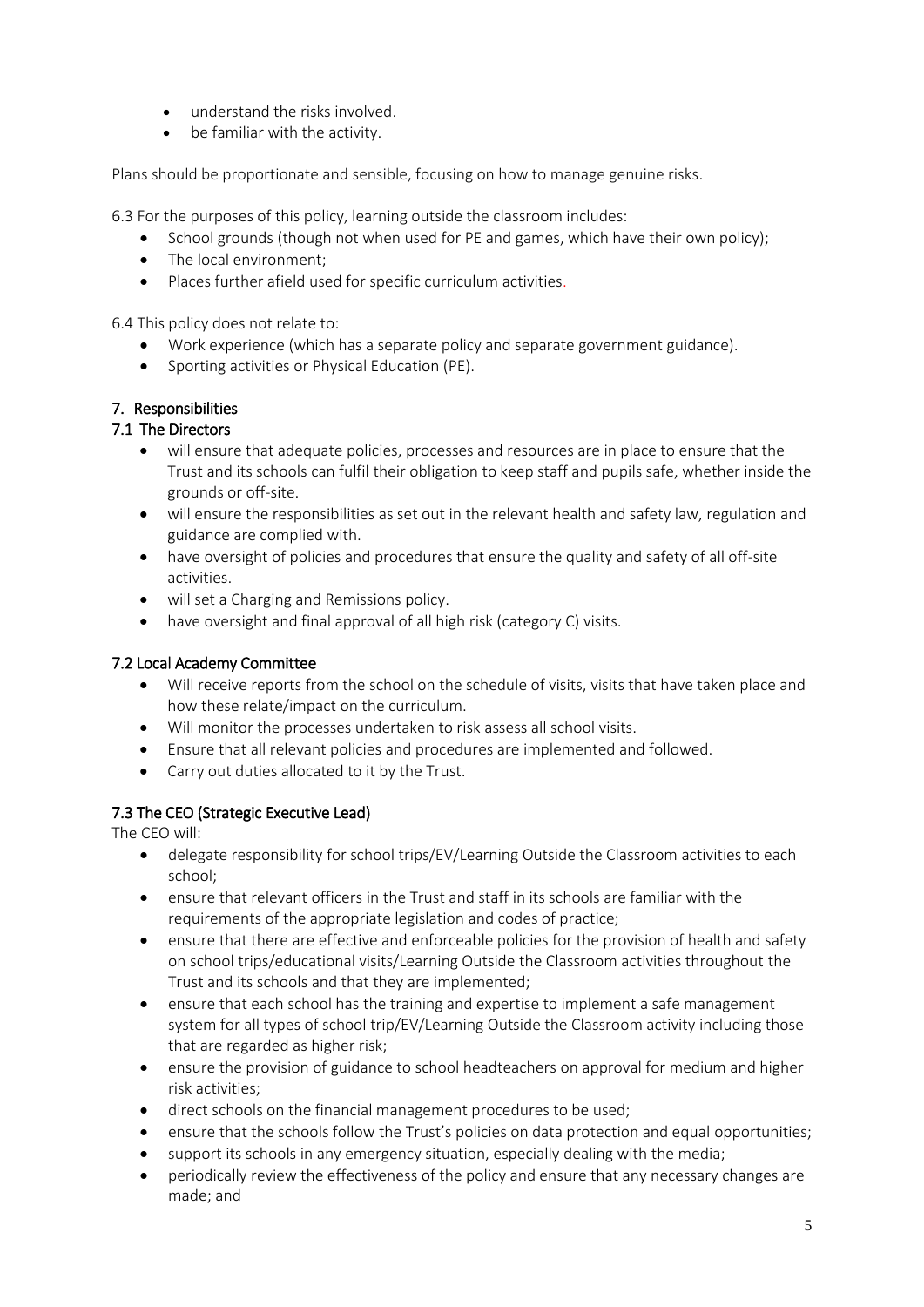- understand the risks involved.
- be familiar with the activity.

Plans should be proportionate and sensible, focusing on how to manage genuine risks.

6.3 For the purposes of this policy, learning outside the classroom includes:

- School grounds (though not when used for PE and games, which have their own policy);
- The local environment;
- Places further afield used for specific curriculum activities.

6.4 This policy does not relate to:

- Work experience (which has a separate policy and separate government guidance).
- Sporting activities or Physical Education (PE).

## 7. Responsibilities

### 7.1 The Directors

- will ensure that adequate policies, processes and resources are in place to ensure that the Trust and its schools can fulfil their obligation to keep staff and pupils safe, whether inside the grounds or off-site.
- will ensure the responsibilities as set out in the relevant health and safety law, regulation and guidance are complied with.
- have oversight of policies and procedures that ensure the quality and safety of all off-site activities.
- will set a Charging and Remissions policy.
- have oversight and final approval of all high risk (category C) visits.

### 7.2 Local Academy Committee

- Will receive reports from the school on the schedule of visits, visits that have taken place and how these relate/impact on the curriculum.
- Will monitor the processes undertaken to risk assess all school visits.
- Ensure that all relevant policies and procedures are implemented and followed.
- Carry out duties allocated to it by the Trust.

### 7.3 The CEO (Strategic Executive Lead)

The CEO will:

- delegate responsibility for school trips/EV/Learning Outside the Classroom activities to each school;
- ensure that relevant officers in the Trust and staff in its schools are familiar with the requirements of the appropriate legislation and codes of practice;
- ensure that there are effective and enforceable policies for the provision of health and safety on school trips/educational visits/Learning Outside the Classroom activities throughout the Trust and its schools and that they are implemented;
- ensure that each school has the training and expertise to implement a safe management system for all types of school trip/EV/Learning Outside the Classroom activity including those that are regarded as higher risk;
- ensure the provision of guidance to school headteachers on approval for medium and higher risk activities;
- direct schools on the financial management procedures to be used;
- ensure that the schools follow the Trust's policies on data protection and equal opportunities;
- support its schools in any emergency situation, especially dealing with the media;
- periodically review the effectiveness of the policy and ensure that any necessary changes are made; and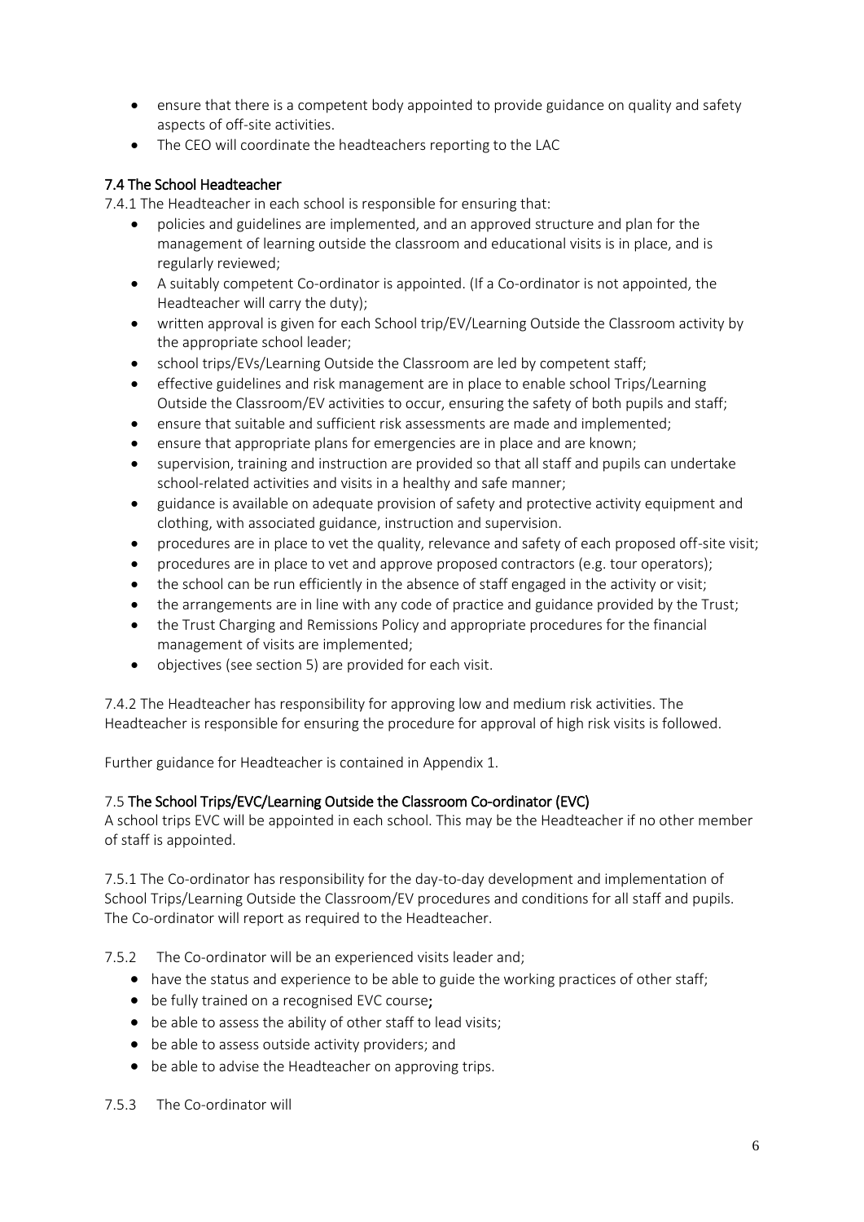- ensure that there is a competent body appointed to provide guidance on quality and safety aspects of off-site activities.
- The CEO will coordinate the headteachers reporting to the LAC

### 7.4 The School Headteacher

7.4.1 The Headteacher in each school is responsible for ensuring that:

- policies and guidelines are implemented, and an approved structure and plan for the management of learning outside the classroom and educational visits is in place, and is regularly reviewed;
- A suitably competent Co-ordinator is appointed. (If a Co-ordinator is not appointed, the Headteacher will carry the duty);
- written approval is given for each School trip/EV/Learning Outside the Classroom activity by the appropriate school leader;
- school trips/EVs/Learning Outside the Classroom are led by competent staff;
- effective guidelines and risk management are in place to enable school Trips/Learning Outside the Classroom/EV activities to occur, ensuring the safety of both pupils and staff;
- ensure that suitable and sufficient risk assessments are made and implemented;
- ensure that appropriate plans for emergencies are in place and are known;
- supervision, training and instruction are provided so that all staff and pupils can undertake school-related activities and visits in a healthy and safe manner;
- guidance is available on adequate provision of safety and protective activity equipment and clothing, with associated guidance, instruction and supervision.
- procedures are in place to vet the quality, relevance and safety of each proposed off-site visit;
- procedures are in place to vet and approve proposed contractors (e.g. tour operators);
- the school can be run efficiently in the absence of staff engaged in the activity or visit;
- the arrangements are in line with any code of practice and guidance provided by the Trust;
- the Trust Charging and Remissions Policy and appropriate procedures for the financial management of visits are implemented;
- objectives (see section 5) are provided for each visit.

7.4.2 The Headteacher has responsibility for approving low and medium risk activities. The Headteacher is responsible for ensuring the procedure for approval of high risk visits is followed.

Further guidance for Headteacher is contained in Appendix 1.

### 7.5 The School Trips/EVC/Learning Outside the Classroom Co-ordinator (EVC)

A school trips EVC will be appointed in each school. This may be the Headteacher if no other member of staff is appointed.

7.5.1 The Co-ordinator has responsibility for the day-to-day development and implementation of School Trips/Learning Outside the Classroom/EV procedures and conditions for all staff and pupils. The Co-ordinator will report as required to the Headteacher.

7.5.2 The Co-ordinator will be an experienced visits leader and;

- have the status and experience to be able to guide the working practices of other staff;
- be fully trained on a recognised EVC course;
- be able to assess the ability of other staff to lead visits;
- be able to assess outside activity providers; and
- be able to advise the Headteacher on approving trips.

7.5.3 The Co-ordinator will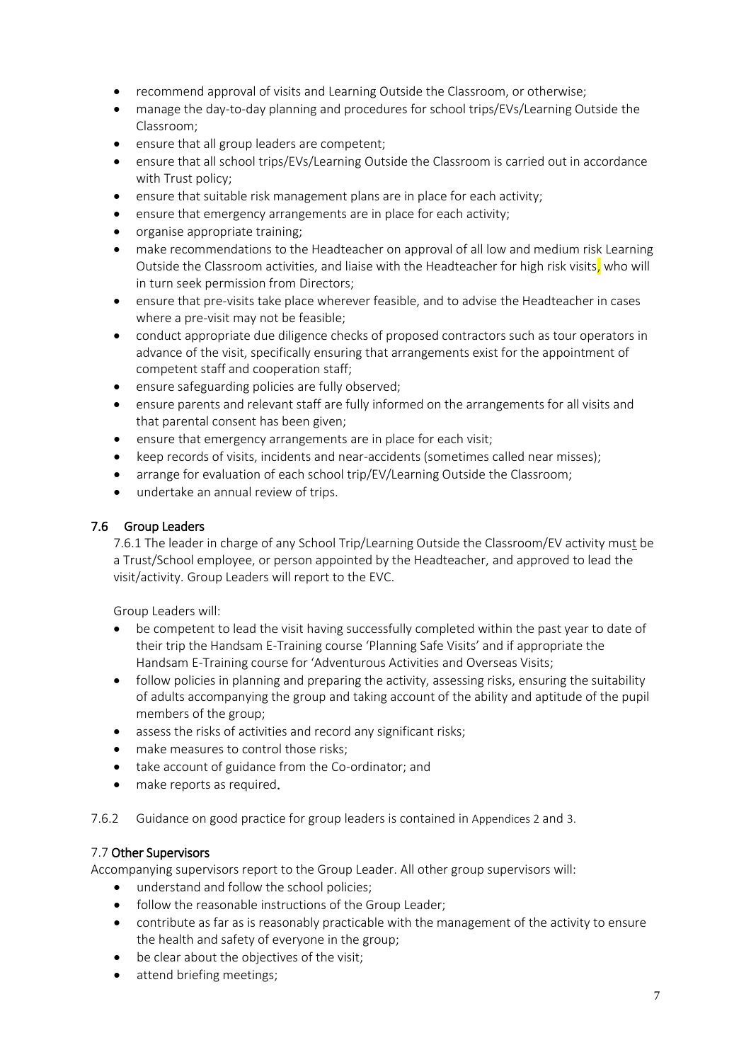- recommend approval of visits and Learning Outside the Classroom, or otherwise;
- manage the day-to-day planning and procedures for school trips/EVs/Learning Outside the Classroom;
- ensure that all group leaders are competent;
- ensure that all school trips/EVs/Learning Outside the Classroom is carried out in accordance with Trust policy;
- ensure that suitable risk management plans are in place for each activity;
- ensure that emergency arrangements are in place for each activity;
- organise appropriate training;
- make recommendations to the Headteacher on approval of all low and medium risk Learning Outside the Classroom activities, and liaise with the Headteacher for high risk visits, who will in turn seek permission from Directors;
- ensure that pre-visits take place wherever feasible, and to advise the Headteacher in cases where a pre-visit may not be feasible;
- conduct appropriate due diligence checks of proposed contractors such as tour operators in advance of the visit, specifically ensuring that arrangements exist for the appointment of competent staff and cooperation staff;
- ensure safeguarding policies are fully observed;
- ensure parents and relevant staff are fully informed on the arrangements for all visits and that parental consent has been given;
- ensure that emergency arrangements are in place for each visit;
- keep records of visits, incidents and near-accidents (sometimes called near misses);
- arrange for evaluation of each school trip/EV/Learning Outside the Classroom;
- undertake an annual review of trips.

## 7.6 Group Leaders

7.6.1 The leader in charge of any School Trip/Learning Outside the Classroom/EV activity must be a Trust/School employee, or person appointed by the Headteacher, and approved to lead the visit/activity. Group Leaders will report to the EVC.

Group Leaders will:

- be competent to lead the visit having successfully completed within the past year to date of their trip the Handsam E-Training course 'Planning Safe Visits' and if appropriate the Handsam E-Training course for 'Adventurous Activities and Overseas Visits;
- follow policies in planning and preparing the activity, assessing risks, ensuring the suitability of adults accompanying the group and taking account of the ability and aptitude of the pupil members of the group;
- assess the risks of activities and record any significant risks;
- make measures to control those risks;
- take account of guidance from the Co-ordinator; and
- make reports as required.

7.6.2 Guidance on good practice for group leaders is contained in Appendices 2 and 3.

## 7.7 Other Supervisors

Accompanying supervisors report to the Group Leader. All other group supervisors will:

- understand and follow the school policies;
- follow the reasonable instructions of the Group Leader;
- contribute as far as is reasonably practicable with the management of the activity to ensure the health and safety of everyone in the group;
- be clear about the objectives of the visit;
- attend briefing meetings;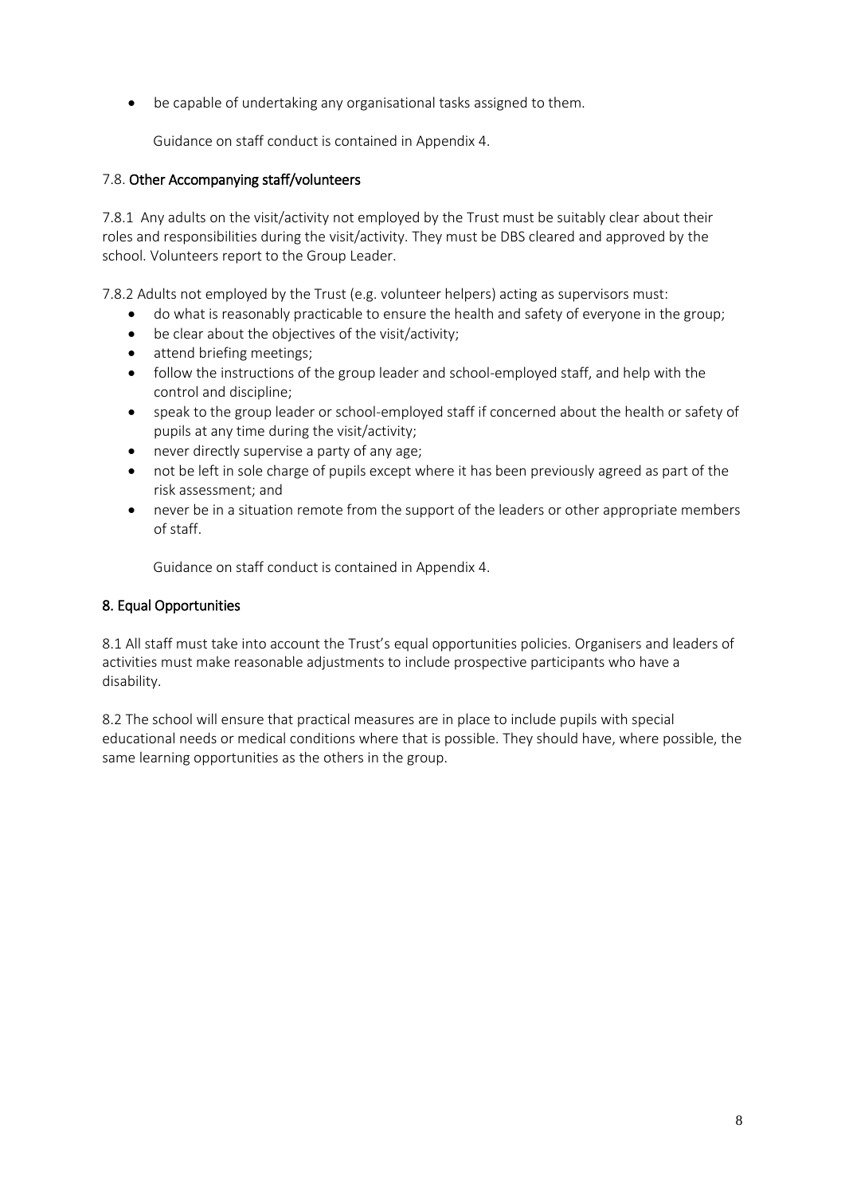- be capable of undertaking any organisational tasks assigned to them.

Guidance on staff conduct is contained in Appendix 4.

### 7.8. Other Accompanying staff/volunteers

7.8.1 Any adults on the visit/activity not employed by the Trust must be suitably clear about their roles and responsibilities during the visit/activity. They must be DBS cleared and approved by the school. Volunteers report to the Group Leader.

7.8.2 Adults not employed by the Trust (e.g. volunteer helpers) acting as supervisors must:

- do what is reasonably practicable to ensure the health and safety of everyone in the group;
- be clear about the objectives of the visit/activity;
- attend briefing meetings;
- follow the instructions of the group leader and school-employed staff, and help with the control and discipline;
- speak to the group leader or school-employed staff if concerned about the health or safety of pupils at any time during the visit/activity;
- never directly supervise a party of any age;
- not be left in sole charge of pupils except where it has been previously agreed as part of the risk assessment; and
- never be in a situation remote from the support of the leaders or other appropriate members of staff.

Guidance on staff conduct is contained in Appendix 4.

## 8. Equal Opportunities

8.1 All staff must take into account the Trust's equal opportunities policies. Organisers and leaders of activities must make reasonable adjustments to include prospective participants who have a disability.

8.2 The school will ensure that practical measures are in place to include pupils with special educational needs or medical conditions where that is possible. They should have, where possible, the same learning opportunities as the others in the group.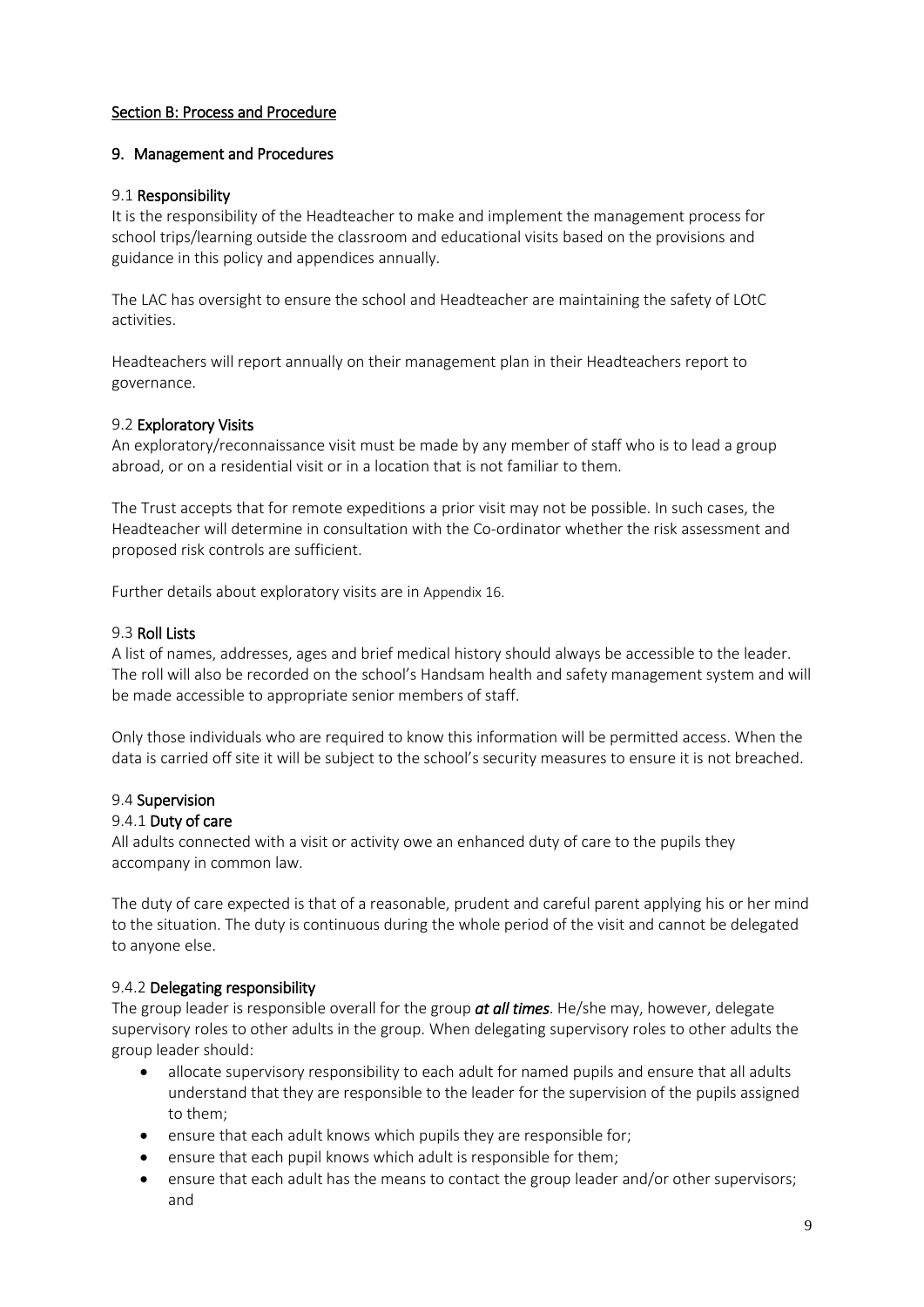## Section B: Process and Procedure

## 9. Management and Procedures

### 9.1 Responsibility

It is the responsibility of the Headteacher to make and implement the management process for school trips/learning outside the classroom and educational visits based on the provisions and guidance in this policy and appendices annually.

The LAC has oversight to ensure the school and Headteacher are maintaining the safety of LOtC activities.

Headteachers will report annually on their management plan in their Headteachers report to governance.

### 9.2 Exploratory Visits

An exploratory/reconnaissance visit must be made by any member of staff who is to lead a group abroad, or on a residential visit or in a location that is not familiar to them.

The Trust accepts that for remote expeditions a prior visit may not be possible. In such cases, the Headteacher will determine in consultation with the Co-ordinator whether the risk assessment and proposed risk controls are sufficient.

Further details about exploratory visits are in Appendix 16.

### 9.3 Roll Lists

A list of names, addresses, ages and brief medical history should always be accessible to the leader. The roll will also be recorded on the school's Handsam health and safety management system and will be made accessible to appropriate senior members of staff.

Only those individuals who are required to know this information will be permitted access. When the data is carried off site it will be subject to the school's security measures to ensure it is not breached.

### 9.4 Supervision

#### 9.4.1 Duty of care

All adults connected with a visit or activity owe an enhanced duty of care to the pupils they accompany in common law.

The duty of care expected is that of a reasonable, prudent and careful parent applying his or her mind to the situation. The duty is continuous during the whole period of the visit and cannot be delegated to anyone else.

#### 9.4.2 Delegating responsibility

The group leader is responsible overall for the group ***at all times***. He/she may, however, delegate supervisory roles to other adults in the group. When delegating supervisory roles to other adults the group leader should:

- allocate supervisory responsibility to each adult for named pupils and ensure that all adults understand that they are responsible to the leader for the supervision of the pupils assigned to them;
- ensure that each adult knows which pupils they are responsible for;
- ensure that each pupil knows which adult is responsible for them;
- ensure that each adult has the means to contact the group leader and/or other supervisors; and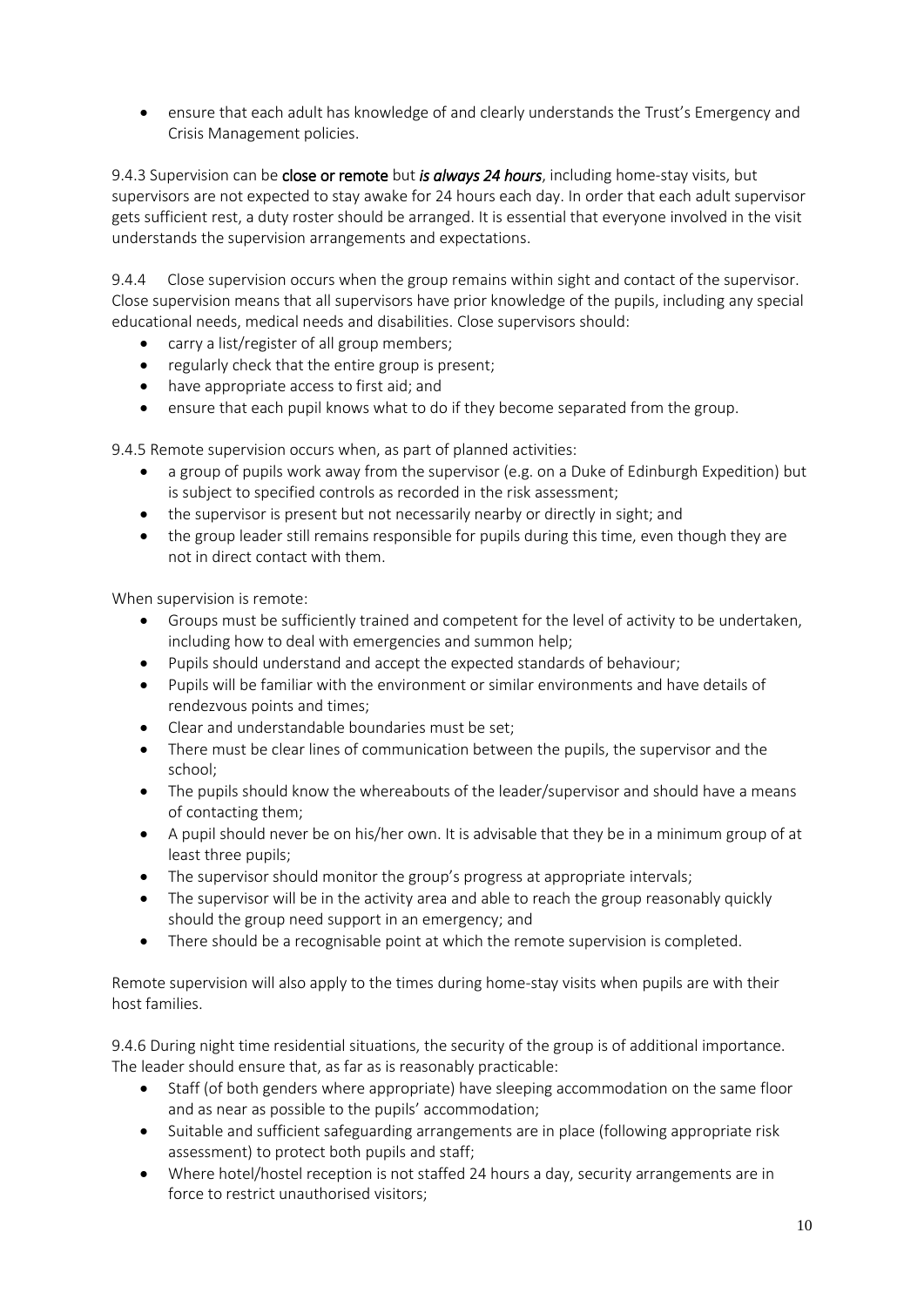- ensure that each adult has knowledge of and clearly understands the Trust's Emergency and Crisis Management policies.

9.4.3 Supervision can be **close or remote** but ***is always 24 hours***, including home-stay visits, but supervisors are not expected to stay awake for 24 hours each day. In order that each adult supervisor gets sufficient rest, a duty roster should be arranged. It is essential that everyone involved in the visit understands the supervision arrangements and expectations.

9.4.4 Close supervision occurs when the group remains within sight and contact of the supervisor. Close supervision means that all supervisors have prior knowledge of the pupils, including any special educational needs, medical needs and disabilities. Close supervisors should:

- carry a list/register of all group members;
- regularly check that the entire group is present;
- have appropriate access to first aid; and
- ensure that each pupil knows what to do if they become separated from the group.

9.4.5 Remote supervision occurs when, as part of planned activities:

- a group of pupils work away from the supervisor (e.g. on a Duke of Edinburgh Expedition) but is subject to specified controls as recorded in the risk assessment;
- the supervisor is present but not necessarily nearby or directly in sight; and
- the group leader still remains responsible for pupils during this time, even though they are not in direct contact with them.

When supervision is remote:

- Groups must be sufficiently trained and competent for the level of activity to be undertaken, including how to deal with emergencies and summon help;
- Pupils should understand and accept the expected standards of behaviour;
- Pupils will be familiar with the environment or similar environments and have details of rendezvous points and times;
- Clear and understandable boundaries must be set;
- There must be clear lines of communication between the pupils, the supervisor and the school;
- The pupils should know the whereabouts of the leader/supervisor and should have a means of contacting them;
- A pupil should never be on his/her own. It is advisable that they be in a minimum group of at least three pupils;
- The supervisor should monitor the group's progress at appropriate intervals;
- The supervisor will be in the activity area and able to reach the group reasonably quickly should the group need support in an emergency; and
- There should be a recognisable point at which the remote supervision is completed.

Remote supervision will also apply to the times during home-stay visits when pupils are with their host families.

9.4.6 During night time residential situations, the security of the group is of additional importance. The leader should ensure that, as far as is reasonably practicable:

- Staff (of both genders where appropriate) have sleeping accommodation on the same floor and as near as possible to the pupils' accommodation;
- Suitable and sufficient safeguarding arrangements are in place (following appropriate risk assessment) to protect both pupils and staff;
- Where hotel/hostel reception is not staffed 24 hours a day, security arrangements are in force to restrict unauthorised visitors;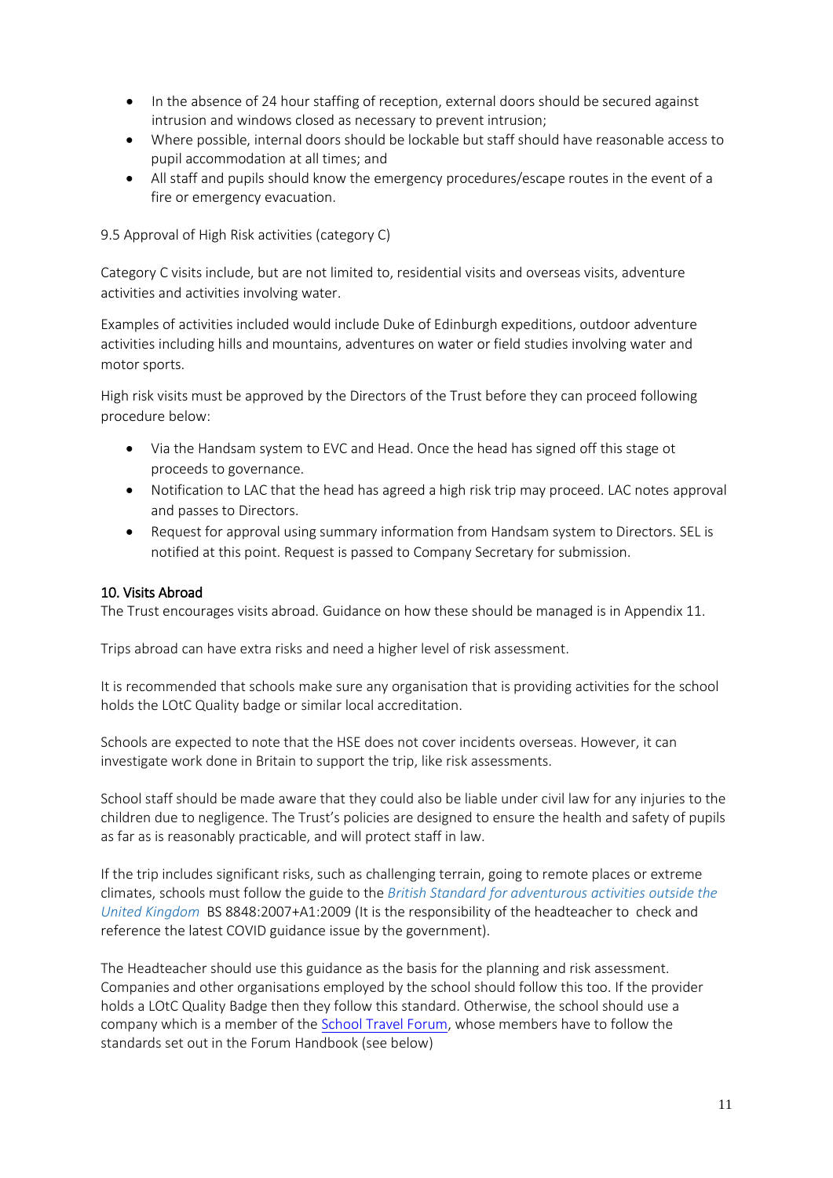- In the absence of 24 hour staffing of reception, external doors should be secured against intrusion and windows closed as necessary to prevent intrusion;
- Where possible, internal doors should be lockable but staff should have reasonable access to pupil accommodation at all times; and
- All staff and pupils should know the emergency procedures/escape routes in the event of a fire or emergency evacuation.

9.5 Approval of High Risk activities (category C)

Category C visits include, but are not limited to, residential visits and overseas visits, adventure activities and activities involving water.

Examples of activities included would include Duke of Edinburgh expeditions, outdoor adventure activities including hills and mountains, adventures on water or field studies involving water and motor sports.

High risk visits must be approved by the Directors of the Trust before they can proceed following procedure below:

- Via the Handsam system to EVC and Head. Once the head has signed off this stage ot proceeds to governance.
- Notification to LAC that the head has agreed a high risk trip may proceed. LAC notes approval and passes to Directors.
- Request for approval using summary information from Handsam system to Directors. SEL is notified at this point. Request is passed to Company Secretary for submission.

## 10. Visits Abroad

The Trust encourages visits abroad. Guidance on how these should be managed is in Appendix 11.

Trips abroad can have extra risks and need a higher level of risk assessment.

It is recommended that schools make sure any organisation that is providing activities for the school holds the LOtC Quality badge or similar local accreditation.

Schools are expected to note that the HSE does not cover incidents overseas. However, it can investigate work done in Britain to support the trip, like risk assessments.

School staff should be made aware that they could also be liable under civil law for any injuries to the children due to negligence. The Trust's policies are designed to ensure the health and safety of pupils as far as is reasonably practicable, and will protect staff in law.

If the trip includes significant risks, such as challenging terrain, going to remote places or extreme climates, schools must follow the guide to the *British Standard for adventurous activities outside the United Kingdom* BS 8848:2007+A1:2009 (It is the responsibility of the headteacher to check and reference the latest COVID guidance issue by the government).

The Headteacher should use this guidance as the basis for the planning and risk assessment. Companies and other organisations employed by the school should follow this too. If the provider holds a LOtC Quality Badge then they follow this standard. Otherwise, the school should use a company which is a member of the School Travel Forum, whose members have to follow the standards set out in the Forum Handbook (see below)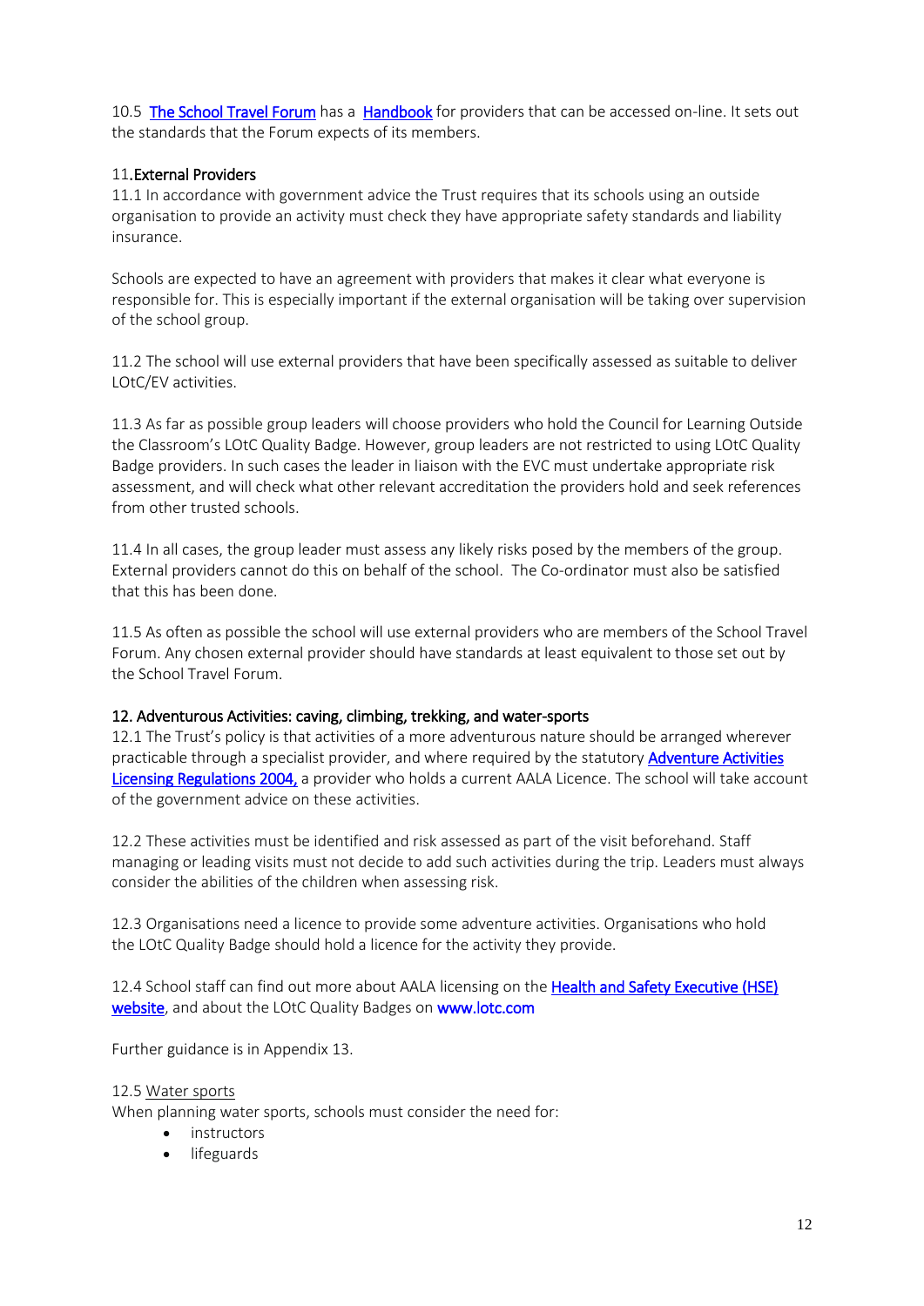10.5 The School Travel Forum has a Handbook for providers that can be accessed on-line. It sets out the standards that the Forum expects of its members.

## 11. External Providers

11.1 In accordance with government advice the Trust requires that its schools using an outside organisation to provide an activity must check they have appropriate safety standards and liability insurance.

Schools are expected to have an agreement with providers that makes it clear what everyone is responsible for. This is especially important if the external organisation will be taking over supervision of the school group.

11.2 The school will use external providers that have been specifically assessed as suitable to deliver LOtC/EV activities.

11.3 As far as possible group leaders will choose providers who hold the Council for Learning Outside the Classroom's LOtC Quality Badge. However, group leaders are not restricted to using LOtC Quality Badge providers. In such cases the leader in liaison with the EVC must undertake appropriate risk assessment, and will check what other relevant accreditation the providers hold and seek references from other trusted schools.

11.4 In all cases, the group leader must assess any likely risks posed by the members of the group. External providers cannot do this on behalf of the school. The Co-ordinator must also be satisfied that this has been done.

11.5 As often as possible the school will use external providers who are members of the School Travel Forum. Any chosen external provider should have standards at least equivalent to those set out by the School Travel Forum.

## 12. Adventurous Activities: caving, climbing, trekking, and water-sports

12.1 The Trust's policy is that activities of a more adventurous nature should be arranged wherever practicable through a specialist provider, and where required by the statutory Adventure Activities Licensing Regulations 2004, a provider who holds a current AALA Licence. The school will take account of the government advice on these activities.

12.2 These activities must be identified and risk assessed as part of the visit beforehand. Staff managing or leading visits must not decide to add such activities during the trip. Leaders must always consider the abilities of the children when assessing risk.

12.3 Organisations need a licence to provide some adventure activities. Organisations who hold the LOtC Quality Badge should hold a licence for the activity they provide.

12.4 School staff can find out more about AALA licensing on the Health and Safety Executive (HSE) website, and about the LOtC Quality Badges on www.lotc.com

Further guidance is in Appendix 13.

12.5 Water sports

When planning water sports, schools must consider the need for:

- instructors
- lifeguards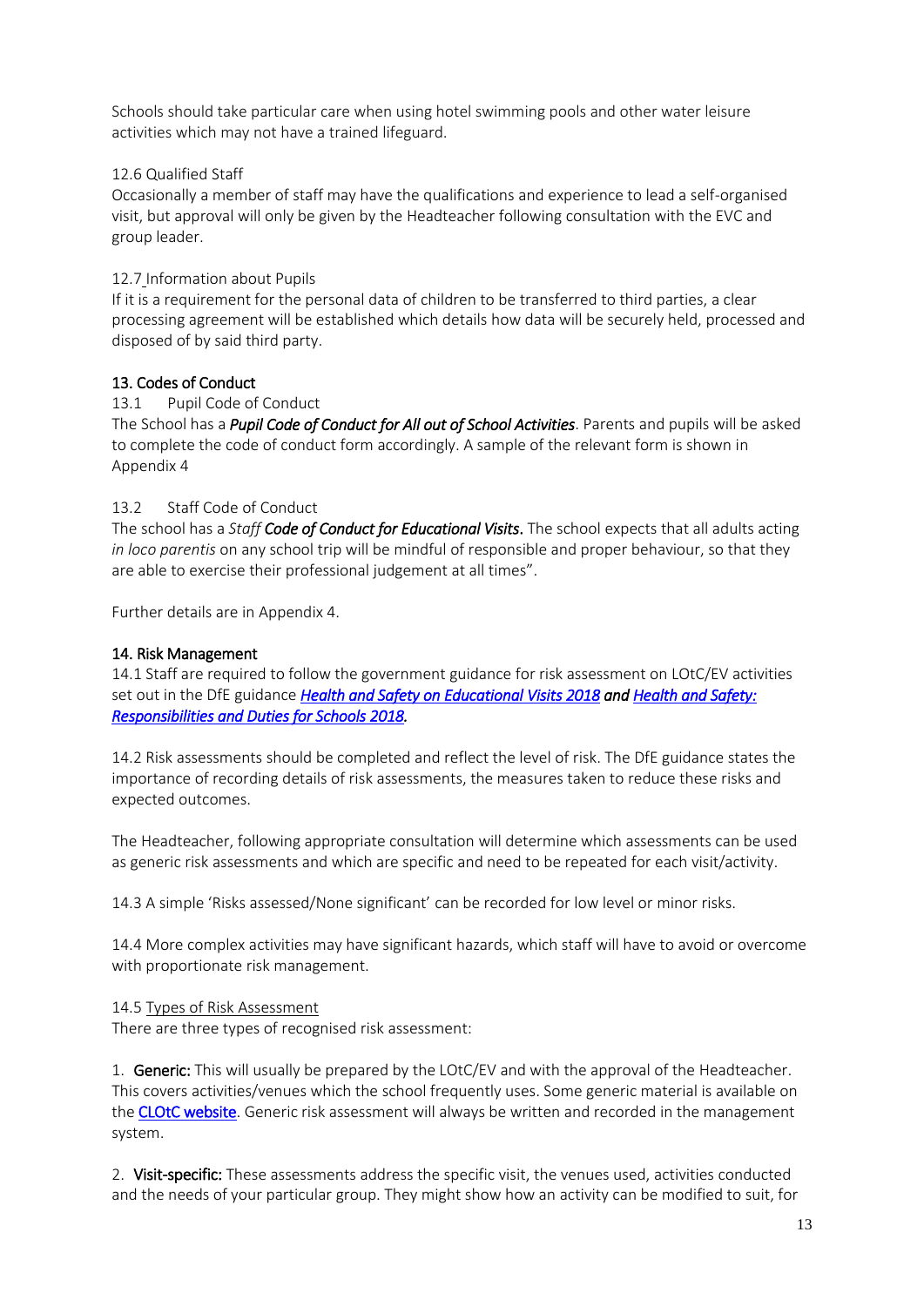Schools should take particular care when using hotel swimming pools and other water leisure activities which may not have a trained lifeguard.

12.6 Qualified Staff

Occasionally a member of staff may have the qualifications and experience to lead a self-organised visit, but approval will only be given by the Headteacher following consultation with the EVC and group leader.

12.7 Information about Pupils

If it is a requirement for the personal data of children to be transferred to third parties, a clear processing agreement will be established which details how data will be securely held, processed and disposed of by said third party.

## 13. Codes of Conduct

13.1 Pupil Code of Conduct

The School has a ***Pupil Code of Conduct for All out of School Activities***. Parents and pupils will be asked to complete the code of conduct form accordingly. A sample of the relevant form is shown in Appendix 4

13.2 Staff Code of Conduct

The school has a *Staff* ***Code of Conduct for Educational Visits***. The school expects that all adults acting *in loco parentis* on any school trip will be mindful of responsible and proper behaviour, so that they are able to exercise their professional judgement at all times".

Further details are in Appendix 4.

## 14. Risk Management

14.1 Staff are required to follow the government guidance for risk assessment on LOtC/EV activities set out in the DfE guidance ***Health and Safety on Educational Visits 2018*** ***and*** ***Health and Safety: Responsibilities and Duties for Schools 2018.***

14.2 Risk assessments should be completed and reflect the level of risk. The DfE guidance states the importance of recording details of risk assessments, the measures taken to reduce these risks and expected outcomes.

The Headteacher, following appropriate consultation will determine which assessments can be used as generic risk assessments and which are specific and need to be repeated for each visit/activity.

14.3 A simple 'Risks assessed/None significant' can be recorded for low level or minor risks.

14.4 More complex activities may have significant hazards, which staff will have to avoid or overcome with proportionate risk management.

14.5 Types of Risk Assessment

There are three types of recognised risk assessment:

1. **Generic:** This will usually be prepared by the LOtC/EV and with the approval of the Headteacher. This covers activities/venues which the school frequently uses. Some generic material is available on the **CLOtC website**. Generic risk assessment will always be written and recorded in the management system.

2. **Visit-specific:** These assessments address the specific visit, the venues used, activities conducted and the needs of your particular group. They might show how an activity can be modified to suit, for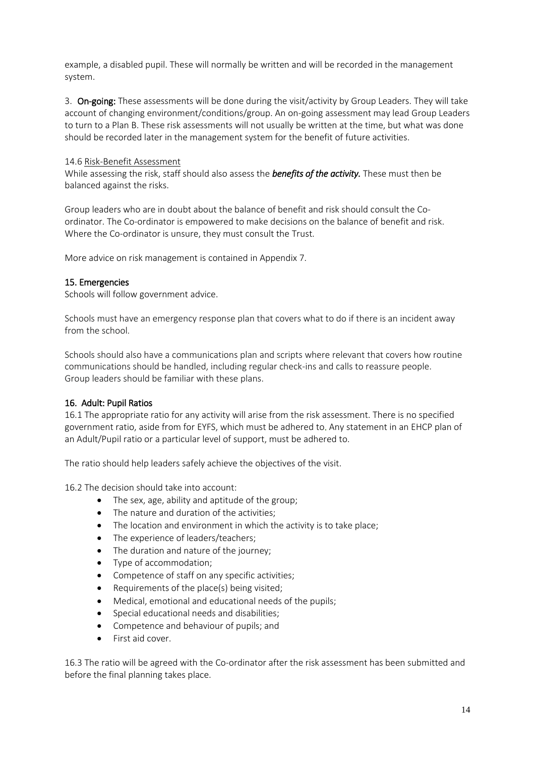example, a disabled pupil. These will normally be written and will be recorded in the management system.

3. **On-going:** These assessments will be done during the visit/activity by Group Leaders. They will take account of changing environment/conditions/group. An on-going assessment may lead Group Leaders to turn to a Plan B. These risk assessments will not usually be written at the time, but what was done should be recorded later in the management system for the benefit of future activities.

14.6 Risk-Benefit Assessment

While assessing the risk, staff should also assess the ***benefits of the activity.*** These must then be balanced against the risks.

Group leaders who are in doubt about the balance of benefit and risk should consult the Co-ordinator. The Co-ordinator is empowered to make decisions on the balance of benefit and risk. Where the Co-ordinator is unsure, they must consult the Trust.

More advice on risk management is contained in Appendix 7.

## 15. Emergencies

Schools will follow government advice.

Schools must have an emergency response plan that covers what to do if there is an incident away from the school.

Schools should also have a communications plan and scripts where relevant that covers how routine communications should be handled, including regular check-ins and calls to reassure people. Group leaders should be familiar with these plans.

## 16. Adult: Pupil Ratios

16.1 The appropriate ratio for any activity will arise from the risk assessment. There is no specified government ratio, aside from for EYFS, which must be adhered to. Any statement in an EHCP plan of an Adult/Pupil ratio or a particular level of support, must be adhered to.

The ratio should help leaders safely achieve the objectives of the visit.

16.2 The decision should take into account:

- The sex, age, ability and aptitude of the group;
- The nature and duration of the activities;
- The location and environment in which the activity is to take place;
- The experience of leaders/teachers;
- The duration and nature of the journey;
- Type of accommodation;
- Competence of staff on any specific activities;
- Requirements of the place(s) being visited;
- Medical, emotional and educational needs of the pupils;
- Special educational needs and disabilities;
- Competence and behaviour of pupils; and
- First aid cover.

16.3 The ratio will be agreed with the Co-ordinator after the risk assessment has been submitted and before the final planning takes place.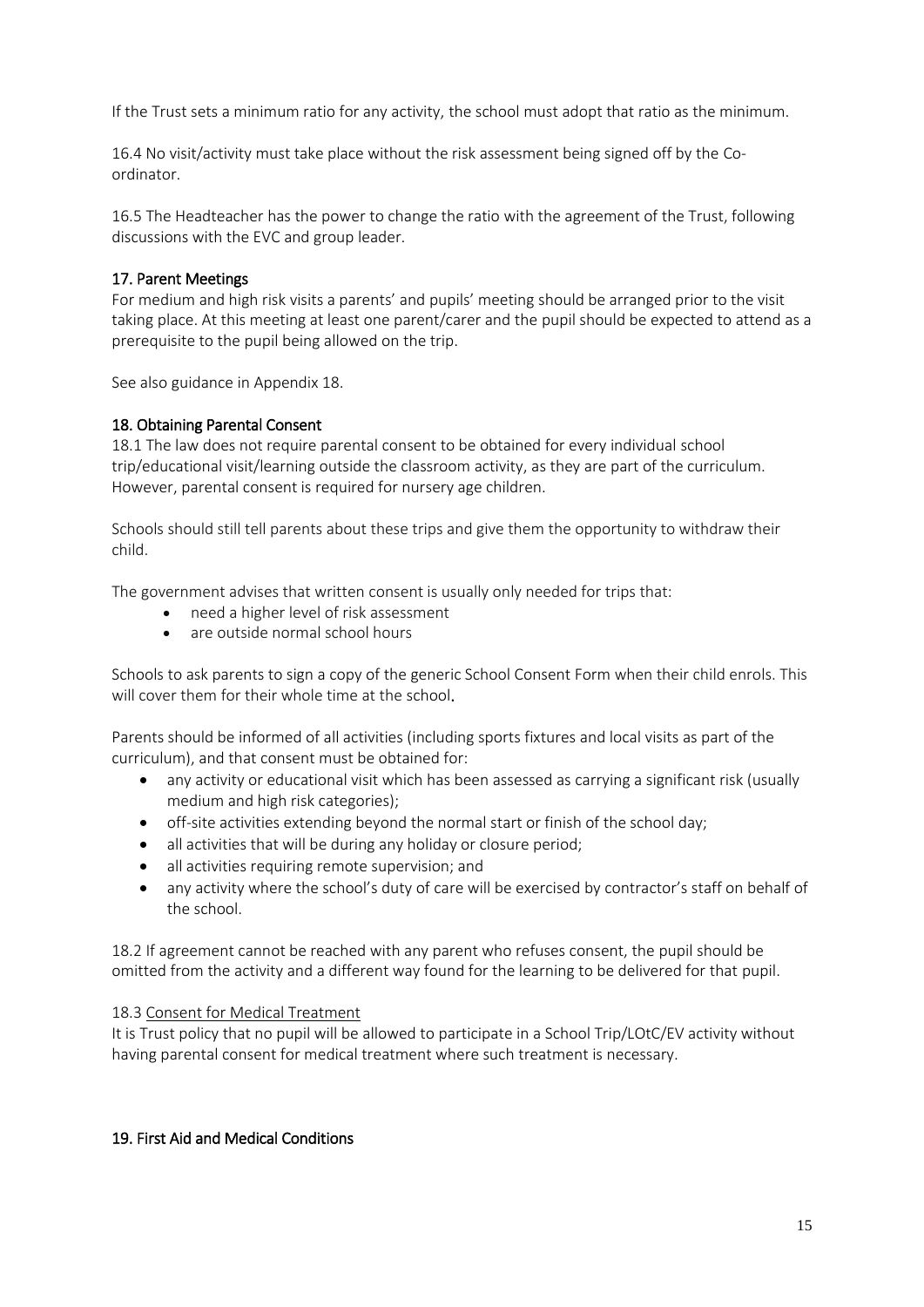If the Trust sets a minimum ratio for any activity, the school must adopt that ratio as the minimum.

16.4 No visit/activity must take place without the risk assessment being signed off by the Co-ordinator.

16.5 The Headteacher has the power to change the ratio with the agreement of the Trust, following discussions with the EVC and group leader.

## 17. Parent Meetings

For medium and high risk visits a parents' and pupils' meeting should be arranged prior to the visit taking place. At this meeting at least one parent/carer and the pupil should be expected to attend as a prerequisite to the pupil being allowed on the trip.

See also guidance in Appendix 18.

## 18. Obtaining Parental Consent

18.1 The law does not require parental consent to be obtained for every individual school trip/educational visit/learning outside the classroom activity, as they are part of the curriculum. However, parental consent is required for nursery age children.

Schools should still tell parents about these trips and give them the opportunity to withdraw their child.

The government advises that written consent is usually only needed for trips that:

- need a higher level of risk assessment
- are outside normal school hours

Schools to ask parents to sign a copy of the generic School Consent Form when their child enrols. This will cover them for their whole time at the school.

Parents should be informed of all activities (including sports fixtures and local visits as part of the curriculum), and that consent must be obtained for:

- any activity or educational visit which has been assessed as carrying a significant risk (usually medium and high risk categories);
- off-site activities extending beyond the normal start or finish of the school day;
- all activities that will be during any holiday or closure period;
- all activities requiring remote supervision; and
- any activity where the school's duty of care will be exercised by contractor's staff on behalf of the school.

18.2 If agreement cannot be reached with any parent who refuses consent, the pupil should be omitted from the activity and a different way found for the learning to be delivered for that pupil.

18.3 Consent for Medical Treatment

It is Trust policy that no pupil will be allowed to participate in a School Trip/LOtC/EV activity without having parental consent for medical treatment where such treatment is necessary.

## 19. First Aid and Medical Conditions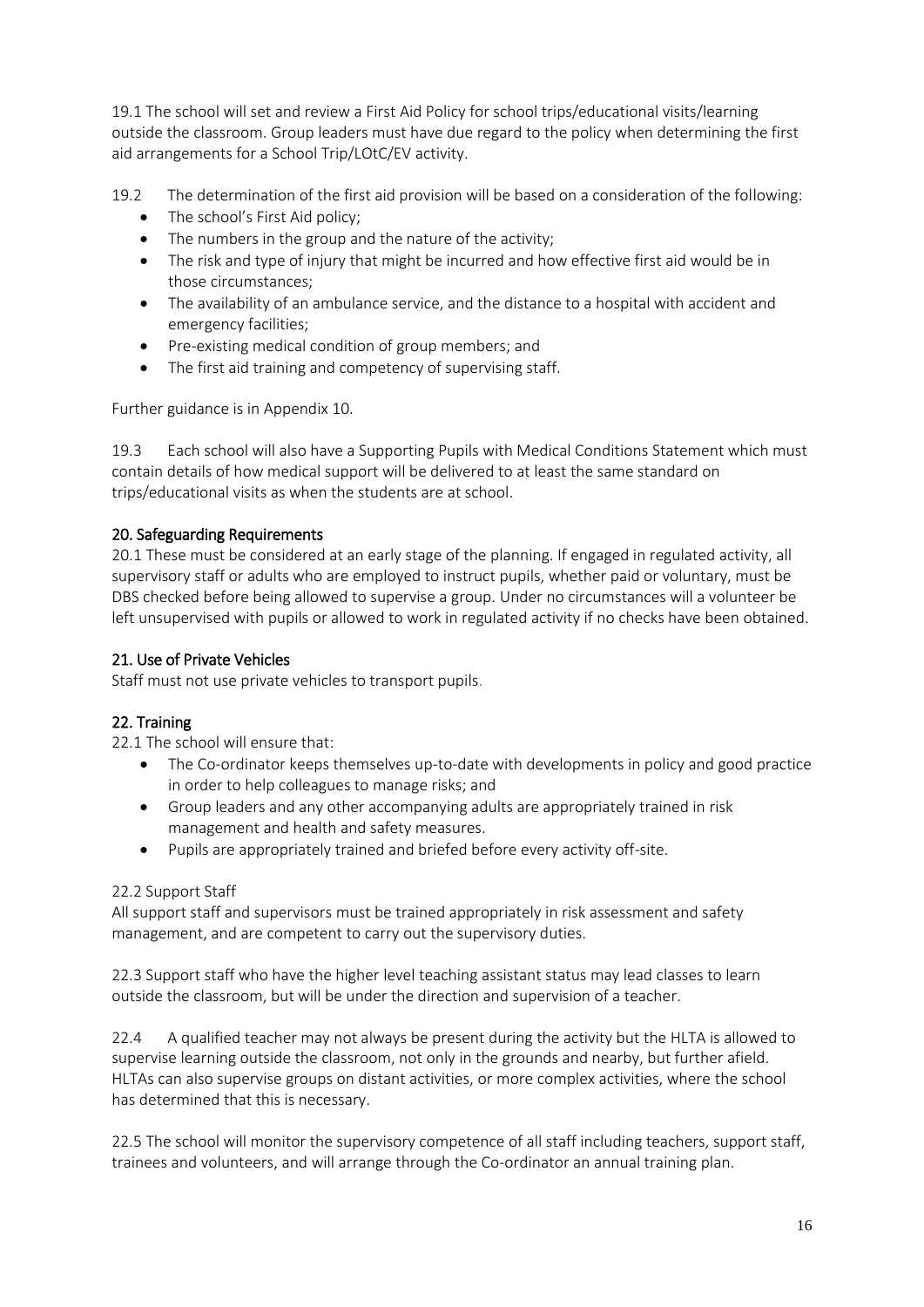19.1 The school will set and review a First Aid Policy for school trips/educational visits/learning outside the classroom. Group leaders must have due regard to the policy when determining the first aid arrangements for a School Trip/LOtC/EV activity.

19.2 The determination of the first aid provision will be based on a consideration of the following:

- The school's First Aid policy;
- The numbers in the group and the nature of the activity;
- The risk and type of injury that might be incurred and how effective first aid would be in those circumstances;
- The availability of an ambulance service, and the distance to a hospital with accident and emergency facilities;
- Pre-existing medical condition of group members; and
- The first aid training and competency of supervising staff.

Further guidance is in Appendix 10.

19.3 Each school will also have a Supporting Pupils with Medical Conditions Statement which must contain details of how medical support will be delivered to at least the same standard on trips/educational visits as when the students are at school.

## 20. Safeguarding Requirements

20.1 These must be considered at an early stage of the planning. If engaged in regulated activity, all supervisory staff or adults who are employed to instruct pupils, whether paid or voluntary, must be DBS checked before being allowed to supervise a group. Under no circumstances will a volunteer be left unsupervised with pupils or allowed to work in regulated activity if no checks have been obtained.

## 21. Use of Private Vehicles

Staff must not use private vehicles to transport pupils.

## 22. Training

22.1 The school will ensure that:

- The Co-ordinator keeps themselves up-to-date with developments in policy and good practice in order to help colleagues to manage risks; and
- Group leaders and any other accompanying adults are appropriately trained in risk management and health and safety measures.
- Pupils are appropriately trained and briefed before every activity off-site.

22.2 Support Staff

All support staff and supervisors must be trained appropriately in risk assessment and safety management, and are competent to carry out the supervisory duties.

22.3 Support staff who have the higher level teaching assistant status may lead classes to learn outside the classroom, but will be under the direction and supervision of a teacher.

22.4 A qualified teacher may not always be present during the activity but the HLTA is allowed to supervise learning outside the classroom, not only in the grounds and nearby, but further afield. HLTAs can also supervise groups on distant activities, or more complex activities, where the school has determined that this is necessary.

22.5 The school will monitor the supervisory competence of all staff including teachers, support staff, trainees and volunteers, and will arrange through the Co-ordinator an annual training plan.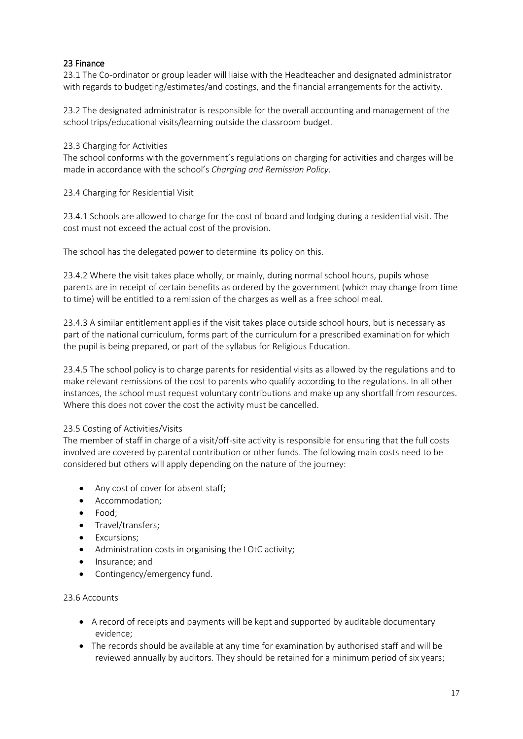## 23 Finance

23.1 The Co-ordinator or group leader will liaise with the Headteacher and designated administrator with regards to budgeting/estimates/and costings, and the financial arrangements for the activity.

23.2 The designated administrator is responsible for the overall accounting and management of the school trips/educational visits/learning outside the classroom budget.

23.3 Charging for Activities

The school conforms with the government's regulations on charging for activities and charges will be made in accordance with the school's *Charging and Remission Policy.*

23.4 Charging for Residential Visit

23.4.1 Schools are allowed to charge for the cost of board and lodging during a residential visit. The cost must not exceed the actual cost of the provision.

The school has the delegated power to determine its policy on this.

23.4.2 Where the visit takes place wholly, or mainly, during normal school hours, pupils whose parents are in receipt of certain benefits as ordered by the government (which may change from time to time) will be entitled to a remission of the charges as well as a free school meal.

23.4.3 A similar entitlement applies if the visit takes place outside school hours, but is necessary as part of the national curriculum, forms part of the curriculum for a prescribed examination for which the pupil is being prepared, or part of the syllabus for Religious Education.

23.4.5 The school policy is to charge parents for residential visits as allowed by the regulations and to make relevant remissions of the cost to parents who qualify according to the regulations. In all other instances, the school must request voluntary contributions and make up any shortfall from resources. Where this does not cover the cost the activity must be cancelled.

23.5 Costing of Activities/Visits

The member of staff in charge of a visit/off-site activity is responsible for ensuring that the full costs involved are covered by parental contribution or other funds. The following main costs need to be considered but others will apply depending on the nature of the journey:

- Any cost of cover for absent staff;
- Accommodation;
- Food;
- Travel/transfers;
- Excursions;
- Administration costs in organising the LOtC activity;
- Insurance; and
- Contingency/emergency fund.

23.6 Accounts

- A record of receipts and payments will be kept and supported by auditable documentary evidence;
- The records should be available at any time for examination by authorised staff and will be reviewed annually by auditors. They should be retained for a minimum period of six years;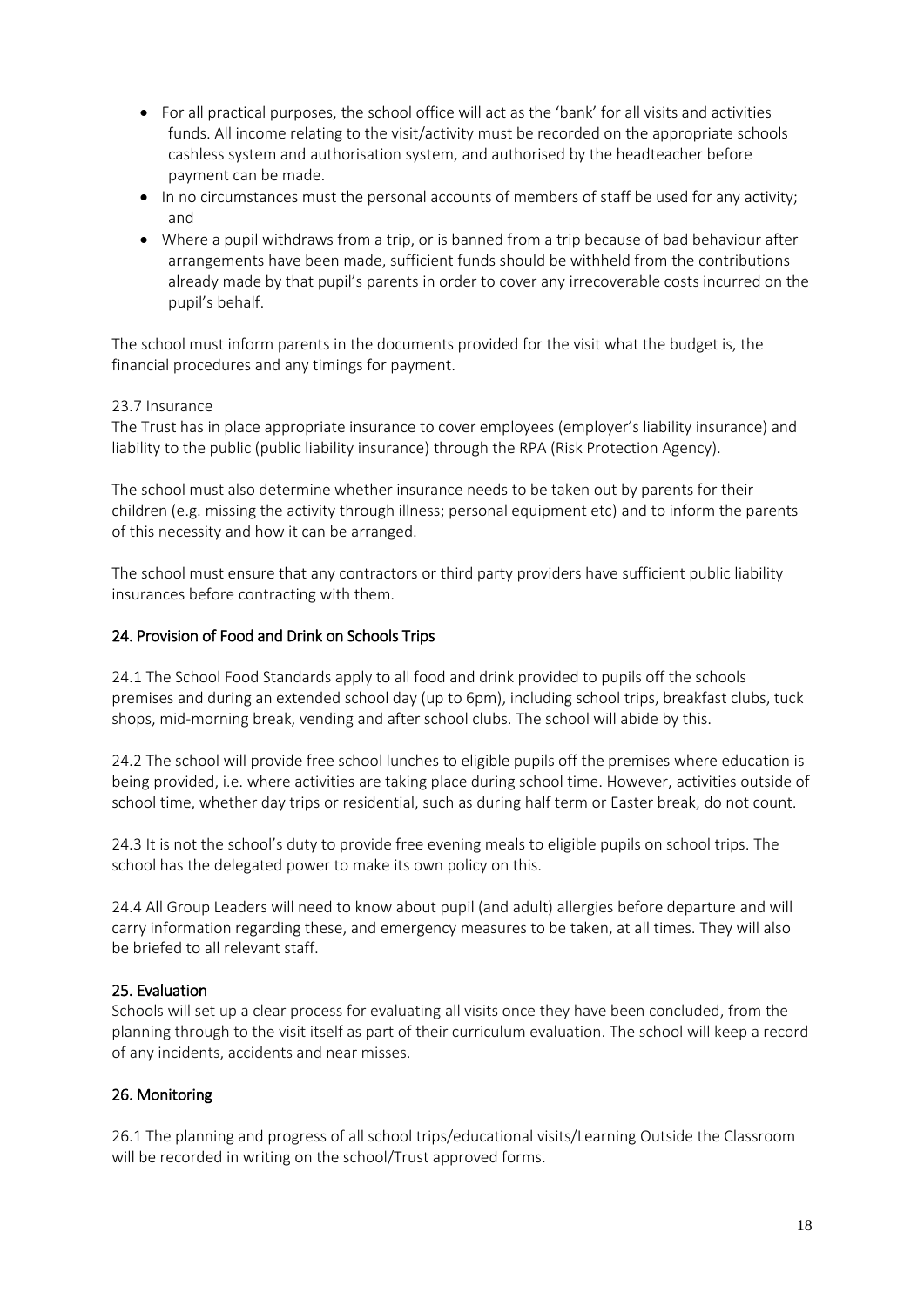- For all practical purposes, the school office will act as the 'bank' for all visits and activities funds. All income relating to the visit/activity must be recorded on the appropriate schools cashless system and authorisation system, and authorised by the headteacher before payment can be made.
- In no circumstances must the personal accounts of members of staff be used for any activity; and
- Where a pupil withdraws from a trip, or is banned from a trip because of bad behaviour after arrangements have been made, sufficient funds should be withheld from the contributions already made by that pupil's parents in order to cover any irrecoverable costs incurred on the pupil's behalf.

The school must inform parents in the documents provided for the visit what the budget is, the financial procedures and any timings for payment.

23.7 Insurance

The Trust has in place appropriate insurance to cover employees (employer's liability insurance) and liability to the public (public liability insurance) through the RPA (Risk Protection Agency).

The school must also determine whether insurance needs to be taken out by parents for their children (e.g. missing the activity through illness; personal equipment etc) and to inform the parents of this necessity and how it can be arranged.

The school must ensure that any contractors or third party providers have sufficient public liability insurances before contracting with them.

## 24. Provision of Food and Drink on Schools Trips

24.1 The School Food Standards apply to all food and drink provided to pupils off the schools premises and during an extended school day (up to 6pm), including school trips, breakfast clubs, tuck shops, mid-morning break, vending and after school clubs. The school will abide by this.

24.2 The school will provide free school lunches to eligible pupils off the premises where education is being provided, i.e. where activities are taking place during school time. However, activities outside of school time, whether day trips or residential, such as during half term or Easter break, do not count.

24.3 It is not the school's duty to provide free evening meals to eligible pupils on school trips. The school has the delegated power to make its own policy on this.

24.4 All Group Leaders will need to know about pupil (and adult) allergies before departure and will carry information regarding these, and emergency measures to be taken, at all times. They will also be briefed to all relevant staff.

## 25. Evaluation

Schools will set up a clear process for evaluating all visits once they have been concluded, from the planning through to the visit itself as part of their curriculum evaluation. The school will keep a record of any incidents, accidents and near misses.

## 26. Monitoring

26.1 The planning and progress of all school trips/educational visits/Learning Outside the Classroom will be recorded in writing on the school/Trust approved forms.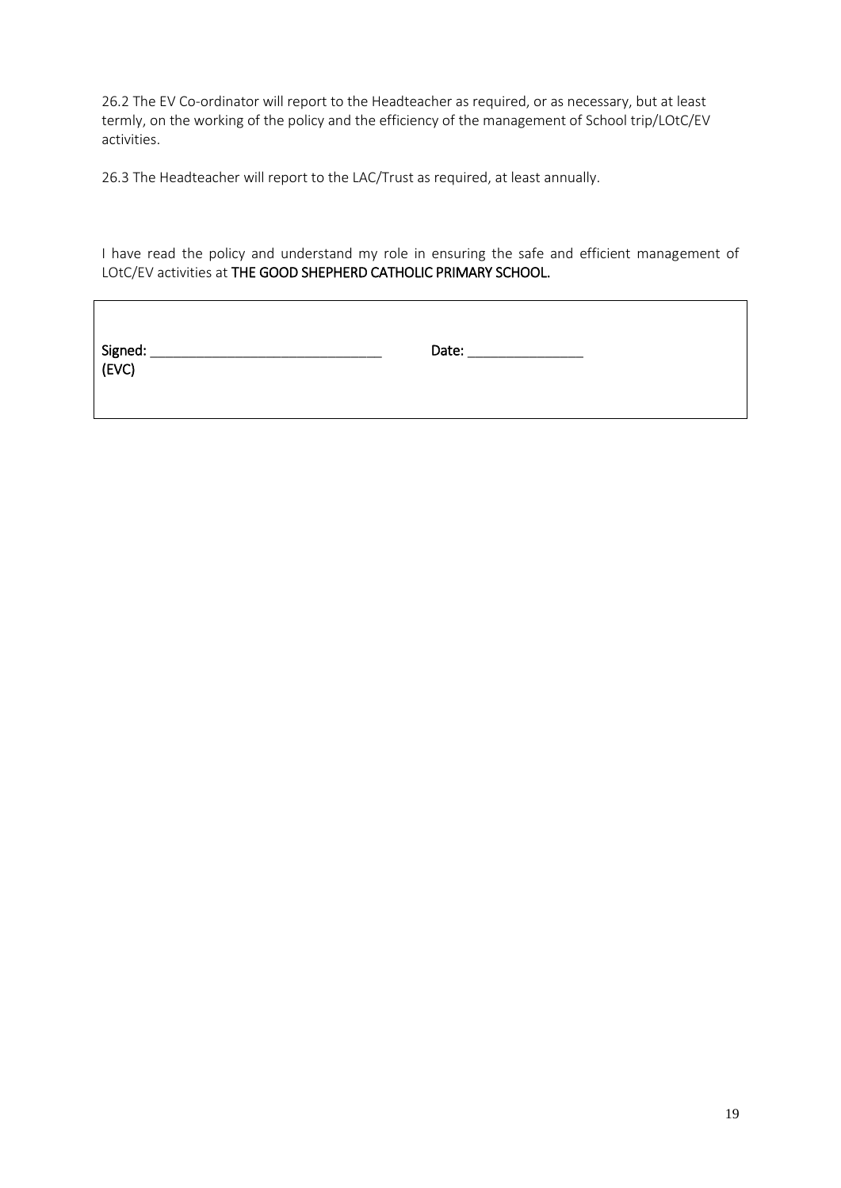26.2 The EV Co-ordinator will report to the Headteacher as required, or as necessary, but at least termly, on the working of the policy and the efficiency of the management of School trip/LOtC/EV activities.

26.3 The Headteacher will report to the LAC/Trust as required, at least annually.

I have read the policy and understand my role in ensuring the safe and efficient management of LOtC/EV activities at **THE GOOD SHEPHERD CATHOLIC PRIMARY SCHOOL.**

**Signed:** ______________________________ **Date:** _______________
**(EVC)**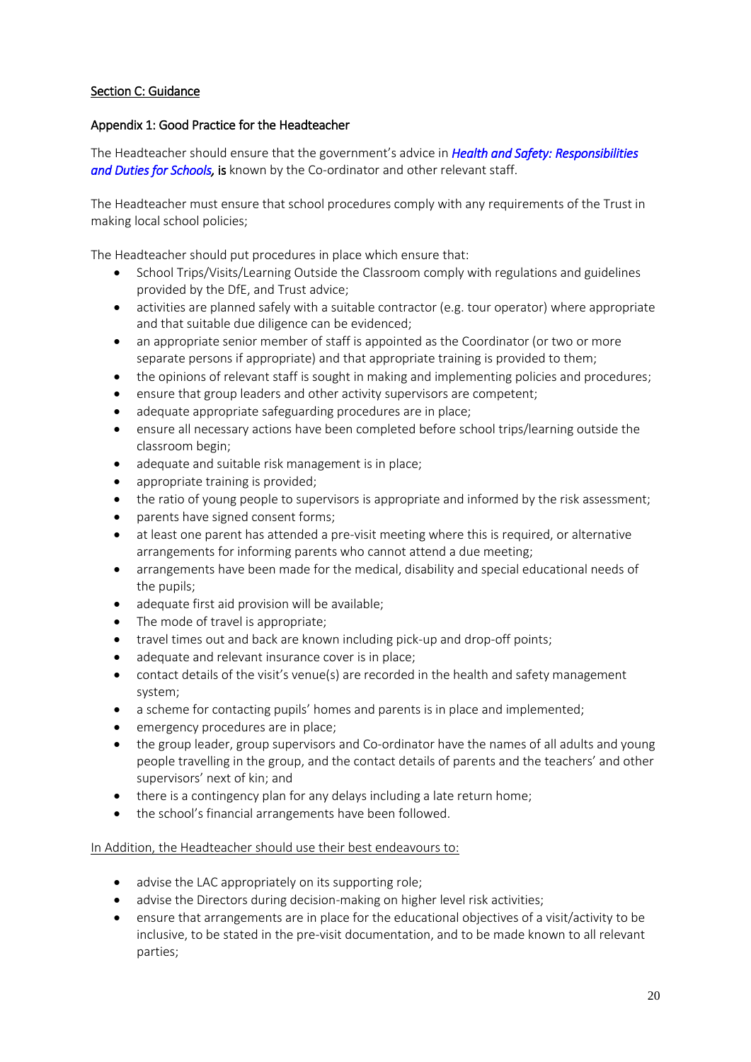## Section C: Guidance

### Appendix 1: Good Practice for the Headteacher

The Headteacher should ensure that the government's advice in ***Health and Safety: Responsibilities and Duties for Schools,*** is known by the Co-ordinator and other relevant staff.

The Headteacher must ensure that school procedures comply with any requirements of the Trust in making local school policies;

The Headteacher should put procedures in place which ensure that:

- School Trips/Visits/Learning Outside the Classroom comply with regulations and guidelines provided by the DfE, and Trust advice;
- activities are planned safely with a suitable contractor (e.g. tour operator) where appropriate and that suitable due diligence can be evidenced;
- an appropriate senior member of staff is appointed as the Coordinator (or two or more separate persons if appropriate) and that appropriate training is provided to them;
- the opinions of relevant staff is sought in making and implementing policies and procedures;
- ensure that group leaders and other activity supervisors are competent;
- adequate appropriate safeguarding procedures are in place;
- ensure all necessary actions have been completed before school trips/learning outside the classroom begin;
- adequate and suitable risk management is in place;
- appropriate training is provided;
- the ratio of young people to supervisors is appropriate and informed by the risk assessment;
- parents have signed consent forms;
- at least one parent has attended a pre-visit meeting where this is required, or alternative arrangements for informing parents who cannot attend a due meeting;
- arrangements have been made for the medical, disability and special educational needs of the pupils;
- adequate first aid provision will be available;
- The mode of travel is appropriate;
- travel times out and back are known including pick-up and drop-off points;
- adequate and relevant insurance cover is in place;
- contact details of the visit's venue(s) are recorded in the health and safety management system;
- a scheme for contacting pupils' homes and parents is in place and implemented;
- emergency procedures are in place;
- the group leader, group supervisors and Co-ordinator have the names of all adults and young people travelling in the group, and the contact details of parents and the teachers' and other supervisors' next of kin; and
- there is a contingency plan for any delays including a late return home;
- the school's financial arrangements have been followed.

<u>In Addition, the Headteacher should use their best endeavours to:</u>

- advise the LAC appropriately on its supporting role;
- advise the Directors during decision-making on higher level risk activities;
- ensure that arrangements are in place for the educational objectives of a visit/activity to be inclusive, to be stated in the pre-visit documentation, and to be made known to all relevant parties;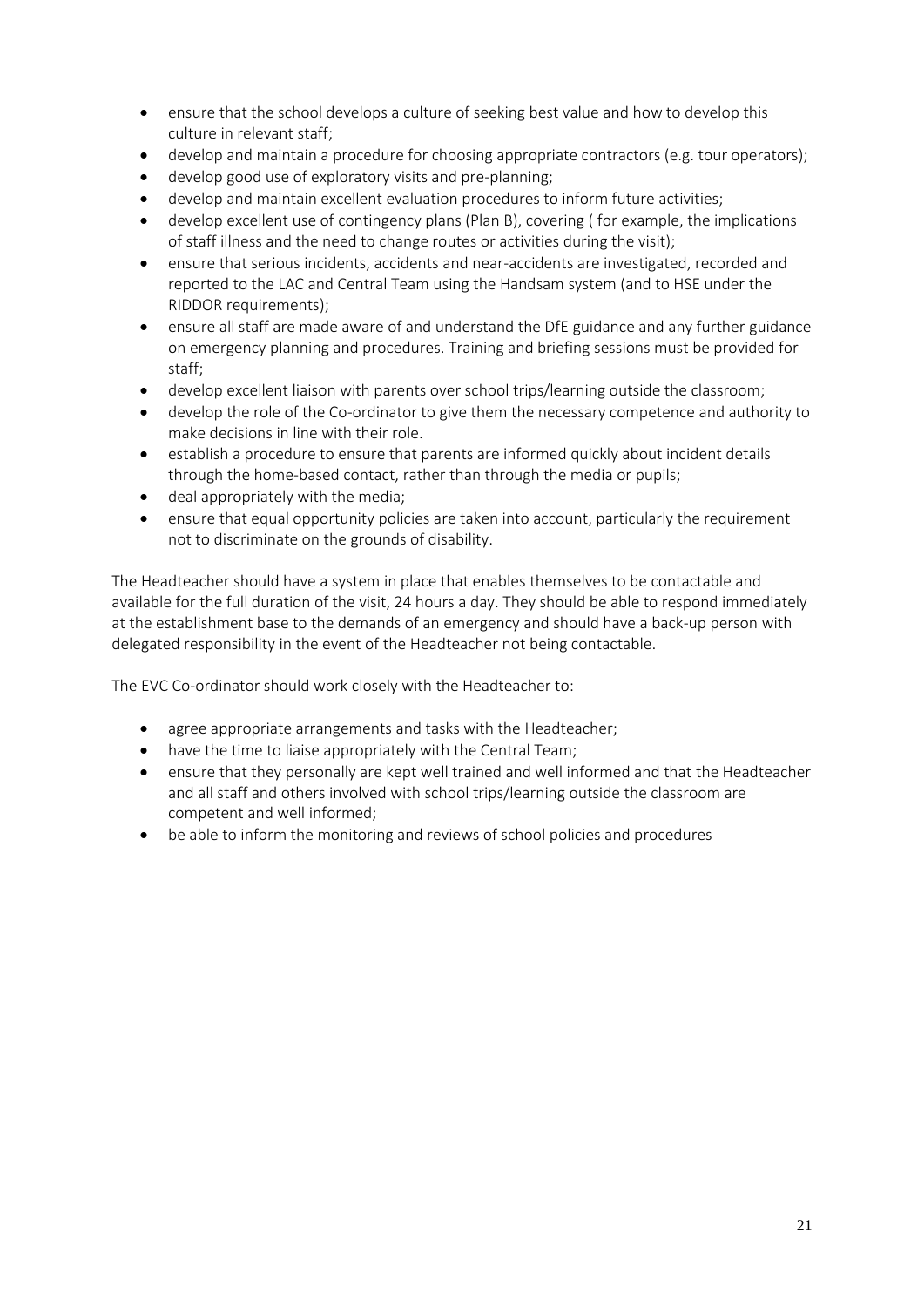- ensure that the school develops a culture of seeking best value and how to develop this culture in relevant staff;
- develop and maintain a procedure for choosing appropriate contractors (e.g. tour operators);
- develop good use of exploratory visits and pre-planning;
- develop and maintain excellent evaluation procedures to inform future activities;
- develop excellent use of contingency plans (Plan B), covering ( for example, the implications of staff illness and the need to change routes or activities during the visit);
- ensure that serious incidents, accidents and near-accidents are investigated, recorded and reported to the LAC and Central Team using the Handsam system (and to HSE under the RIDDOR requirements);
- ensure all staff are made aware of and understand the DfE guidance and any further guidance on emergency planning and procedures. Training and briefing sessions must be provided for staff;
- develop excellent liaison with parents over school trips/learning outside the classroom;
- develop the role of the Co-ordinator to give them the necessary competence and authority to make decisions in line with their role.
- establish a procedure to ensure that parents are informed quickly about incident details through the home-based contact, rather than through the media or pupils;
- deal appropriately with the media;
- ensure that equal opportunity policies are taken into account, particularly the requirement not to discriminate on the grounds of disability.

The Headteacher should have a system in place that enables themselves to be contactable and available for the full duration of the visit, 24 hours a day. They should be able to respond immediately at the establishment base to the demands of an emergency and should have a back-up person with delegated responsibility in the event of the Headteacher not being contactable.

<u>The EVC Co-ordinator should work closely with the Headteacher to:</u>

- agree appropriate arrangements and tasks with the Headteacher;
- have the time to liaise appropriately with the Central Team;
- ensure that they personally are kept well trained and well informed and that the Headteacher and all staff and others involved with school trips/learning outside the classroom are competent and well informed;
- be able to inform the monitoring and reviews of school policies and procedures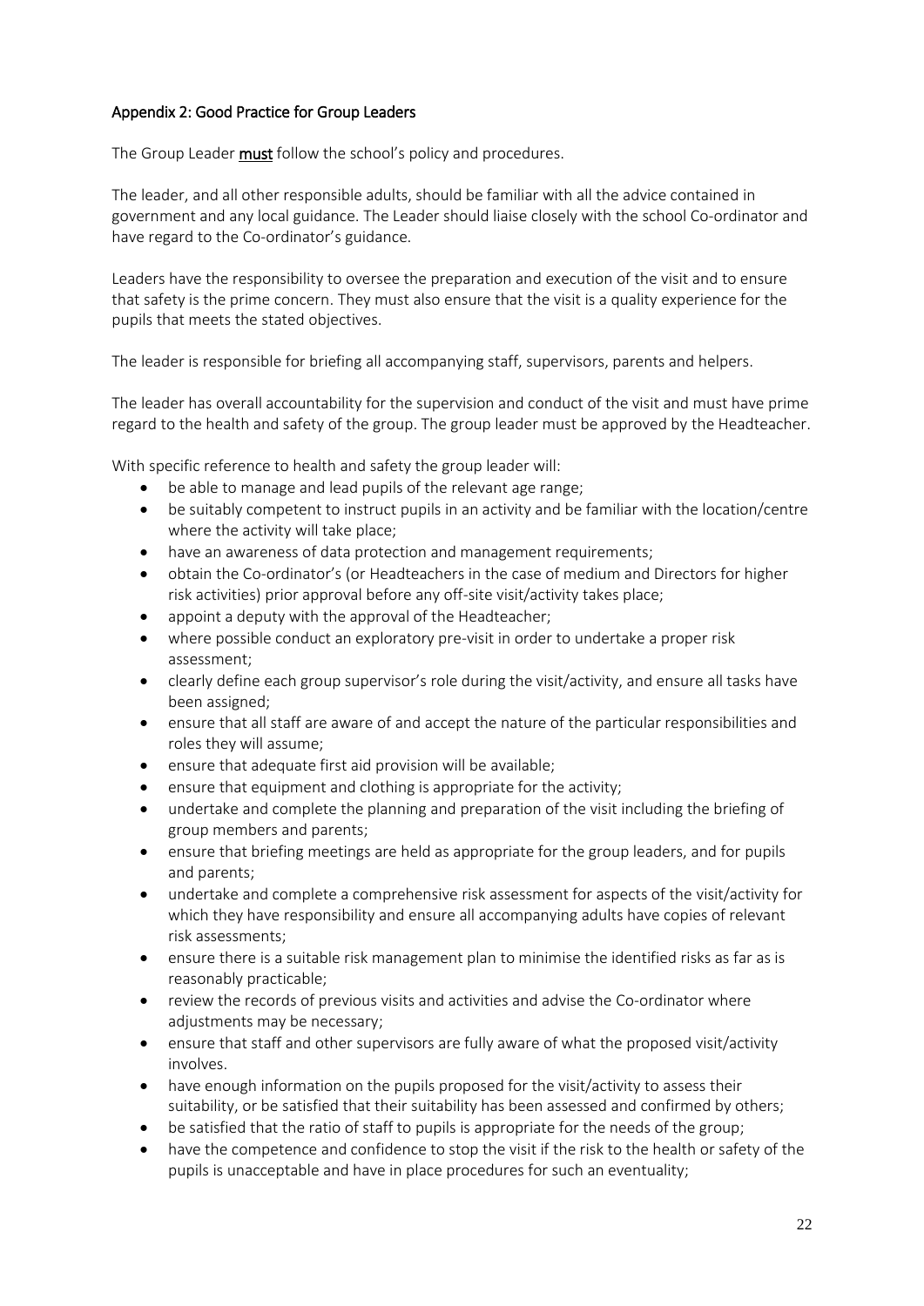## Appendix 2: Good Practice for Group Leaders

The Group Leader **must** follow the school's policy and procedures.

The leader, and all other responsible adults, should be familiar with all the advice contained in government and any local guidance. The Leader should liaise closely with the school Co-ordinator and have regard to the Co-ordinator's guidance.

Leaders have the responsibility to oversee the preparation and execution of the visit and to ensure that safety is the prime concern. They must also ensure that the visit is a quality experience for the pupils that meets the stated objectives.

The leader is responsible for briefing all accompanying staff, supervisors, parents and helpers.

The leader has overall accountability for the supervision and conduct of the visit and must have prime regard to the health and safety of the group. The group leader must be approved by the Headteacher.

With specific reference to health and safety the group leader will:

- be able to manage and lead pupils of the relevant age range;
- be suitably competent to instruct pupils in an activity and be familiar with the location/centre where the activity will take place;
- have an awareness of data protection and management requirements;
- obtain the Co-ordinator's (or Headteachers in the case of medium and Directors for higher risk activities) prior approval before any off-site visit/activity takes place;
- appoint a deputy with the approval of the Headteacher;
- where possible conduct an exploratory pre-visit in order to undertake a proper risk assessment;
- clearly define each group supervisor's role during the visit/activity, and ensure all tasks have been assigned;
- ensure that all staff are aware of and accept the nature of the particular responsibilities and roles they will assume;
- ensure that adequate first aid provision will be available;
- ensure that equipment and clothing is appropriate for the activity;
- undertake and complete the planning and preparation of the visit including the briefing of group members and parents;
- ensure that briefing meetings are held as appropriate for the group leaders, and for pupils and parents;
- undertake and complete a comprehensive risk assessment for aspects of the visit/activity for which they have responsibility and ensure all accompanying adults have copies of relevant risk assessments;
- ensure there is a suitable risk management plan to minimise the identified risks as far as is reasonably practicable;
- review the records of previous visits and activities and advise the Co-ordinator where adjustments may be necessary;
- ensure that staff and other supervisors are fully aware of what the proposed visit/activity involves.
- have enough information on the pupils proposed for the visit/activity to assess their suitability, or be satisfied that their suitability has been assessed and confirmed by others;
- be satisfied that the ratio of staff to pupils is appropriate for the needs of the group;
- have the competence and confidence to stop the visit if the risk to the health or safety of the pupils is unacceptable and have in place procedures for such an eventuality;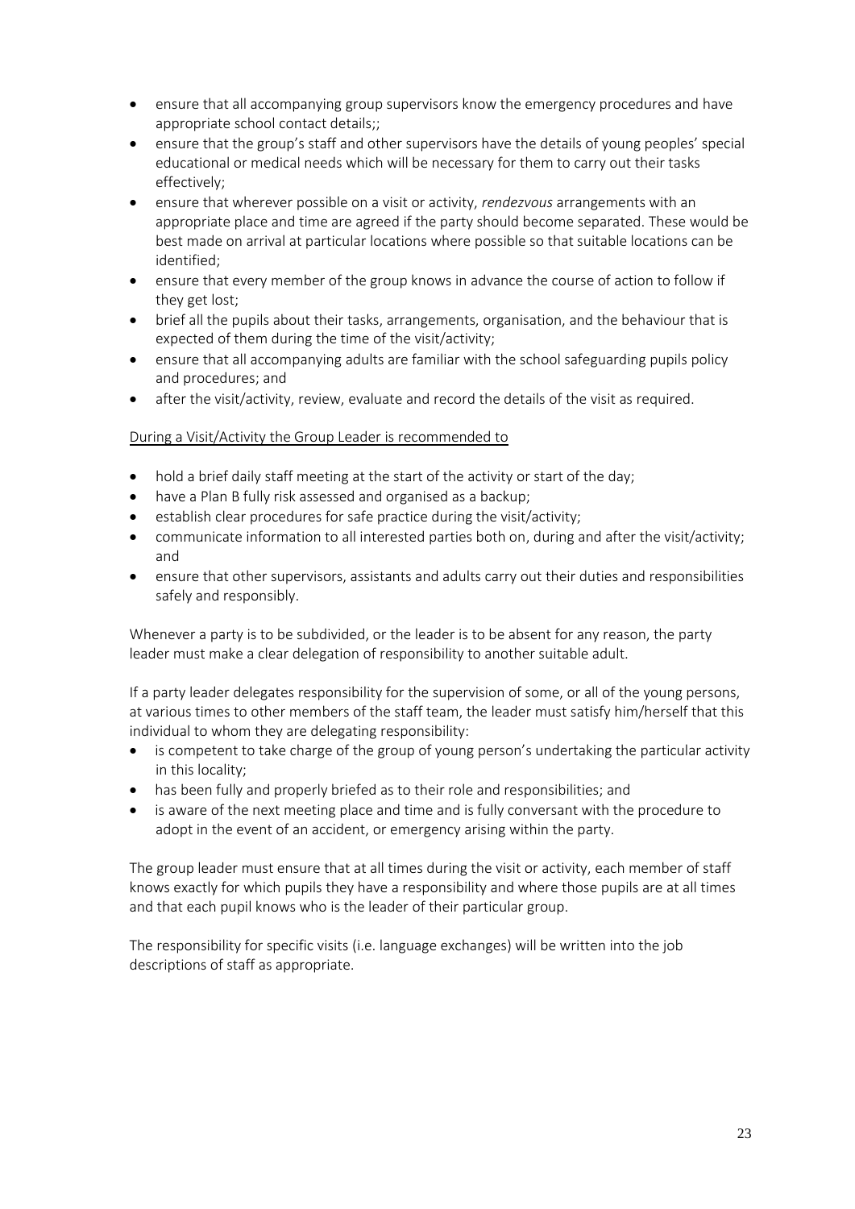- ensure that all accompanying group supervisors know the emergency procedures and have appropriate school contact details;;
- ensure that the group's staff and other supervisors have the details of young peoples' special educational or medical needs which will be necessary for them to carry out their tasks effectively;
- ensure that wherever possible on a visit or activity, *rendezvous* arrangements with an appropriate place and time are agreed if the party should become separated. These would be best made on arrival at particular locations where possible so that suitable locations can be identified;
- ensure that every member of the group knows in advance the course of action to follow if they get lost;
- brief all the pupils about their tasks, arrangements, organisation, and the behaviour that is expected of them during the time of the visit/activity;
- ensure that all accompanying adults are familiar with the school safeguarding pupils policy and procedures; and
- after the visit/activity, review, evaluate and record the details of the visit as required.

<u>During a Visit/Activity the Group Leader is recommended to</u>

- hold a brief daily staff meeting at the start of the activity or start of the day;
- have a Plan B fully risk assessed and organised as a backup;
- establish clear procedures for safe practice during the visit/activity;
- communicate information to all interested parties both on, during and after the visit/activity; and
- ensure that other supervisors, assistants and adults carry out their duties and responsibilities safely and responsibly.

Whenever a party is to be subdivided, or the leader is to be absent for any reason, the party leader must make a clear delegation of responsibility to another suitable adult.

If a party leader delegates responsibility for the supervision of some, or all of the young persons, at various times to other members of the staff team, the leader must satisfy him/herself that this individual to whom they are delegating responsibility:

- is competent to take charge of the group of young person's undertaking the particular activity in this locality;
- has been fully and properly briefed as to their role and responsibilities; and
- is aware of the next meeting place and time and is fully conversant with the procedure to adopt in the event of an accident, or emergency arising within the party.

The group leader must ensure that at all times during the visit or activity, each member of staff knows exactly for which pupils they have a responsibility and where those pupils are at all times and that each pupil knows who is the leader of their particular group.

The responsibility for specific visits (i.e. language exchanges) will be written into the job descriptions of staff as appropriate.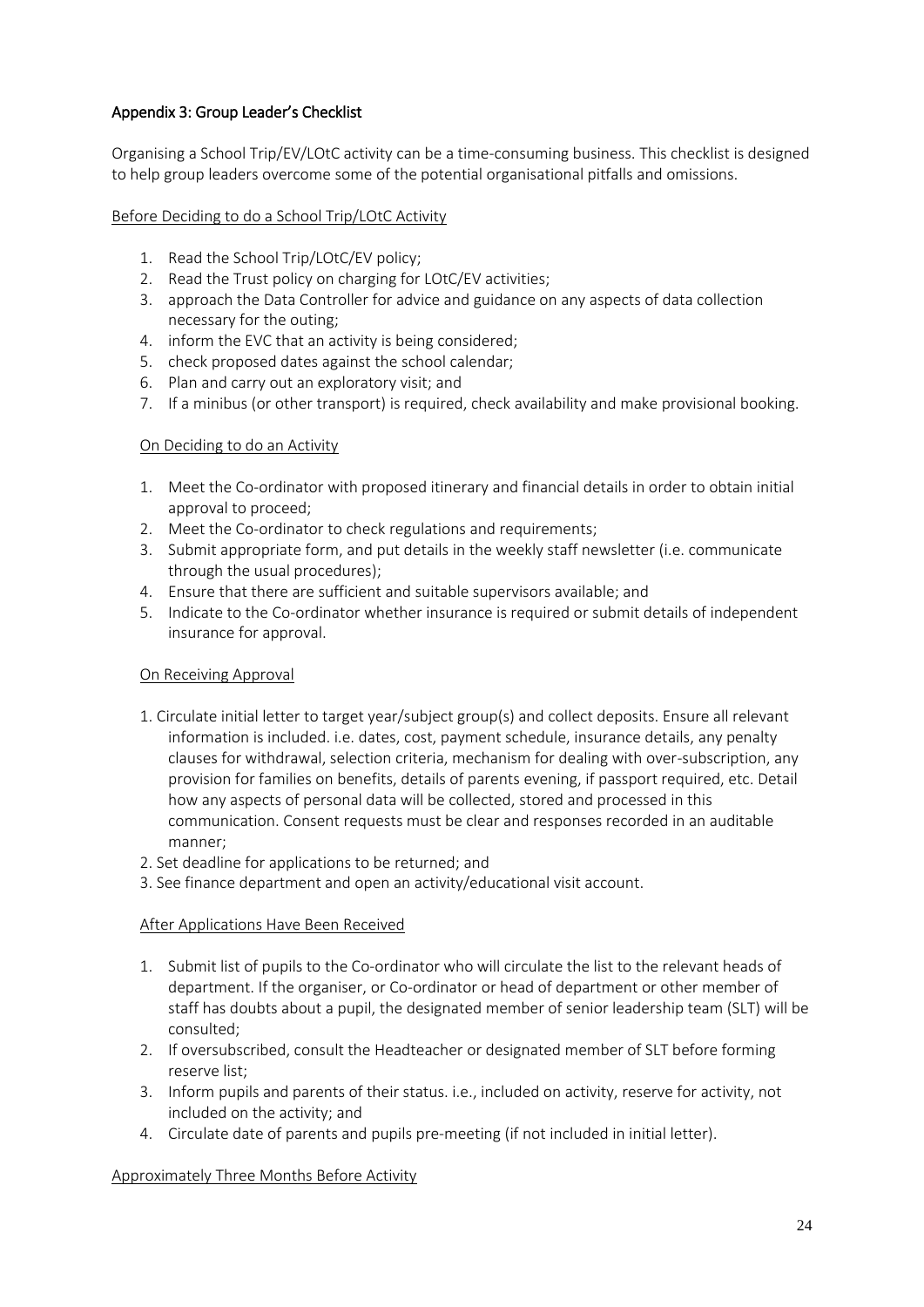## Appendix 3: Group Leader's Checklist

Organising a School Trip/EV/LOtC activity can be a time-consuming business. This checklist is designed to help group leaders overcome some of the potential organisational pitfalls and omissions.

### Before Deciding to do a School Trip/LOtC Activity

1. Read the School Trip/LOtC/EV policy;
2. Read the Trust policy on charging for LOtC/EV activities;
3. approach the Data Controller for advice and guidance on any aspects of data collection necessary for the outing;
4. inform the EVC that an activity is being considered;
5. check proposed dates against the school calendar;
6. Plan and carry out an exploratory visit; and
7. If a minibus (or other transport) is required, check availability and make provisional booking.

### On Deciding to do an Activity

1. Meet the Co-ordinator with proposed itinerary and financial details in order to obtain initial approval to proceed;
2. Meet the Co-ordinator to check regulations and requirements;
3. Submit appropriate form, and put details in the weekly staff newsletter (i.e. communicate through the usual procedures);
4. Ensure that there are sufficient and suitable supervisors available; and
5. Indicate to the Co-ordinator whether insurance is required or submit details of independent insurance for approval.

### On Receiving Approval

1. Circulate initial letter to target year/subject group(s) and collect deposits. Ensure all relevant information is included. i.e. dates, cost, payment schedule, insurance details, any penalty clauses for withdrawal, selection criteria, mechanism for dealing with over-subscription, any provision for families on benefits, details of parents evening, if passport required, etc. Detail how any aspects of personal data will be collected, stored and processed in this communication. Consent requests must be clear and responses recorded in an auditable manner;
2. Set deadline for applications to be returned; and
3. See finance department and open an activity/educational visit account.

### After Applications Have Been Received

1. Submit list of pupils to the Co-ordinator who will circulate the list to the relevant heads of department. If the organiser, or Co-ordinator or head of department or other member of staff has doubts about a pupil, the designated member of senior leadership team (SLT) will be consulted;
2. If oversubscribed, consult the Headteacher or designated member of SLT before forming reserve list;
3. Inform pupils and parents of their status. i.e., included on activity, reserve for activity, not included on the activity; and
4. Circulate date of parents and pupils pre-meeting (if not included in initial letter).

### Approximately Three Months Before Activity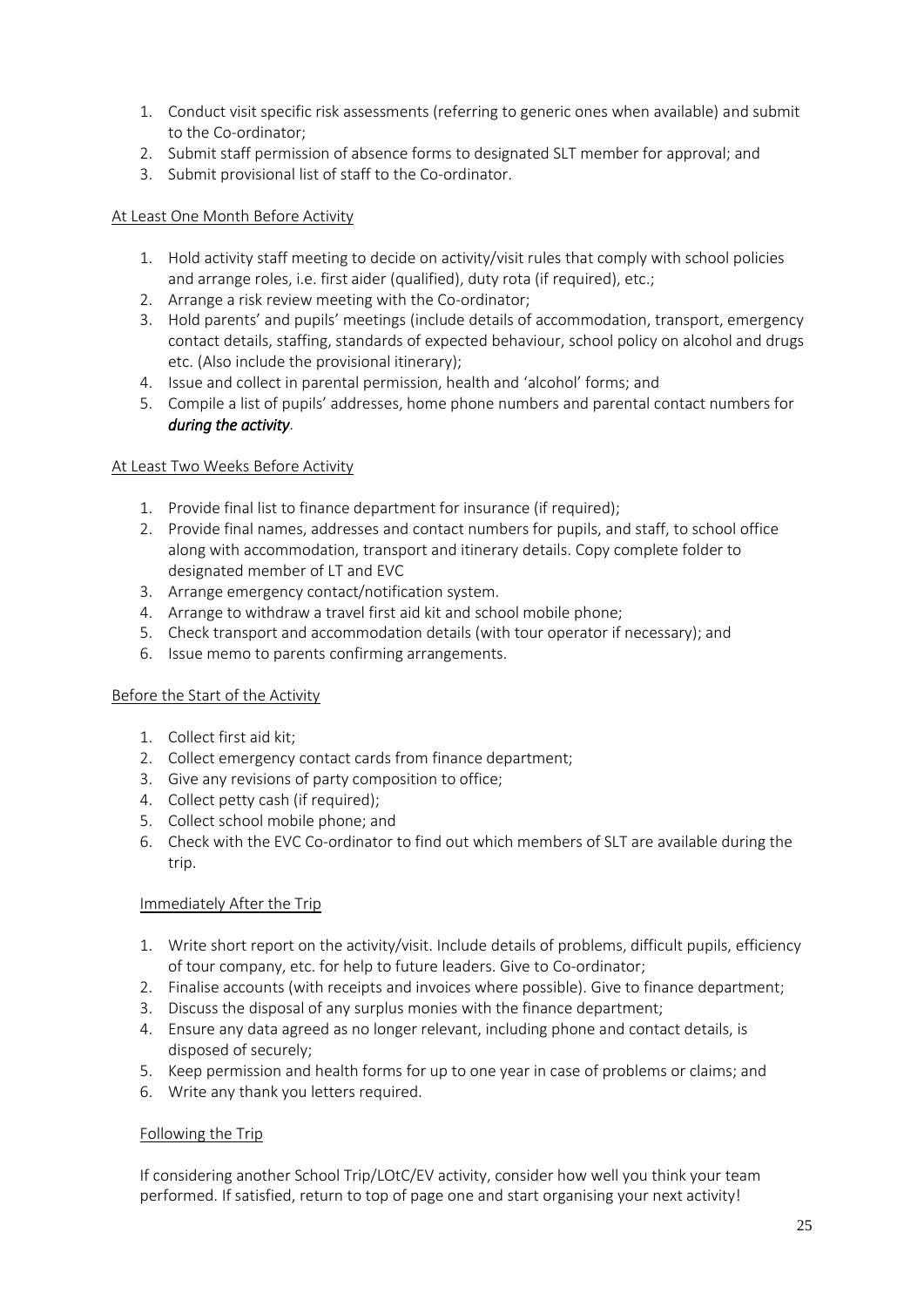1. Conduct visit specific risk assessments (referring to generic ones when available) and submit to the Co-ordinator;
2. Submit staff permission of absence forms to designated SLT member for approval; and
3. Submit provisional list of staff to the Co-ordinator.

### At Least One Month Before Activity

1. Hold activity staff meeting to decide on activity/visit rules that comply with school policies and arrange roles, i.e. first aider (qualified), duty rota (if required), etc.;
2. Arrange a risk review meeting with the Co-ordinator;
3. Hold parents' and pupils' meetings (include details of accommodation, transport, emergency contact details, staffing, standards of expected behaviour, school policy on alcohol and drugs etc. (Also include the provisional itinerary);
4. Issue and collect in parental permission, health and 'alcohol' forms; and
5. Compile a list of pupils' addresses, home phone numbers and parental contact numbers for ***during the activity***.

### At Least Two Weeks Before Activity

1. Provide final list to finance department for insurance (if required);
2. Provide final names, addresses and contact numbers for pupils, and staff, to school office along with accommodation, transport and itinerary details. Copy complete folder to designated member of LT and EVC
3. Arrange emergency contact/notification system.
4. Arrange to withdraw a travel first aid kit and school mobile phone;
5. Check transport and accommodation details (with tour operator if necessary); and
6. Issue memo to parents confirming arrangements.

### Before the Start of the Activity

1. Collect first aid kit;
2. Collect emergency contact cards from finance department;
3. Give any revisions of party composition to office;
4. Collect petty cash (if required);
5. Collect school mobile phone; and
6. Check with the EVC Co-ordinator to find out which members of SLT are available during the trip.

### Immediately After the Trip

1. Write short report on the activity/visit. Include details of problems, difficult pupils, efficiency of tour company, etc. for help to future leaders. Give to Co-ordinator;
2. Finalise accounts (with receipts and invoices where possible). Give to finance department;
3. Discuss the disposal of any surplus monies with the finance department;
4. Ensure any data agreed as no longer relevant, including phone and contact details, is disposed of securely;
5. Keep permission and health forms for up to one year in case of problems or claims; and
6. Write any thank you letters required.

### Following the Trip

If considering another School Trip/LOtC/EV activity, consider how well you think your team performed. If satisfied, return to top of page one and start organising your next activity!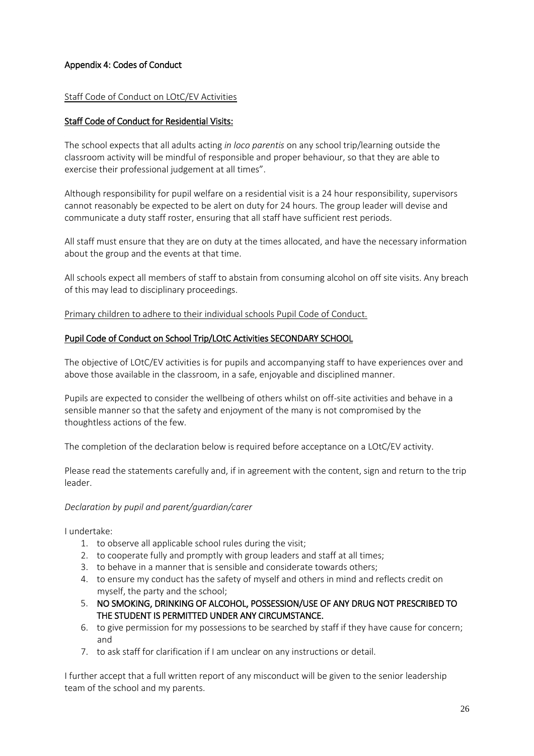## Appendix 4: Codes of Conduct

Staff Code of Conduct on LOtC/EV Activities

### Staff Code of Conduct for Residential Visits:

The school expects that all adults acting *in loco parentis* on any school trip/learning outside the classroom activity will be mindful of responsible and proper behaviour, so that they are able to exercise their professional judgement at all times".

Although responsibility for pupil welfare on a residential visit is a 24 hour responsibility, supervisors cannot reasonably be expected to be alert on duty for 24 hours. The group leader will devise and communicate a duty staff roster, ensuring that all staff have sufficient rest periods.

All staff must ensure that they are on duty at the times allocated, and have the necessary information about the group and the events at that time.

All schools expect all members of staff to abstain from consuming alcohol on off site visits. Any breach of this may lead to disciplinary proceedings.

Primary children to adhere to their individual schools Pupil Code of Conduct.

### Pupil Code of Conduct on School Trip/LOtC Activities SECONDARY SCHOOL

The objective of LOtC/EV activities is for pupils and accompanying staff to have experiences over and above those available in the classroom, in a safe, enjoyable and disciplined manner.

Pupils are expected to consider the wellbeing of others whilst on off-site activities and behave in a sensible manner so that the safety and enjoyment of the many is not compromised by the thoughtless actions of the few.

The completion of the declaration below is required before acceptance on a LOtC/EV activity.

Please read the statements carefully and, if in agreement with the content, sign and return to the trip leader.

*Declaration by pupil and parent/guardian/carer*

I undertake:

1. to observe all applicable school rules during the visit;
2. to cooperate fully and promptly with group leaders and staff at all times;
3. to behave in a manner that is sensible and considerate towards others;
4. to ensure my conduct has the safety of myself and others in mind and reflects credit on myself, the party and the school;
5. NO SMOKING, DRINKING OF ALCOHOL, POSSESSION/USE OF ANY DRUG NOT PRESCRIBED TO THE STUDENT IS PERMITTED UNDER ANY CIRCUMSTANCE.
6. to give permission for my possessions to be searched by staff if they have cause for concern; and
7. to ask staff for clarification if I am unclear on any instructions or detail.

I further accept that a full written report of any misconduct will be given to the senior leadership team of the school and my parents.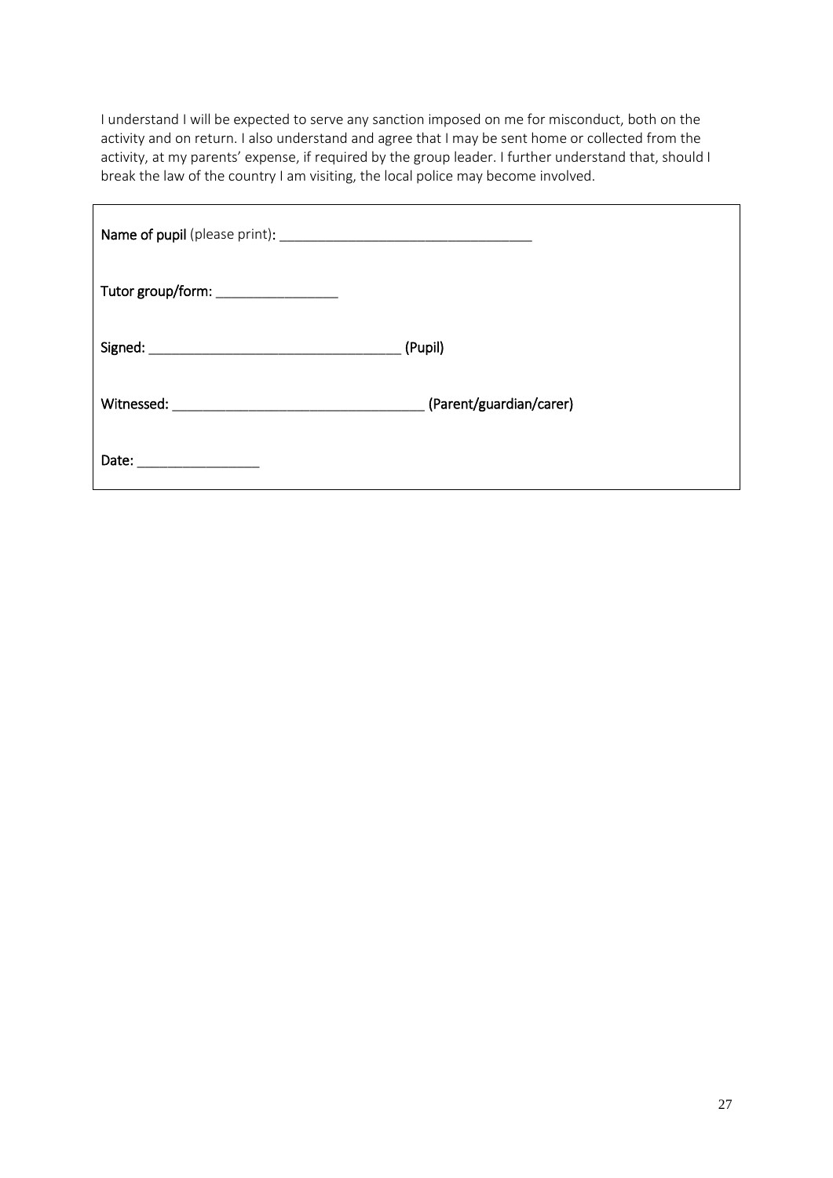I understand I will be expected to serve any sanction imposed on me for misconduct, both on the activity and on return. I also understand and agree that I may be sent home or collected from the activity, at my parents' expense, if required by the group leader. I further understand that, should I break the law of the country I am visiting, the local police may become involved.

**Name of pupil** (please print): ________________________________

**Tutor group/form:** ________________

**Signed:** ________________________________ **(Pupil)**

**Witnessed:** ________________________________ **(Parent/guardian/carer)**

**Date:** ________________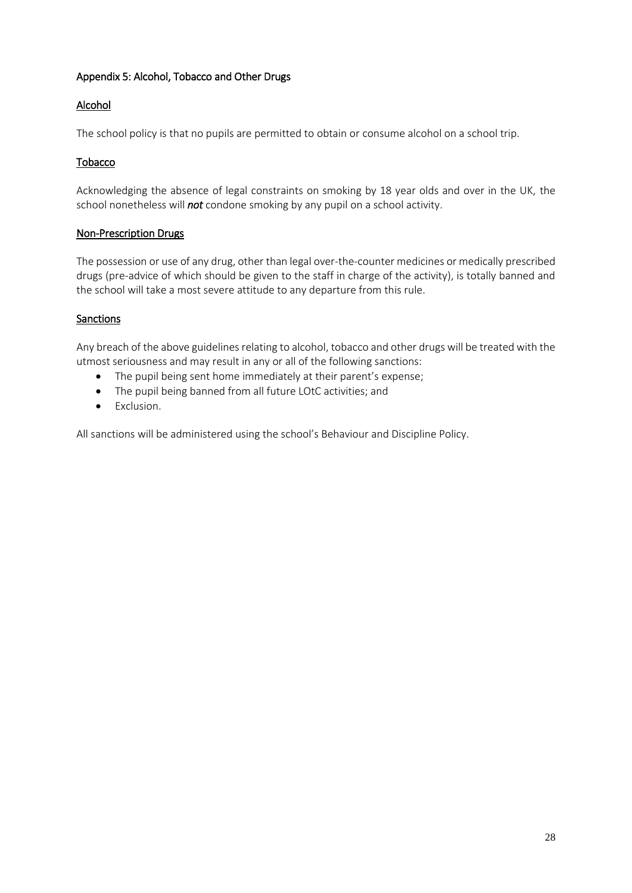## Appendix 5: Alcohol, Tobacco and Other Drugs

### Alcohol

The school policy is that no pupils are permitted to obtain or consume alcohol on a school trip.

### Tobacco

Acknowledging the absence of legal constraints on smoking by 18 year olds and over in the UK, the school nonetheless will ***not*** condone smoking by any pupil on a school activity.

### Non-Prescription Drugs

The possession or use of any drug, other than legal over-the-counter medicines or medically prescribed drugs (pre-advice of which should be given to the staff in charge of the activity), is totally banned and the school will take a most severe attitude to any departure from this rule.

### Sanctions

Any breach of the above guidelines relating to alcohol, tobacco and other drugs will be treated with the utmost seriousness and may result in any or all of the following sanctions:

- The pupil being sent home immediately at their parent's expense;
- The pupil being banned from all future LOtC activities; and
- Exclusion.

All sanctions will be administered using the school's Behaviour and Discipline Policy.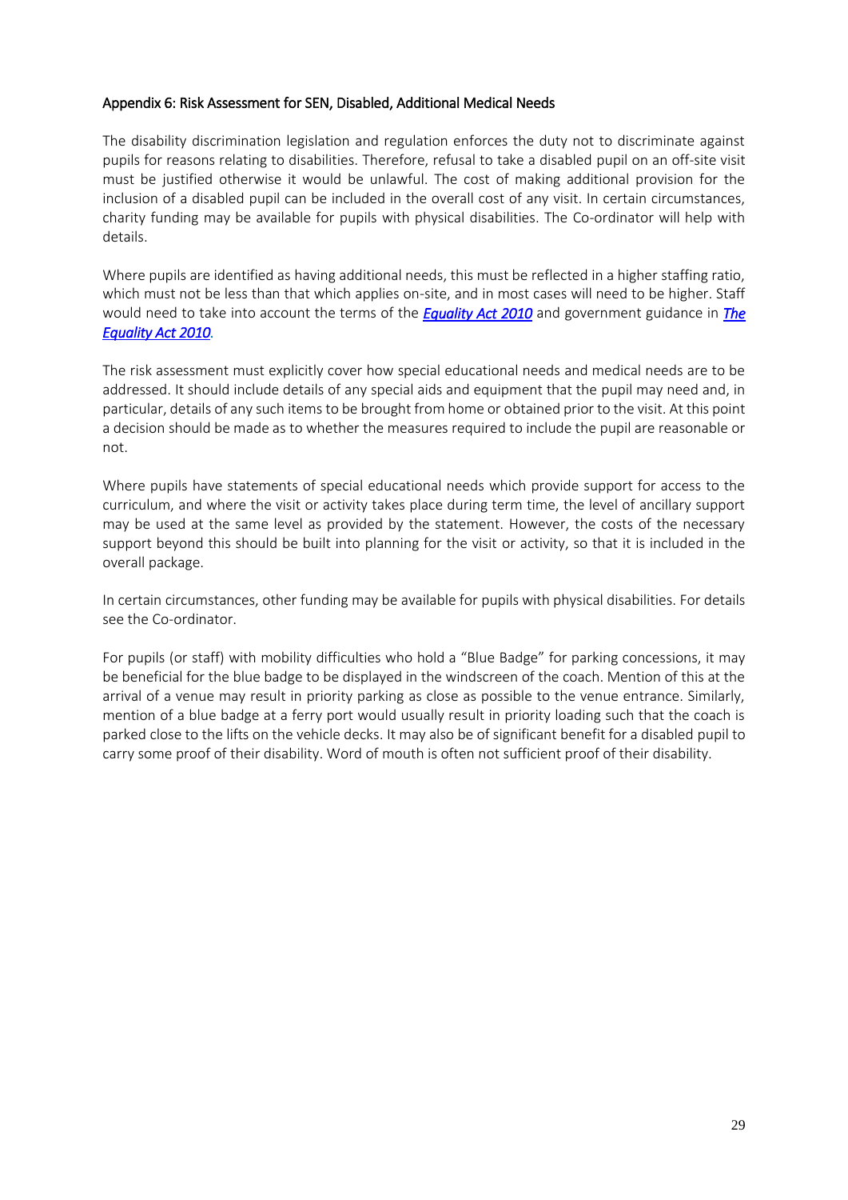## Appendix 6: Risk Assessment for SEN, Disabled, Additional Medical Needs

The disability discrimination legislation and regulation enforces the duty not to discriminate against pupils for reasons relating to disabilities. Therefore, refusal to take a disabled pupil on an off-site visit must be justified otherwise it would be unlawful. The cost of making additional provision for the inclusion of a disabled pupil can be included in the overall cost of any visit. In certain circumstances, charity funding may be available for pupils with physical disabilities. The Co-ordinator will help with details.

Where pupils are identified as having additional needs, this must be reflected in a higher staffing ratio, which must not be less than that which applies on-site, and in most cases will need to be higher. Staff would need to take into account the terms of the ***Equality Act 2010*** and government guidance in ***The Equality Act 2010***.

The risk assessment must explicitly cover how special educational needs and medical needs are to be addressed. It should include details of any special aids and equipment that the pupil may need and, in particular, details of any such items to be brought from home or obtained prior to the visit. At this point a decision should be made as to whether the measures required to include the pupil are reasonable or not.

Where pupils have statements of special educational needs which provide support for access to the curriculum, and where the visit or activity takes place during term time, the level of ancillary support may be used at the same level as provided by the statement. However, the costs of the necessary support beyond this should be built into planning for the visit or activity, so that it is included in the overall package.

In certain circumstances, other funding may be available for pupils with physical disabilities. For details see the Co-ordinator.

For pupils (or staff) with mobility difficulties who hold a "Blue Badge" for parking concessions, it may be beneficial for the blue badge to be displayed in the windscreen of the coach. Mention of this at the arrival of a venue may result in priority parking as close as possible to the venue entrance. Similarly, mention of a blue badge at a ferry port would usually result in priority loading such that the coach is parked close to the lifts on the vehicle decks. It may also be of significant benefit for a disabled pupil to carry some proof of their disability. Word of mouth is often not sufficient proof of their disability.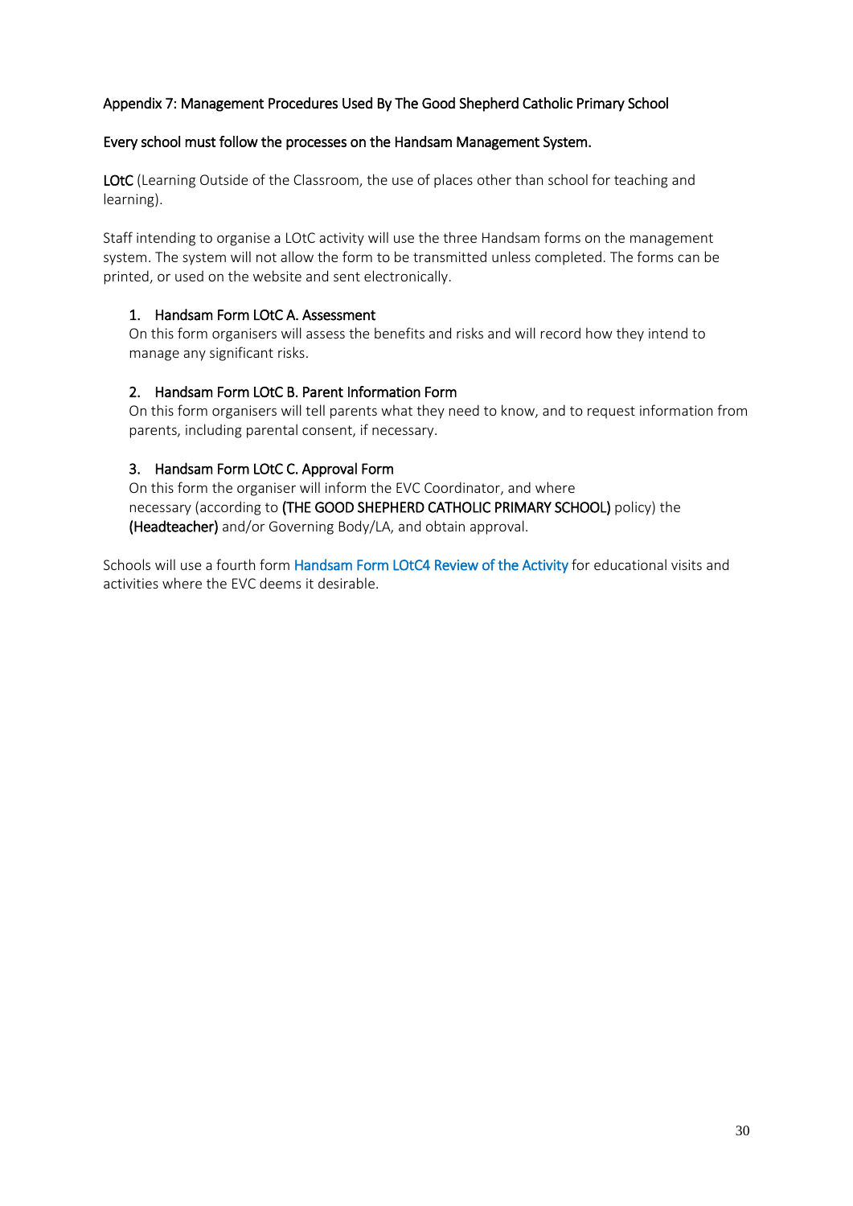## Appendix 7: Management Procedures Used By The Good Shepherd Catholic Primary School

**Every school must follow the processes on the Handsam Management System.**

**LOtC** (Learning Outside of the Classroom, the use of places other than school for teaching and learning).

Staff intending to organise a LOtC activity will use the three Handsam forms on the management system. The system will not allow the form to be transmitted unless completed. The forms can be printed, or used on the website and sent electronically.

1. **Handsam Form LOtC A. Assessment**
   On this form organisers will assess the benefits and risks and will record how they intend to manage any significant risks.

2. **Handsam Form LOtC B. Parent Information Form**
   On this form organisers will tell parents what they need to know, and to request information from parents, including parental consent, if necessary.

3. **Handsam Form LOtC C. Approval Form**
   On this form the organiser will inform the EVC Coordinator, and where necessary (according to **(THE GOOD SHEPHERD CATHOLIC PRIMARY SCHOOL)** policy) the **(Headteacher)** and/or Governing Body/LA, and obtain approval.

Schools will use a fourth form Handsam Form LOtC4 Review of the Activity for educational visits and activities where the EVC deems it desirable.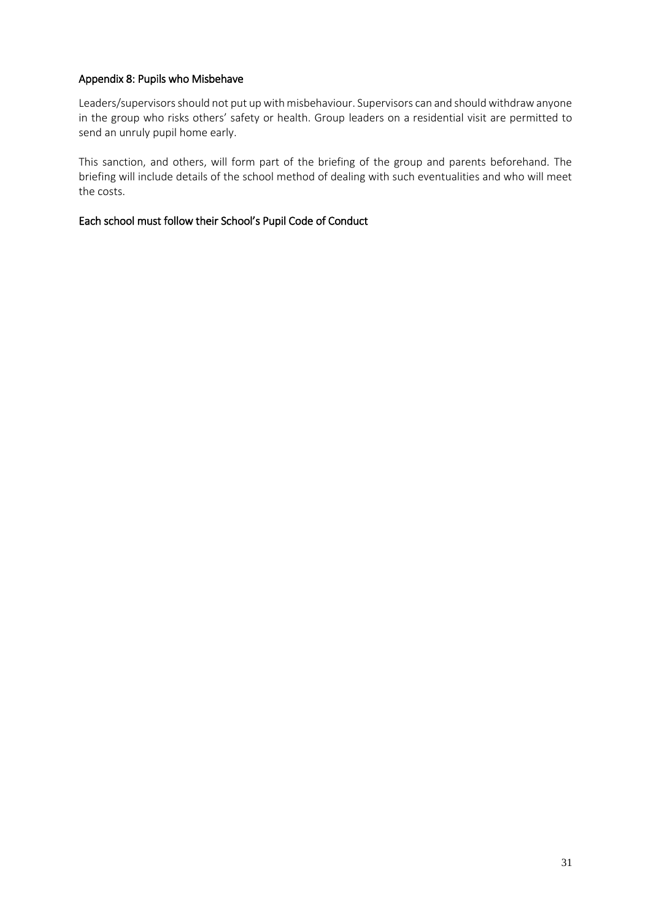## Appendix 8: Pupils who Misbehave

Leaders/supervisors should not put up with misbehaviour. Supervisors can and should withdraw anyone in the group who risks others' safety or health. Group leaders on a residential visit are permitted to send an unruly pupil home early.

This sanction, and others, will form part of the briefing of the group and parents beforehand. The briefing will include details of the school method of dealing with such eventualities and who will meet the costs.

### Each school must follow their School's Pupil Code of Conduct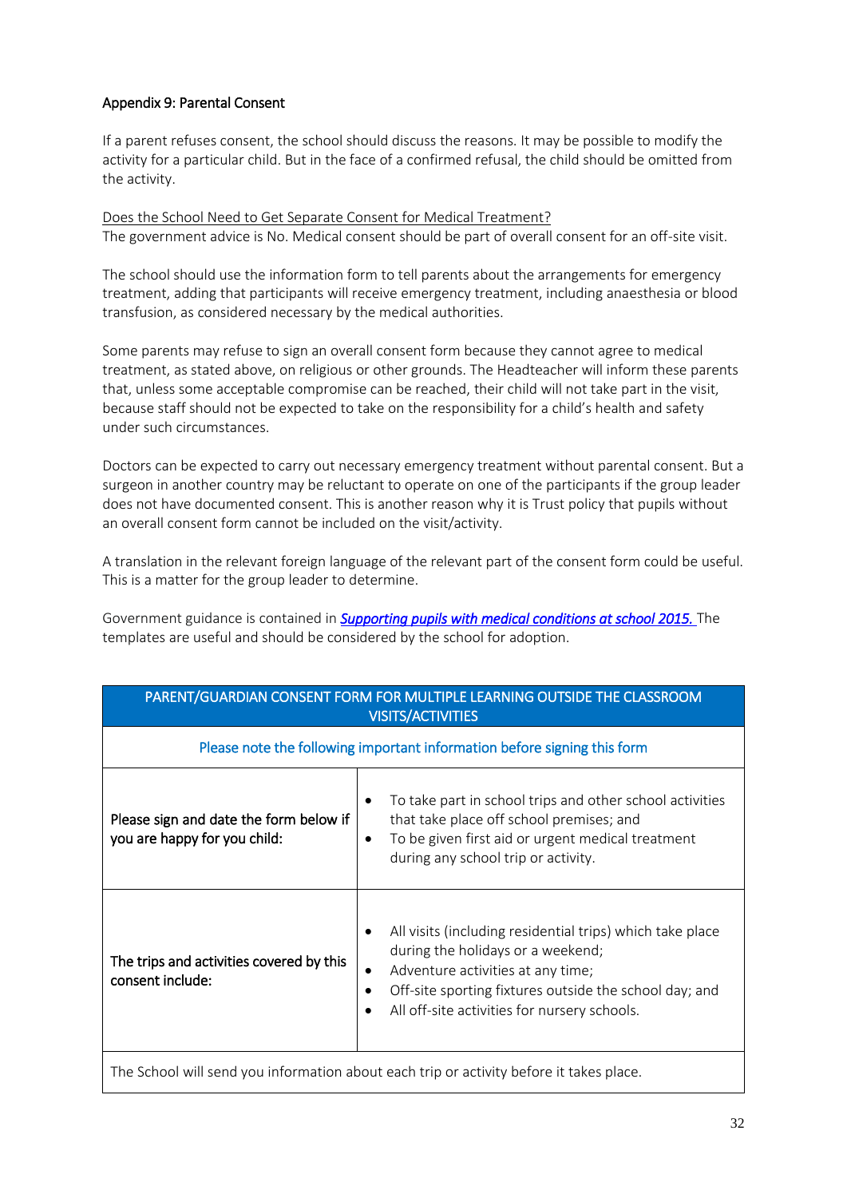## Appendix 9: Parental Consent

If a parent refuses consent, the school should discuss the reasons. It may be possible to modify the activity for a particular child. But in the face of a confirmed refusal, the child should be omitted from the activity.

Does the School Need to Get Separate Consent for Medical Treatment?
The government advice is No. Medical consent should be part of overall consent for an off-site visit.

The school should use the information form to tell parents about the arrangements for emergency treatment, adding that participants will receive emergency treatment, including anaesthesia or blood transfusion, as considered necessary by the medical authorities.

Some parents may refuse to sign an overall consent form because they cannot agree to medical treatment, as stated above, on religious or other grounds. The Headteacher will inform these parents that, unless some acceptable compromise can be reached, their child will not take part in the visit, because staff should not be expected to take on the responsibility for a child's health and safety under such circumstances.

Doctors can be expected to carry out necessary emergency treatment without parental consent. But a surgeon in another country may be reluctant to operate on one of the participants if the group leader does not have documented consent. This is another reason why it is Trust policy that pupils without an overall consent form cannot be included on the visit/activity.

A translation in the relevant foreign language of the relevant part of the consent form could be useful. This is a matter for the group leader to determine.

Government guidance is contained in ***Supporting pupils with medical conditions at school 2015.*** The templates are useful and should be considered by the school for adoption.

| PARENT/GUARDIAN CONSENT FORM FOR MULTIPLE LEARNING OUTSIDE THE CLASSROOM VISITS/ACTIVITIES | |
|---|---|
| Please note the following important information before signing this form | |
| Please sign and date the form below if you are happy for you child: | • To take part in school trips and other school activities that take place off school premises; and<br>• To be given first aid or urgent medical treatment during any school trip or activity. |
| The trips and activities covered by this consent include: | • All visits (including residential trips) which take place during the holidays or a weekend;<br>• Adventure activities at any time;<br>• Off-site sporting fixtures outside the school day; and<br>• All off-site activities for nursery schools. |
| The School will send you information about each trip or activity before it takes place. | |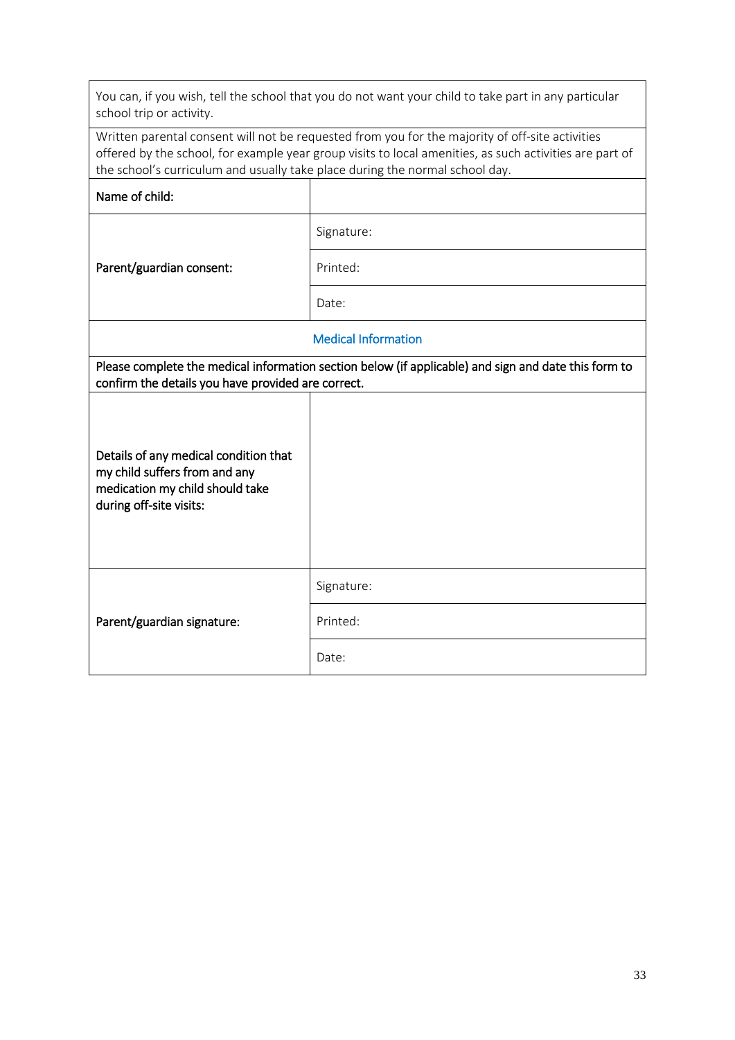| | |
|---|---|
| You can, if you wish, tell the school that you do not want your child to take part in any particular school trip or activity. | |
| Written parental consent will not be requested from you for the majority of off-site activities offered by the school, for example year group visits to local amenities, as such activities are part of the school's curriculum and usually take place during the normal school day. | |
| Name of child: | |
| Parent/guardian consent: | Signature: |
| | Printed: |
| | Date: |
| **Medical Information** | |
| Please complete the medical information section below (if applicable) and sign and date this form to confirm the details you have provided are correct. | |
| Details of any medical condition that my child suffers from and any medication my child should take during off-site visits: | |
| Parent/guardian signature: | Signature: |
| | Printed: |
| | Date: |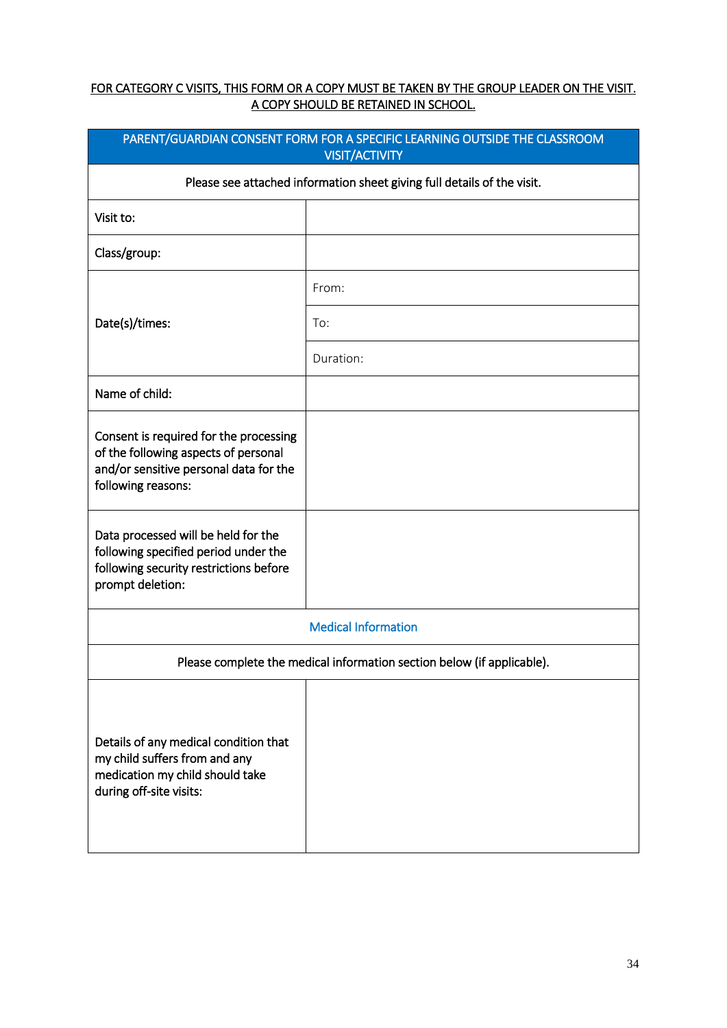<u>FOR CATEGORY C VISITS, THIS FORM OR A COPY MUST BE TAKEN BY THE GROUP LEADER ON THE VISIT. A COPY SHOULD BE RETAINED IN SCHOOL.</u>

| PARENT/GUARDIAN CONSENT FORM FOR A SPECIFIC LEARNING OUTSIDE THE CLASSROOM VISIT/ACTIVITY | |
|---|---|
| Please see attached information sheet giving full details of the visit. | |
| Visit to: | |
| Class/group: | |
| Date(s)/times: | From: |
| | To: |
| | Duration: |
| Name of child: | |
| Consent is required for the processing of the following aspects of personal and/or sensitive personal data for the following reasons: | |
| Data processed will be held for the following specified period under the following security restrictions before prompt deletion: | |
| Medical Information | |
| Please complete the medical information section below (if applicable). | |
| Details of any medical condition that my child suffers from and any medication my child should take during off-site visits: | |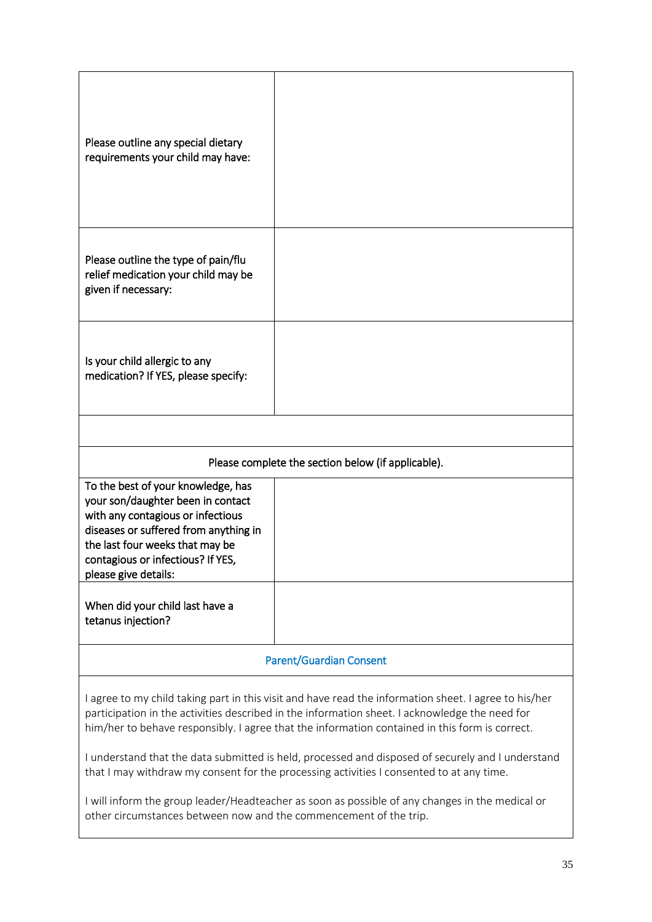| | |
|---|---|
| Please outline any special dietary requirements your child may have: | |
| Please outline the type of pain/flu relief medication your child may be given if necessary: | |
| Is your child allergic to any medication? If YES, please specify: | |
| | |
| Please complete the section below (if applicable). | |
| To the best of your knowledge, has your son/daughter been in contact with any contagious or infectious diseases or suffered from anything in the last four weeks that may be contagious or infectious? If YES, please give details: | |
| When did your child last have a tetanus injection? | |

## Parent/Guardian Consent

I agree to my child taking part in this visit and have read the information sheet. I agree to his/her participation in the activities described in the information sheet. I acknowledge the need for him/her to behave responsibly. I agree that the information contained in this form is correct.

I understand that the data submitted is held, processed and disposed of securely and I understand that I may withdraw my consent for the processing activities I consented to at any time.

I will inform the group leader/Headteacher as soon as possible of any changes in the medical or other circumstances between now and the commencement of the trip.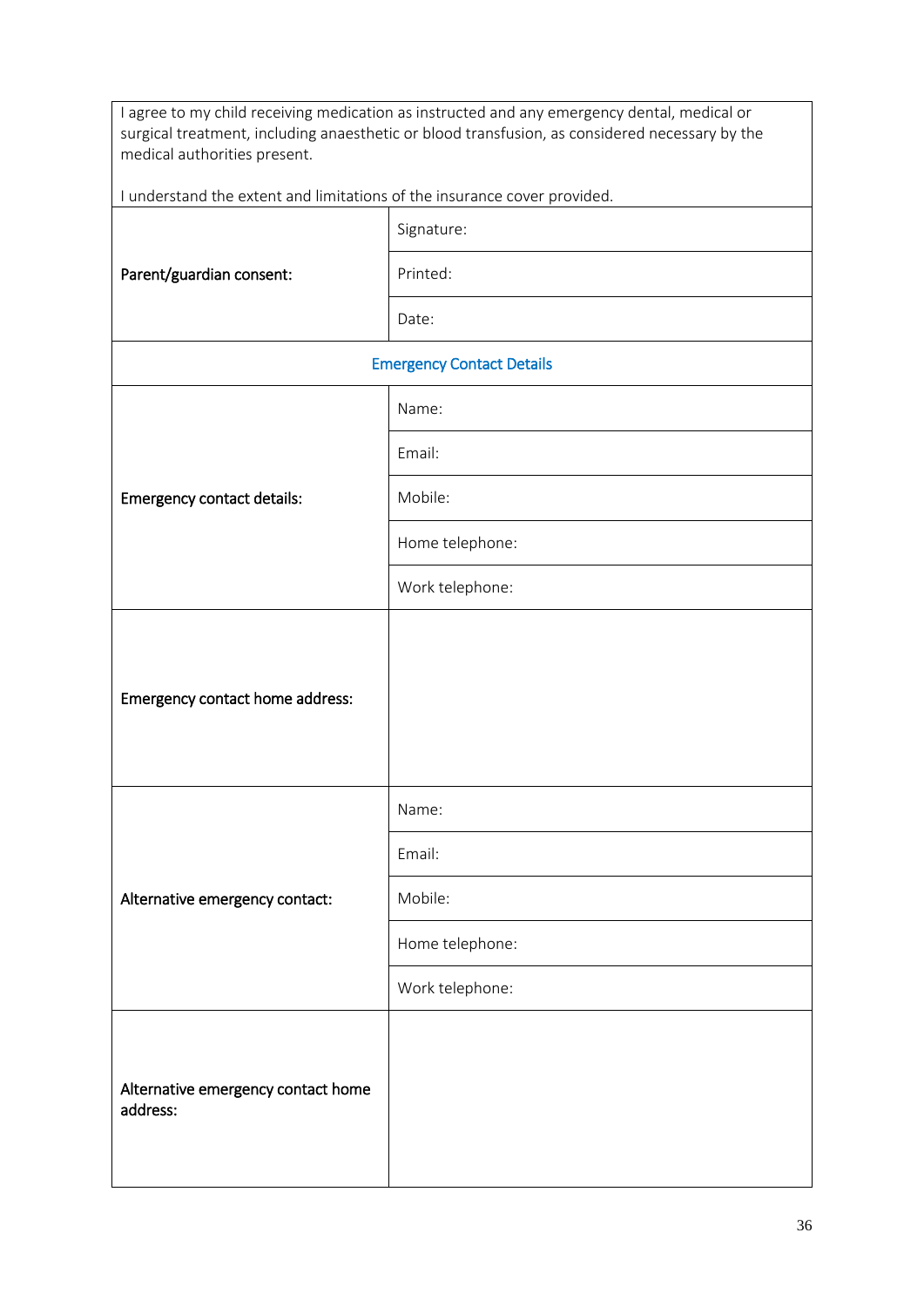| I agree to my child receiving medication as instructed and any emergency dental, medical or surgical treatment, including anaesthetic or blood transfusion, as considered necessary by the medical authorities present.<br><br>I understand the extent and limitations of the insurance cover provided. | |
|---|---|
| **Parent/guardian consent:** | Signature: |
| | Printed: |
| | Date: |
| **Emergency Contact Details** | |
| **Emergency contact details:** | Name: |
| | Email: |
| | Mobile: |
| | Home telephone: |
| | Work telephone: |
| **Emergency contact home address:** | |
| **Alternative emergency contact:** | Name: |
| | Email: |
| | Mobile: |
| | Home telephone: |
| | Work telephone: |
| **Alternative emergency contact home address:** | |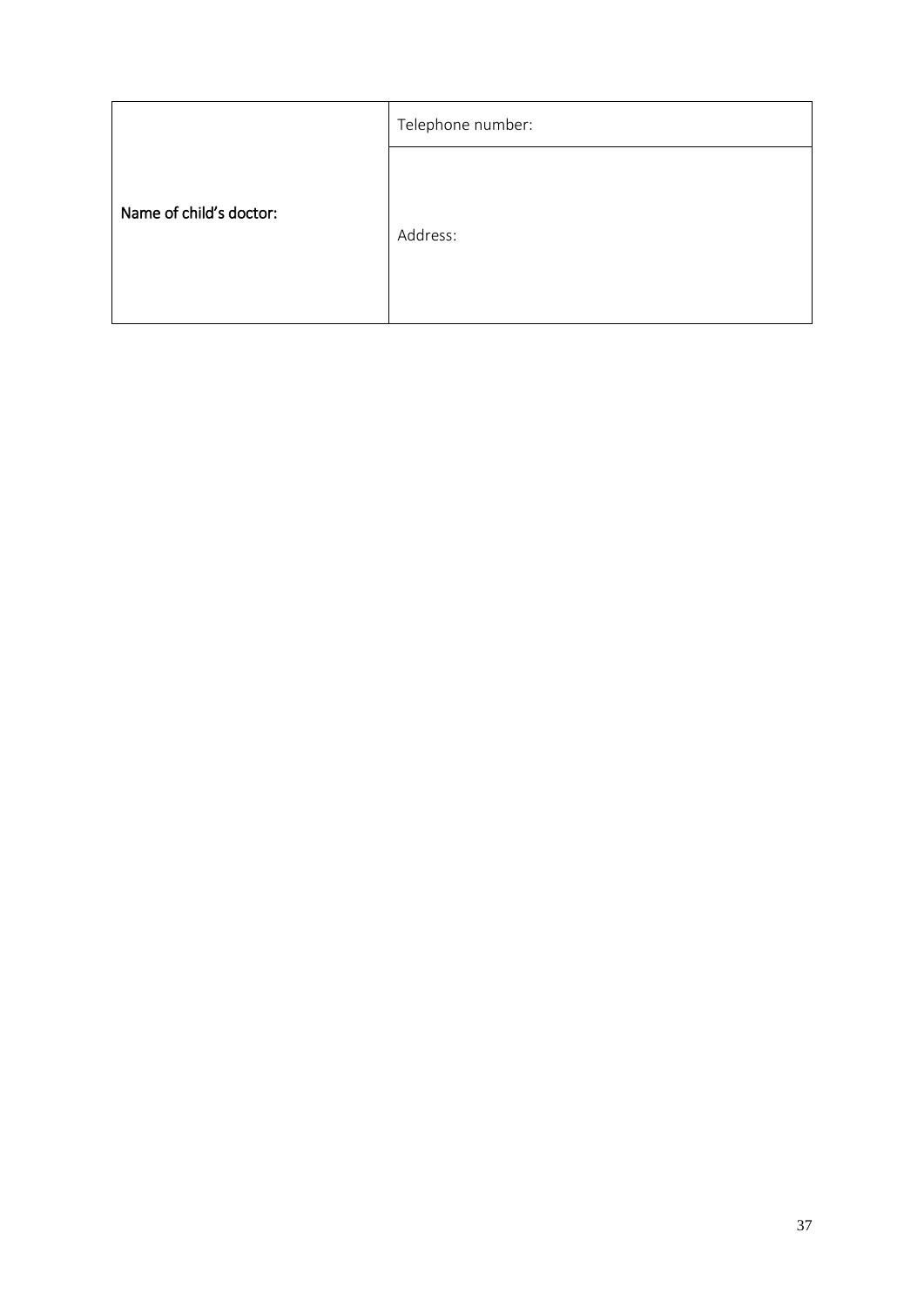| Name of child's doctor: | Telephone number: |
|---|---|
| | Address: |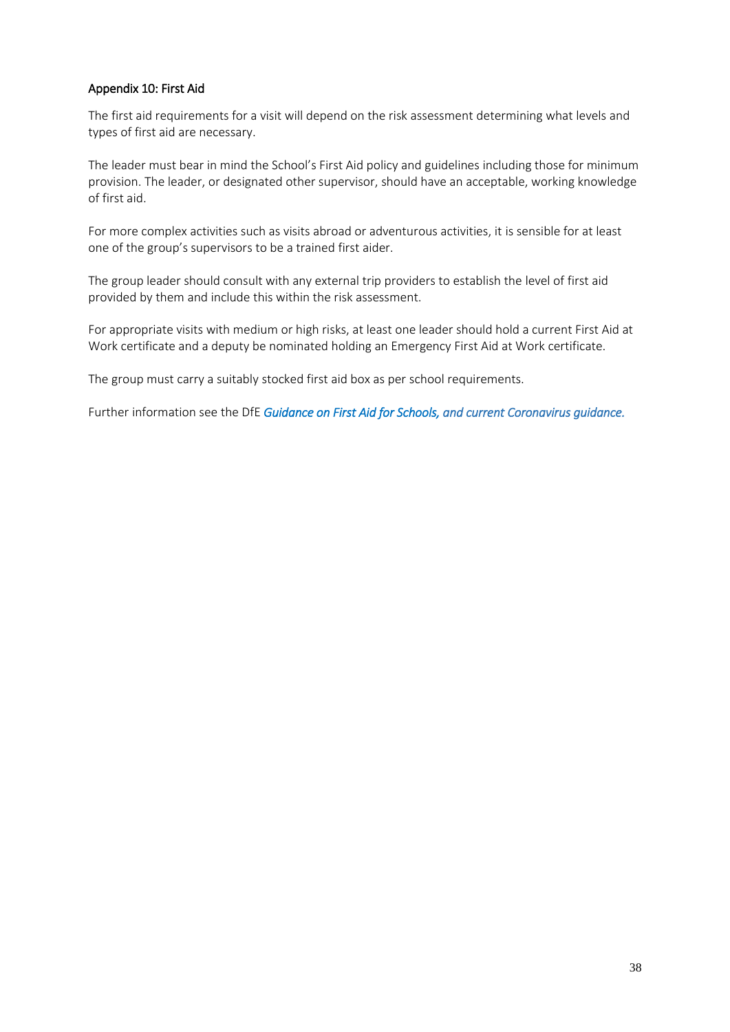## Appendix 10: First Aid

The first aid requirements for a visit will depend on the risk assessment determining what levels and types of first aid are necessary.

The leader must bear in mind the School's First Aid policy and guidelines including those for minimum provision. The leader, or designated other supervisor, should have an acceptable, working knowledge of first aid.

For more complex activities such as visits abroad or adventurous activities, it is sensible for at least one of the group's supervisors to be a trained first aider.

The group leader should consult with any external trip providers to establish the level of first aid provided by them and include this within the risk assessment.

For appropriate visits with medium or high risks, at least one leader should hold a current First Aid at Work certificate and a deputy be nominated holding an Emergency First Aid at Work certificate.

The group must carry a suitably stocked first aid box as per school requirements.

Further information see the DfE *Guidance on First Aid for Schools, and current Coronavirus guidance.*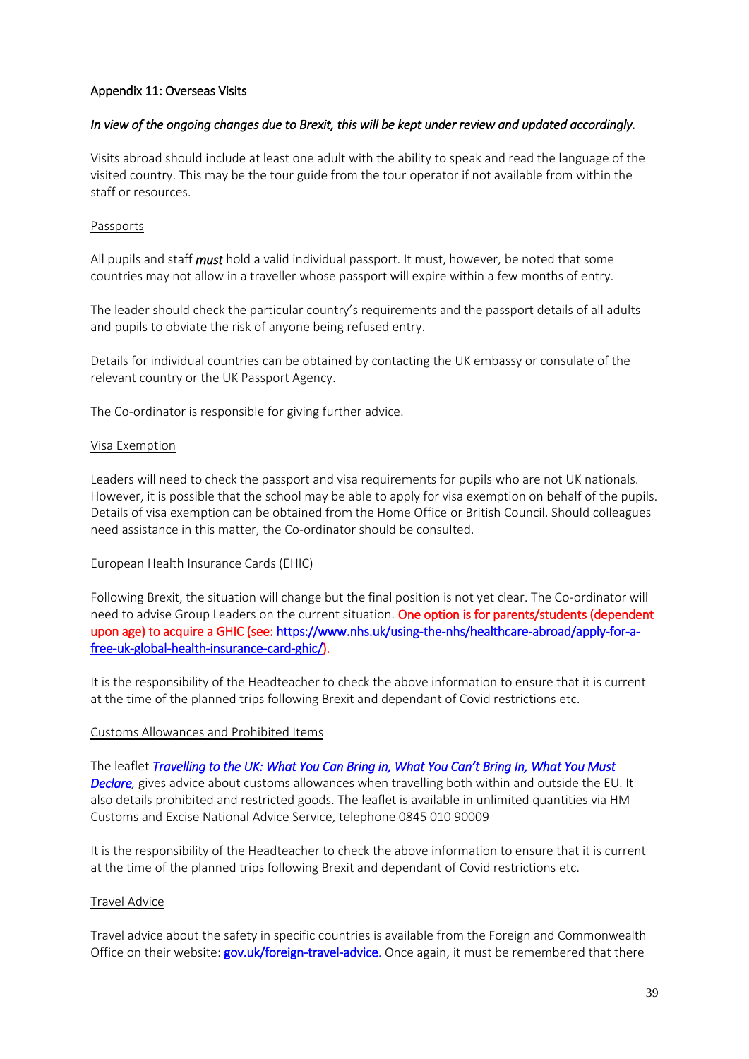## Appendix 11: Overseas Visits

*In view of the ongoing changes due to Brexit, this will be kept under review and updated accordingly.*

Visits abroad should include at least one adult with the ability to speak and read the language of the visited country. This may be the tour guide from the tour operator if not available from within the staff or resources.

### Passports

All pupils and staff ***must*** hold a valid individual passport. It must, however, be noted that some countries may not allow in a traveller whose passport will expire within a few months of entry.

The leader should check the particular country's requirements and the passport details of all adults and pupils to obviate the risk of anyone being refused entry.

Details for individual countries can be obtained by contacting the UK embassy or consulate of the relevant country or the UK Passport Agency.

The Co-ordinator is responsible for giving further advice.

### Visa Exemption

Leaders will need to check the passport and visa requirements for pupils who are not UK nationals. However, it is possible that the school may be able to apply for visa exemption on behalf of the pupils. Details of visa exemption can be obtained from the Home Office or British Council. Should colleagues need assistance in this matter, the Co-ordinator should be consulted.

### European Health Insurance Cards (EHIC)

Following Brexit, the situation will change but the final position is not yet clear. The Co-ordinator will need to advise Group Leaders on the current situation. One option is for parents/students (dependent upon age) to acquire a GHIC (see: https://www.nhs.uk/using-the-nhs/healthcare-abroad/apply-for-a-free-uk-global-health-insurance-card-ghic/).

It is the responsibility of the Headteacher to check the above information to ensure that it is current at the time of the planned trips following Brexit and dependant of Covid restrictions etc.

### Customs Allowances and Prohibited Items

The leaflet ***Travelling to the UK: What You Can Bring in, What You Can't Bring In, What You Must Declare****,* gives advice about customs allowances when travelling both within and outside the EU. It also details prohibited and restricted goods. The leaflet is available in unlimited quantities via HM Customs and Excise National Advice Service, telephone 0845 010 90009

It is the responsibility of the Headteacher to check the above information to ensure that it is current at the time of the planned trips following Brexit and dependant of Covid restrictions etc.

### Travel Advice

Travel advice about the safety in specific countries is available from the Foreign and Commonwealth Office on their website: gov.uk/foreign-travel-advice. Once again, it must be remembered that there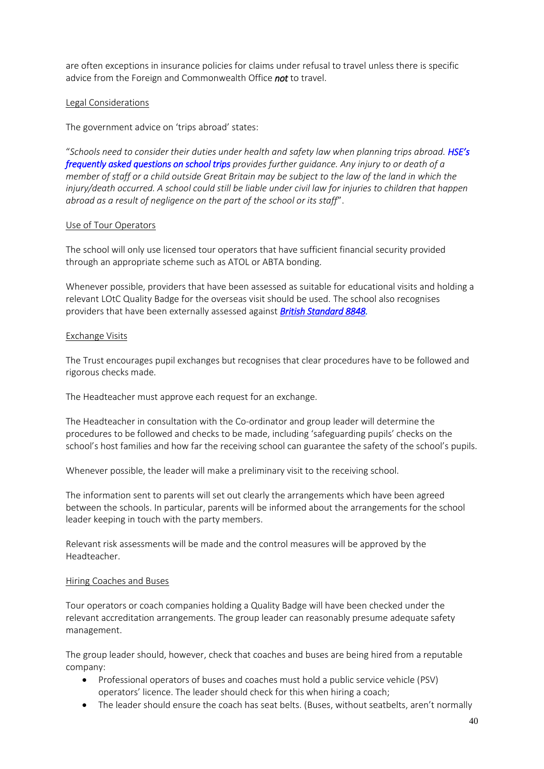are often exceptions in insurance policies for claims under refusal to travel unless there is specific advice from the Foreign and Commonwealth Office ***not*** to travel.

### Legal Considerations

The government advice on 'trips abroad' states:

"*Schools need to consider their duties under health and safety law when planning trips abroad.* ***HSE's frequently asked questions on school trips*** *provides further guidance. Any injury to or death of a member of staff or a child outside Great Britain may be subject to the law of the land in which the injury/death occurred. A school could still be liable under civil law for injuries to children that happen abroad as a result of negligence on the part of the school or its staff*".

### Use of Tour Operators

The school will only use licensed tour operators that have sufficient financial security provided through an appropriate scheme such as ATOL or ABTA bonding.

Whenever possible, providers that have been assessed as suitable for educational visits and holding a relevant LOtC Quality Badge for the overseas visit should be used. The school also recognises providers that have been externally assessed against ***British Standard 8848***.

### Exchange Visits

The Trust encourages pupil exchanges but recognises that clear procedures have to be followed and rigorous checks made.

The Headteacher must approve each request for an exchange.

The Headteacher in consultation with the Co-ordinator and group leader will determine the procedures to be followed and checks to be made, including 'safeguarding pupils' checks on the school's host families and how far the receiving school can guarantee the safety of the school's pupils.

Whenever possible, the leader will make a preliminary visit to the receiving school.

The information sent to parents will set out clearly the arrangements which have been agreed between the schools. In particular, parents will be informed about the arrangements for the school leader keeping in touch with the party members.

Relevant risk assessments will be made and the control measures will be approved by the Headteacher.

### Hiring Coaches and Buses

Tour operators or coach companies holding a Quality Badge will have been checked under the relevant accreditation arrangements. The group leader can reasonably presume adequate safety management.

The group leader should, however, check that coaches and buses are being hired from a reputable company:

- Professional operators of buses and coaches must hold a public service vehicle (PSV) operators' licence. The leader should check for this when hiring a coach;
- The leader should ensure the coach has seat belts. (Buses, without seatbelts, aren't normally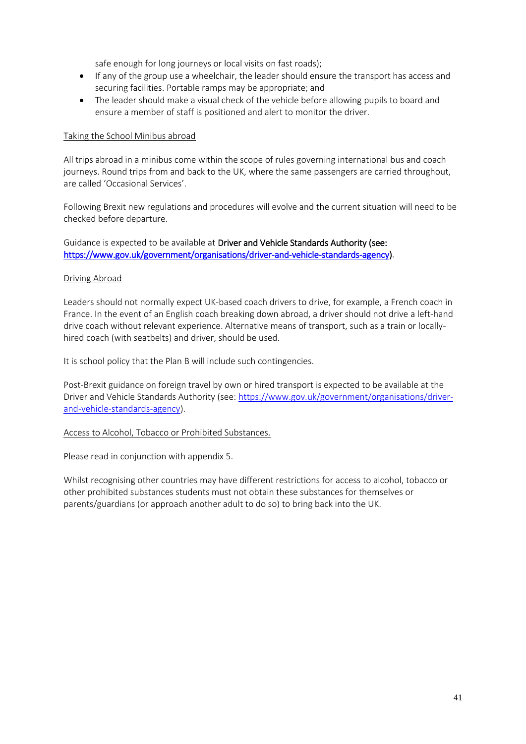safe enough for long journeys or local visits on fast roads);

- If any of the group use a wheelchair, the leader should ensure the transport has access and securing facilities. Portable ramps may be appropriate; and
- The leader should make a visual check of the vehicle before allowing pupils to board and ensure a member of staff is positioned and alert to monitor the driver.

Taking the School Minibus abroad

All trips abroad in a minibus come within the scope of rules governing international bus and coach journeys. Round trips from and back to the UK, where the same passengers are carried throughout, are called 'Occasional Services'.

Following Brexit new regulations and procedures will evolve and the current situation will need to be checked before departure.

Guidance is expected to be available at **Driver and Vehicle Standards Authority (see: https://www.gov.uk/government/organisations/driver-and-vehicle-standards-agency)**.

Driving Abroad

Leaders should not normally expect UK-based coach drivers to drive, for example, a French coach in France. In the event of an English coach breaking down abroad, a driver should not drive a left-hand drive coach without relevant experience. Alternative means of transport, such as a train or locally-hired coach (with seatbelts) and driver, should be used.

It is school policy that the Plan B will include such contingencies.

Post-Brexit guidance on foreign travel by own or hired transport is expected to be available at the Driver and Vehicle Standards Authority (see: https://www.gov.uk/government/organisations/driver-and-vehicle-standards-agency).

Access to Alcohol, Tobacco or Prohibited Substances.

Please read in conjunction with appendix 5.

Whilst recognising other countries may have different restrictions for access to alcohol, tobacco or other prohibited substances students must not obtain these substances for themselves or parents/guardians (or approach another adult to do so) to bring back into the UK.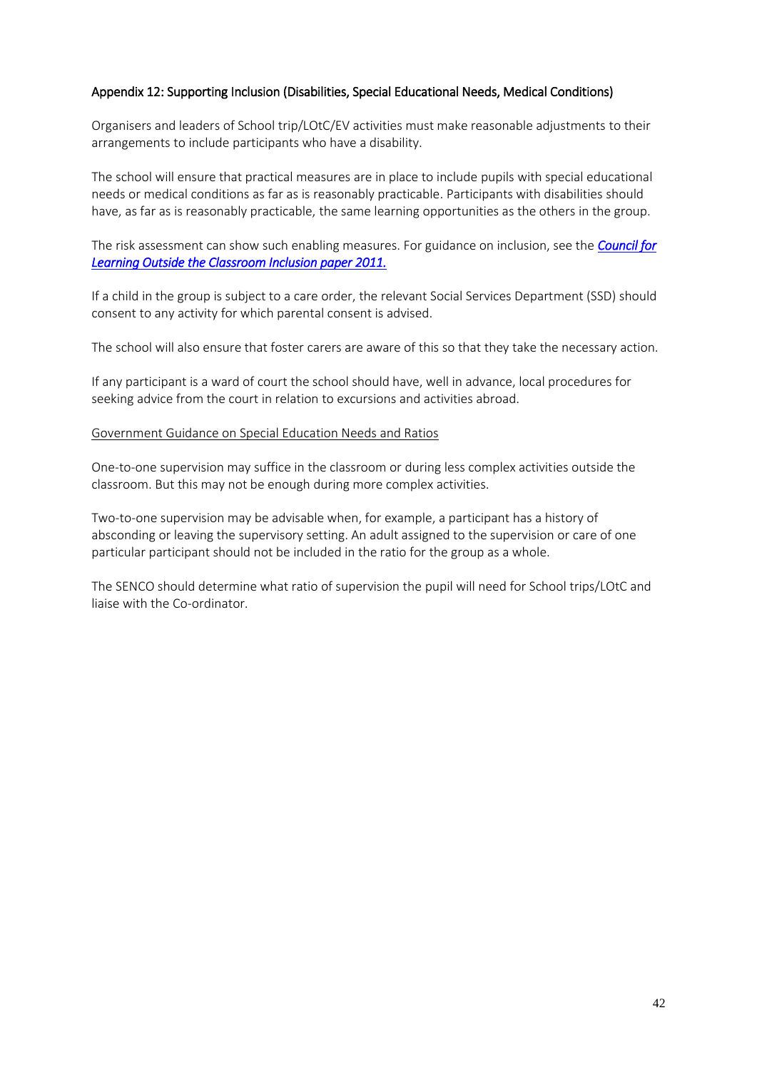## Appendix 12: Supporting Inclusion (Disabilities, Special Educational Needs, Medical Conditions)

Organisers and leaders of School trip/LOtC/EV activities must make reasonable adjustments to their arrangements to include participants who have a disability.

The school will ensure that practical measures are in place to include pupils with special educational needs or medical conditions as far as is reasonably practicable. Participants with disabilities should have, as far as is reasonably practicable, the same learning opportunities as the others in the group.

The risk assessment can show such enabling measures. For guidance on inclusion, see the ***Council for Learning Outside the Classroom Inclusion paper 2011.***

If a child in the group is subject to a care order, the relevant Social Services Department (SSD) should consent to any activity for which parental consent is advised.

The school will also ensure that foster carers are aware of this so that they take the necessary action.

If any participant is a ward of court the school should have, well in advance, local procedures for seeking advice from the court in relation to excursions and activities abroad.

Government Guidance on Special Education Needs and Ratios

One-to-one supervision may suffice in the classroom or during less complex activities outside the classroom. But this may not be enough during more complex activities.

Two-to-one supervision may be advisable when, for example, a participant has a history of absconding or leaving the supervisory setting. An adult assigned to the supervision or care of one particular participant should not be included in the ratio for the group as a whole.

The SENCO should determine what ratio of supervision the pupil will need for School trips/LOtC and liaise with the Co-ordinator.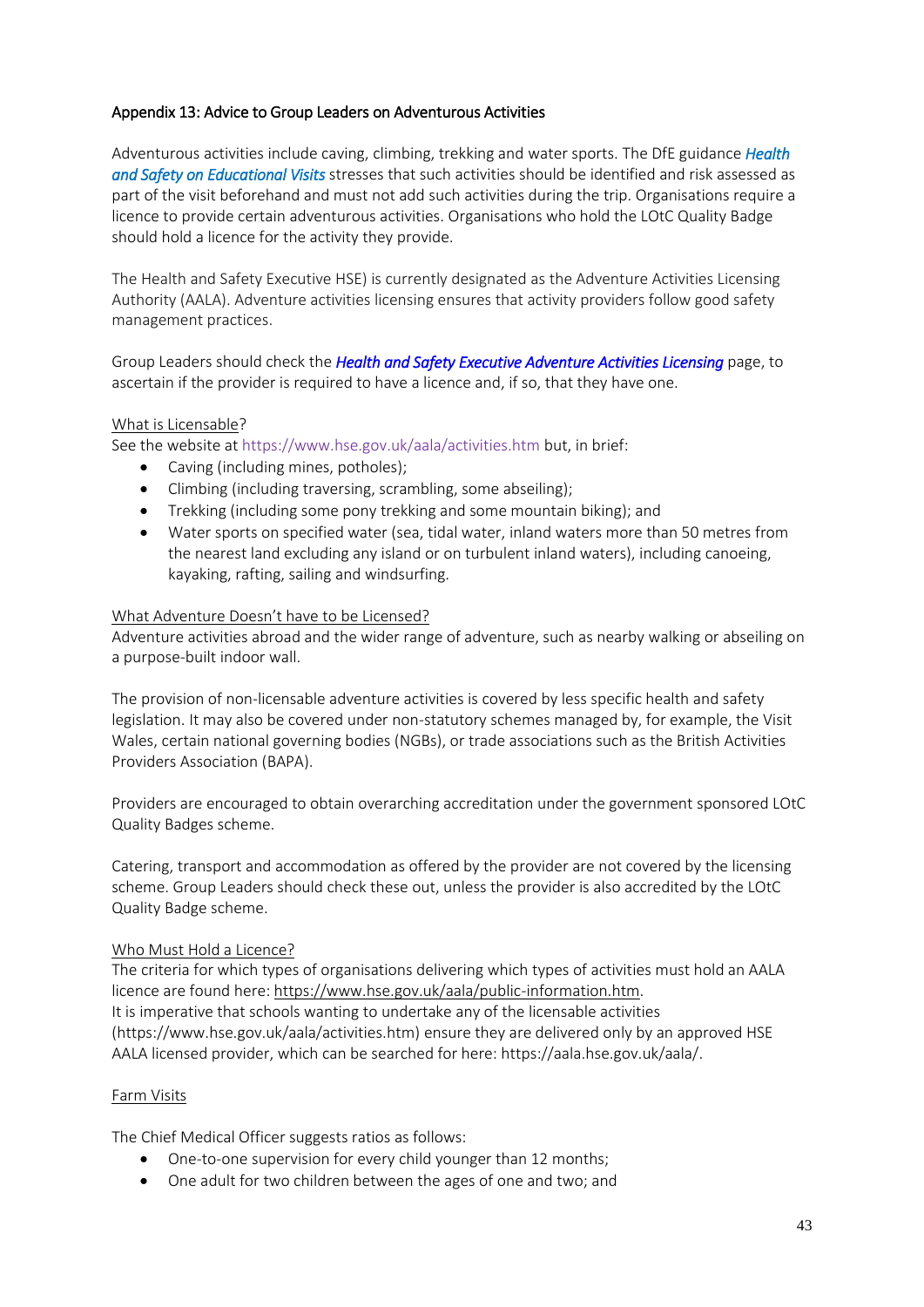## Appendix 13: Advice to Group Leaders on Adventurous Activities

Adventurous activities include caving, climbing, trekking and water sports. The DfE guidance ***Health and Safety on Educational Visits*** stresses that such activities should be identified and risk assessed as part of the visit beforehand and must not add such activities during the trip. Organisations require a licence to provide certain adventurous activities. Organisations who hold the LOtC Quality Badge should hold a licence for the activity they provide.

The Health and Safety Executive HSE) is currently designated as the Adventure Activities Licensing Authority (AALA). Adventure activities licensing ensures that activity providers follow good safety management practices.

Group Leaders should check the ***Health and Safety Executive Adventure Activities Licensing*** page, to ascertain if the provider is required to have a licence and, if so, that they have one.

What is Licensable?

See the website at https://www.hse.gov.uk/aala/activities.htm but, in brief:

- Caving (including mines, potholes);
- Climbing (including traversing, scrambling, some abseiling);
- Trekking (including some pony trekking and some mountain biking); and
- Water sports on specified water (sea, tidal water, inland waters more than 50 metres from the nearest land excluding any island or on turbulent inland waters), including canoeing, kayaking, rafting, sailing and windsurfing.

What Adventure Doesn't have to be Licensed?

Adventure activities abroad and the wider range of adventure, such as nearby walking or abseiling on a purpose-built indoor wall.

The provision of non-licensable adventure activities is covered by less specific health and safety legislation. It may also be covered under non-statutory schemes managed by, for example, the Visit Wales, certain national governing bodies (NGBs), or trade associations such as the British Activities Providers Association (BAPA).

Providers are encouraged to obtain overarching accreditation under the government sponsored LOtC Quality Badges scheme.

Catering, transport and accommodation as offered by the provider are not covered by the licensing scheme. Group Leaders should check these out, unless the provider is also accredited by the LOtC Quality Badge scheme.

Who Must Hold a Licence?

The criteria for which types of organisations delivering which types of activities must hold an AALA licence are found here: https://www.hse.gov.uk/aala/public-information.htm.
It is imperative that schools wanting to undertake any of the licensable activities (https://www.hse.gov.uk/aala/activities.htm) ensure they are delivered only by an approved HSE AALA licensed provider, which can be searched for here: https://aala.hse.gov.uk/aala/.

Farm Visits

The Chief Medical Officer suggests ratios as follows:

- One-to-one supervision for every child younger than 12 months;
- One adult for two children between the ages of one and two; and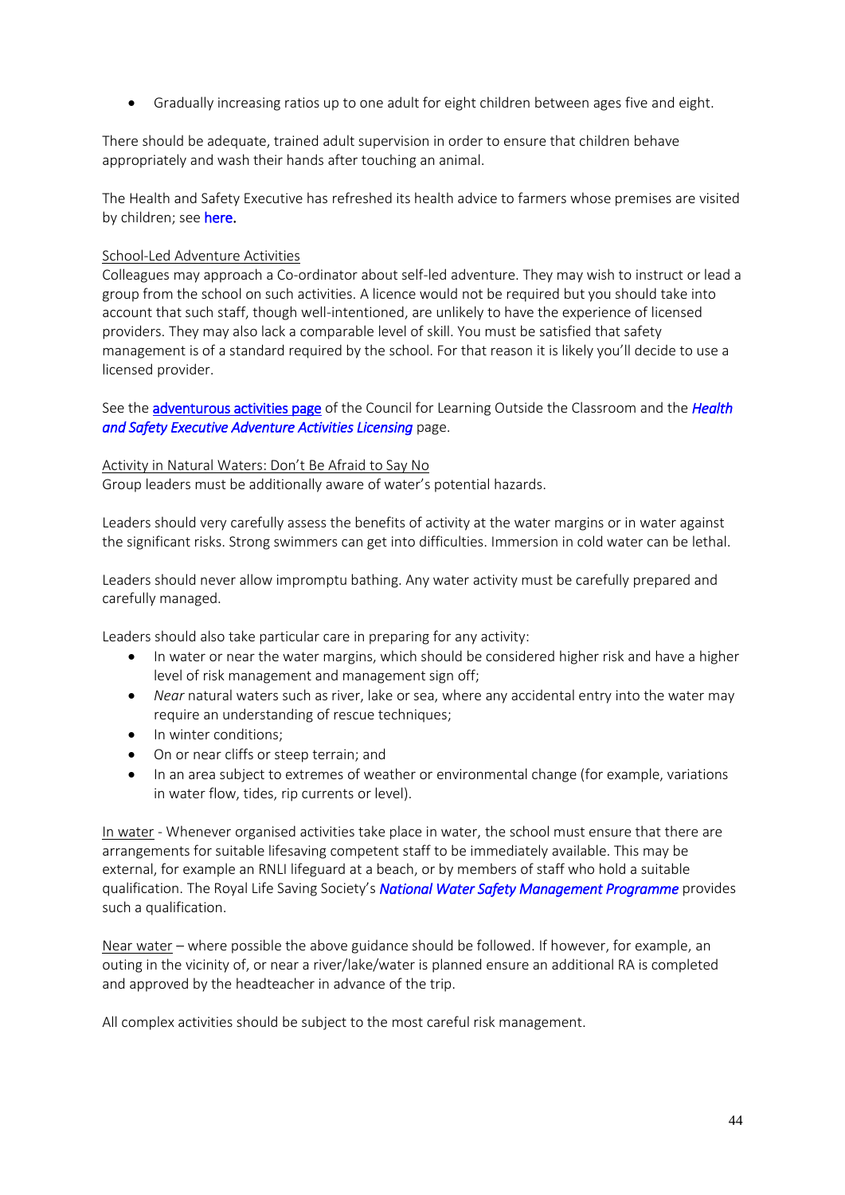- Gradually increasing ratios up to one adult for eight children between ages five and eight.

There should be adequate, trained adult supervision in order to ensure that children behave appropriately and wash their hands after touching an animal.

The Health and Safety Executive has refreshed its health advice to farmers whose premises are visited by children; see here.

School-Led Adventure Activities

Colleagues may approach a Co-ordinator about self-led adventure. They may wish to instruct or lead a group from the school on such activities. A licence would not be required but you should take into account that such staff, though well-intentioned, are unlikely to have the experience of licensed providers. They may also lack a comparable level of skill. You must be satisfied that safety management is of a standard required by the school. For that reason it is likely you'll decide to use a licensed provider.

See the adventurous activities page of the Council for Learning Outside the Classroom and the *Health and Safety Executive Adventure Activities Licensing* page.

Activity in Natural Waters: Don't Be Afraid to Say No

Group leaders must be additionally aware of water's potential hazards.

Leaders should very carefully assess the benefits of activity at the water margins or in water against the significant risks. Strong swimmers can get into difficulties. Immersion in cold water can be lethal.

Leaders should never allow impromptu bathing. Any water activity must be carefully prepared and carefully managed.

Leaders should also take particular care in preparing for any activity:

- In water or near the water margins, which should be considered higher risk and have a higher level of risk management and management sign off;
- *Near* natural waters such as river, lake or sea, where any accidental entry into the water may require an understanding of rescue techniques;
- In winter conditions;
- On or near cliffs or steep terrain; and
- In an area subject to extremes of weather or environmental change (for example, variations in water flow, tides, rip currents or level).

In water - Whenever organised activities take place in water, the school must ensure that there are arrangements for suitable lifesaving competent staff to be immediately available. This may be external, for example an RNLI lifeguard at a beach, or by members of staff who hold a suitable qualification. The Royal Life Saving Society's *National Water Safety Management Programme* provides such a qualification.

Near water – where possible the above guidance should be followed. If however, for example, an outing in the vicinity of, or near a river/lake/water is planned ensure an additional RA is completed and approved by the headteacher in advance of the trip.

All complex activities should be subject to the most careful risk management.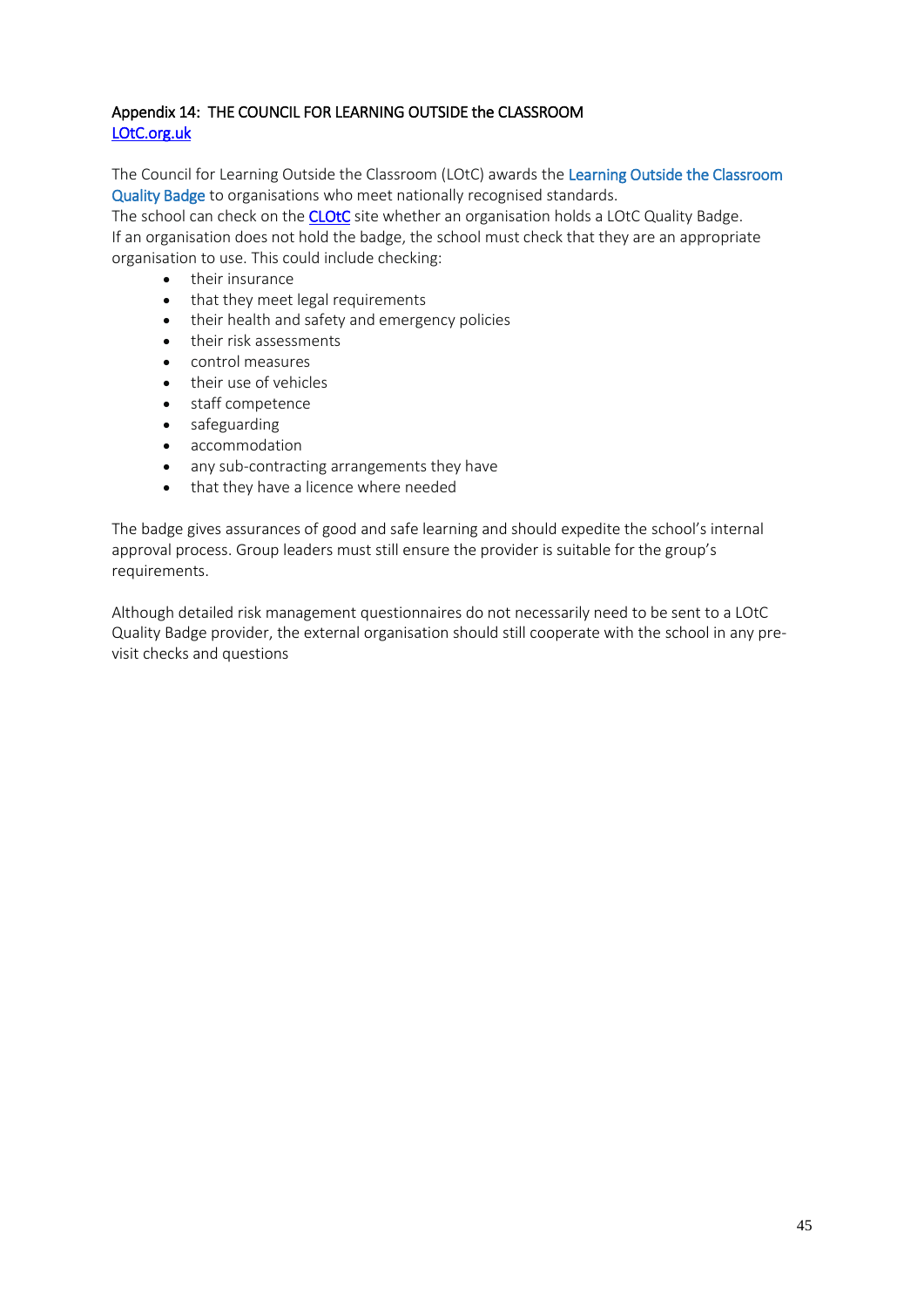## Appendix 14: THE COUNCIL FOR LEARNING OUTSIDE the CLASSROOM

LOtC.org.uk

The Council for Learning Outside the Classroom (LOtC) awards the Learning Outside the Classroom Quality Badge to organisations who meet nationally recognised standards.
The school can check on the CLOtC site whether an organisation holds a LOtC Quality Badge.
If an organisation does not hold the badge, the school must check that they are an appropriate organisation to use. This could include checking:

- their insurance
- that they meet legal requirements
- their health and safety and emergency policies
- their risk assessments
- control measures
- their use of vehicles
- staff competence
- safeguarding
- accommodation
- any sub-contracting arrangements they have
- that they have a licence where needed

The badge gives assurances of good and safe learning and should expedite the school's internal approval process. Group leaders must still ensure the provider is suitable for the group's requirements.

Although detailed risk management questionnaires do not necessarily need to be sent to a LOtC Quality Badge provider, the external organisation should still cooperate with the school in any pre-visit checks and questions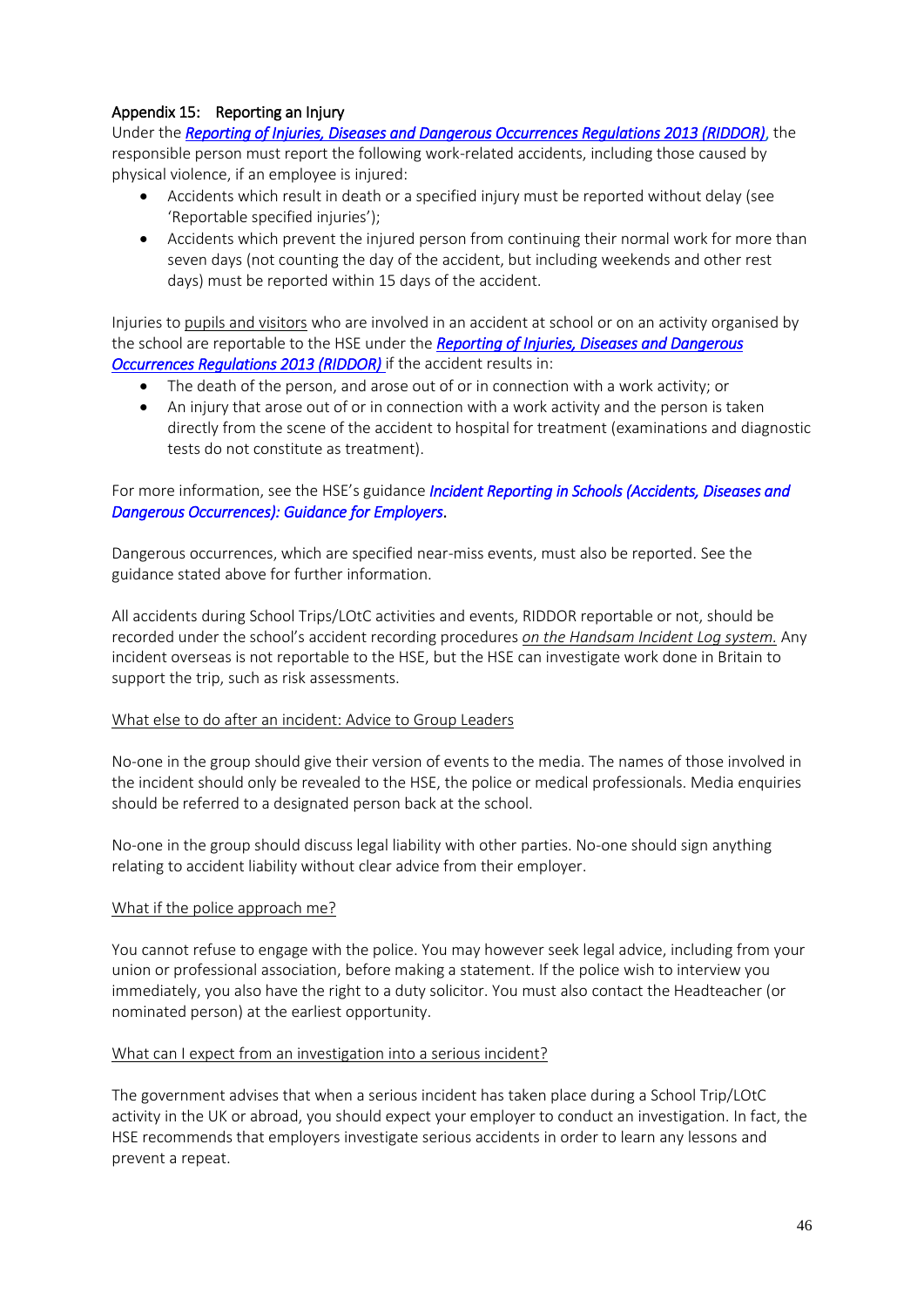## Appendix 15: Reporting an Injury

Under the ***Reporting of Injuries, Diseases and Dangerous Occurrences Regulations 2013 (RIDDOR)***, the responsible person must report the following work-related accidents, including those caused by physical violence, if an employee is injured:

- Accidents which result in death or a specified injury must be reported without delay (see 'Reportable specified injuries');
- Accidents which prevent the injured person from continuing their normal work for more than seven days (not counting the day of the accident, but including weekends and other rest days) must be reported within 15 days of the accident.

Injuries to pupils and visitors who are involved in an accident at school or on an activity organised by the school are reportable to the HSE under the ***Reporting of Injuries, Diseases and Dangerous Occurrences Regulations 2013 (RIDDOR)*** if the accident results in:

- The death of the person, and arose out of or in connection with a work activity; or
- An injury that arose out of or in connection with a work activity and the person is taken directly from the scene of the accident to hospital for treatment (examinations and diagnostic tests do not constitute as treatment).

For more information, see the HSE's guidance ***Incident Reporting in Schools (Accidents, Diseases and Dangerous Occurrences): Guidance for Employers***.

Dangerous occurrences, which are specified near-miss events, must also be reported. See the guidance stated above for further information.

All accidents during School Trips/LOtC activities and events, RIDDOR reportable or not, should be recorded under the school's accident recording procedures *on the Handsam Incident Log system.* Any incident overseas is not reportable to the HSE, but the HSE can investigate work done in Britain to support the trip, such as risk assessments.

What else to do after an incident: Advice to Group Leaders

No-one in the group should give their version of events to the media. The names of those involved in the incident should only be revealed to the HSE, the police or medical professionals. Media enquiries should be referred to a designated person back at the school.

No-one in the group should discuss legal liability with other parties. No-one should sign anything relating to accident liability without clear advice from their employer.

What if the police approach me?

You cannot refuse to engage with the police. You may however seek legal advice, including from your union or professional association, before making a statement. If the police wish to interview you immediately, you also have the right to a duty solicitor. You must also contact the Headteacher (or nominated person) at the earliest opportunity.

What can I expect from an investigation into a serious incident?

The government advises that when a serious incident has taken place during a School Trip/LOtC activity in the UK or abroad, you should expect your employer to conduct an investigation. In fact, the HSE recommends that employers investigate serious accidents in order to learn any lessons and prevent a repeat.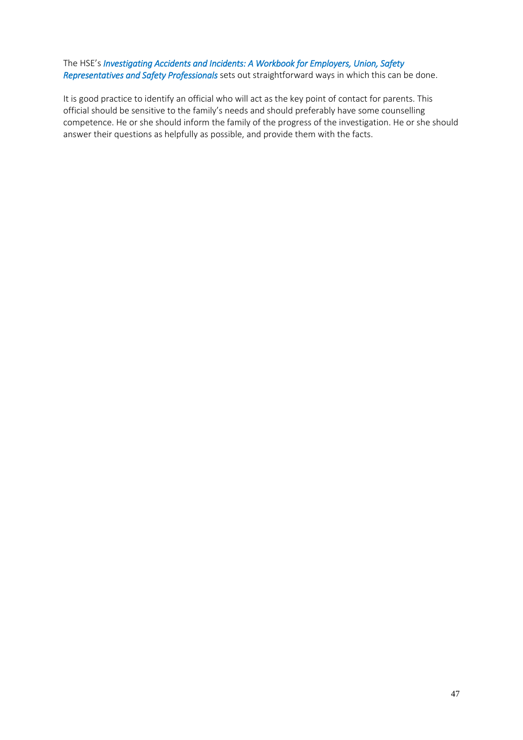The HSE's ***Investigating Accidents and Incidents: A Workbook for Employers, Union, Safety Representatives and Safety Professionals*** sets out straightforward ways in which this can be done.

It is good practice to identify an official who will act as the key point of contact for parents. This official should be sensitive to the family's needs and should preferably have some counselling competence. He or she should inform the family of the progress of the investigation. He or she should answer their questions as helpfully as possible, and provide them with the facts.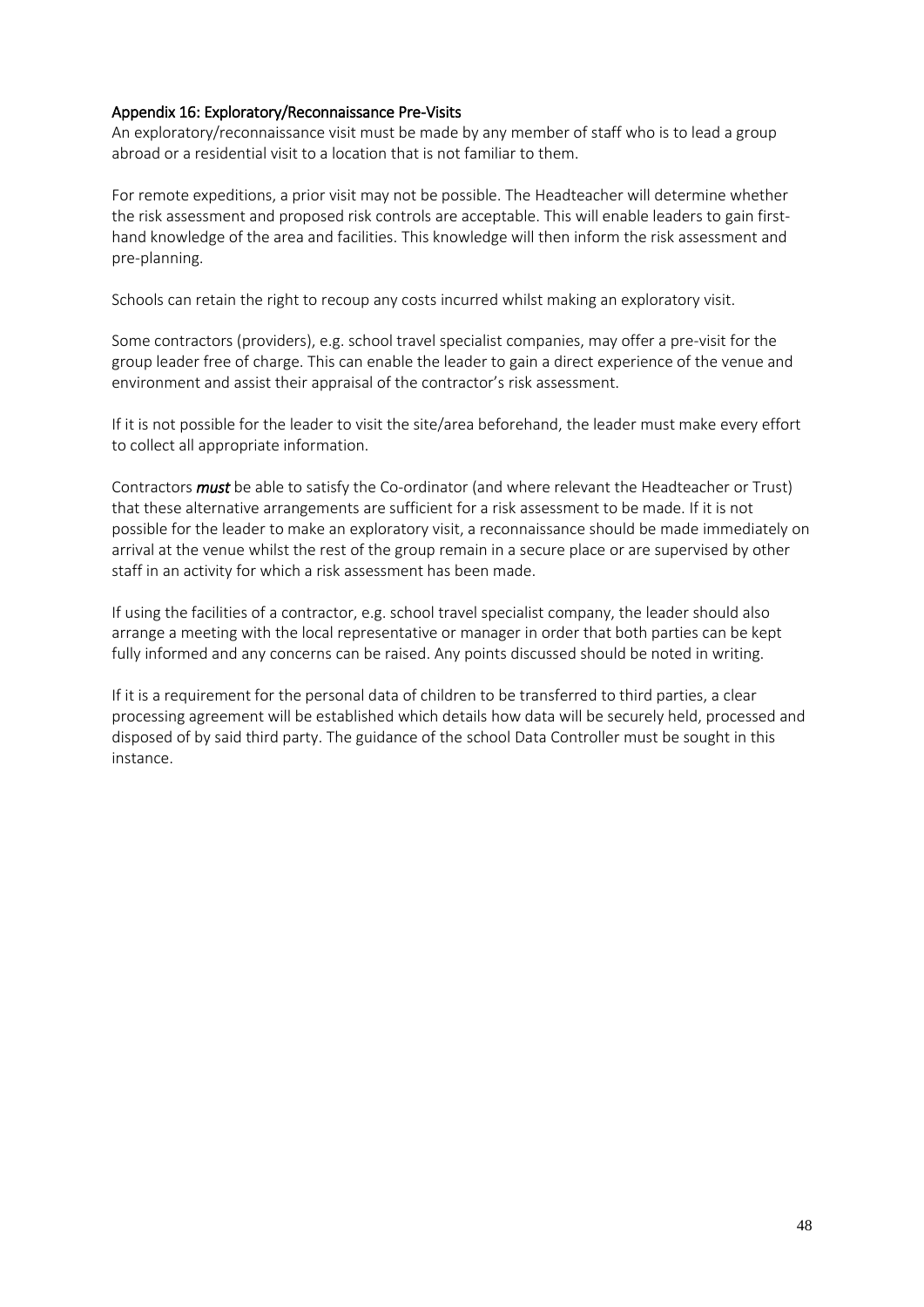## Appendix 16: Exploratory/Reconnaissance Pre-Visits

An exploratory/reconnaissance visit must be made by any member of staff who is to lead a group abroad or a residential visit to a location that is not familiar to them.

For remote expeditions, a prior visit may not be possible. The Headteacher will determine whether the risk assessment and proposed risk controls are acceptable. This will enable leaders to gain first-hand knowledge of the area and facilities. This knowledge will then inform the risk assessment and pre-planning.

Schools can retain the right to recoup any costs incurred whilst making an exploratory visit.

Some contractors (providers), e.g. school travel specialist companies, may offer a pre-visit for the group leader free of charge. This can enable the leader to gain a direct experience of the venue and environment and assist their appraisal of the contractor's risk assessment.

If it is not possible for the leader to visit the site/area beforehand, the leader must make every effort to collect all appropriate information.

Contractors ***must*** be able to satisfy the Co-ordinator (and where relevant the Headteacher or Trust) that these alternative arrangements are sufficient for a risk assessment to be made. If it is not possible for the leader to make an exploratory visit, a reconnaissance should be made immediately on arrival at the venue whilst the rest of the group remain in a secure place or are supervised by other staff in an activity for which a risk assessment has been made.

If using the facilities of a contractor, e.g. school travel specialist company, the leader should also arrange a meeting with the local representative or manager in order that both parties can be kept fully informed and any concerns can be raised. Any points discussed should be noted in writing.

If it is a requirement for the personal data of children to be transferred to third parties, a clear processing agreement will be established which details how data will be securely held, processed and disposed of by said third party. The guidance of the school Data Controller must be sought in this instance.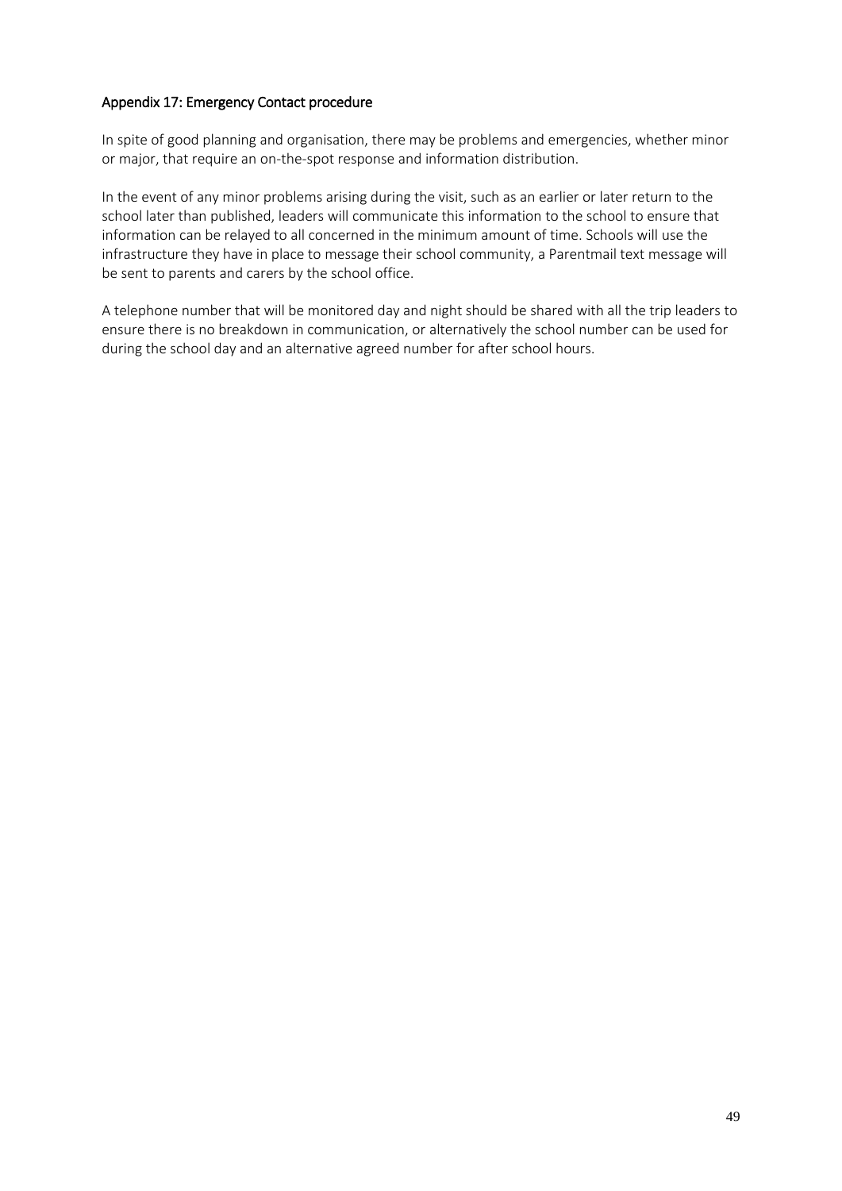## Appendix 17: Emergency Contact procedure

In spite of good planning and organisation, there may be problems and emergencies, whether minor or major, that require an on-the-spot response and information distribution.

In the event of any minor problems arising during the visit, such as an earlier or later return to the school later than published, leaders will communicate this information to the school to ensure that information can be relayed to all concerned in the minimum amount of time. Schools will use the infrastructure they have in place to message their school community, a Parentmail text message will be sent to parents and carers by the school office.

A telephone number that will be monitored day and night should be shared with all the trip leaders to ensure there is no breakdown in communication, or alternatively the school number can be used for during the school day and an alternative agreed number for after school hours.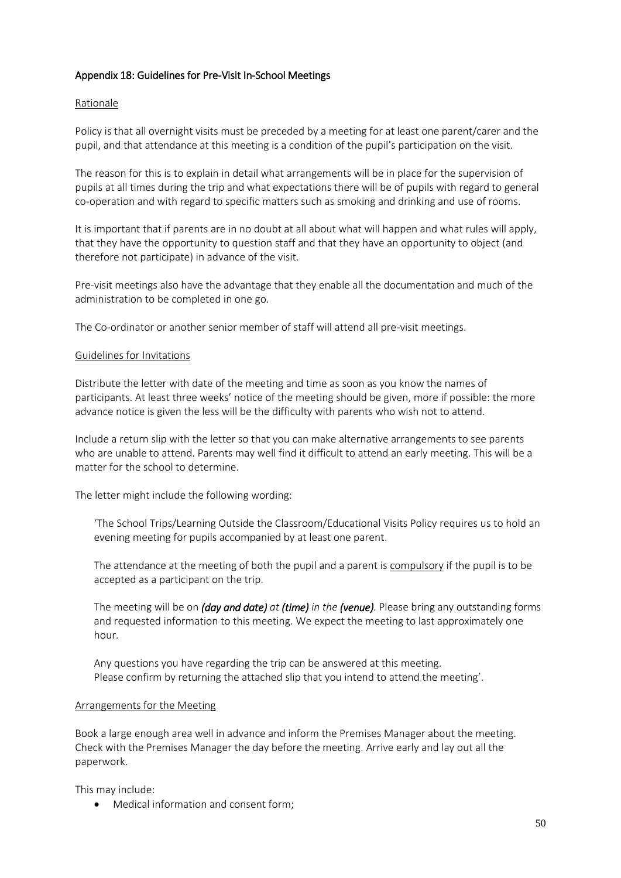## Appendix 18: Guidelines for Pre-Visit In-School Meetings

### Rationale

Policy is that all overnight visits must be preceded by a meeting for at least one parent/carer and the pupil, and that attendance at this meeting is a condition of the pupil's participation on the visit.

The reason for this is to explain in detail what arrangements will be in place for the supervision of pupils at all times during the trip and what expectations there will be of pupils with regard to general co-operation and with regard to specific matters such as smoking and drinking and use of rooms.

It is important that if parents are in no doubt at all about what will happen and what rules will apply, that they have the opportunity to question staff and that they have an opportunity to object (and therefore not participate) in advance of the visit.

Pre-visit meetings also have the advantage that they enable all the documentation and much of the administration to be completed in one go.

The Co-ordinator or another senior member of staff will attend all pre-visit meetings.

### Guidelines for Invitations

Distribute the letter with date of the meeting and time as soon as you know the names of participants. At least three weeks' notice of the meeting should be given, more if possible: the more advance notice is given the less will be the difficulty with parents who wish not to attend.

Include a return slip with the letter so that you can make alternative arrangements to see parents who are unable to attend. Parents may well find it difficult to attend an early meeting. This will be a matter for the school to determine.

The letter might include the following wording:

> 'The School Trips/Learning Outside the Classroom/Educational Visits Policy requires us to hold an evening meeting for pupils accompanied by at least one parent.
>
> The attendance at the meeting of both the pupil and a parent is compulsory if the pupil is to be accepted as a participant on the trip.
>
> The meeting will be on ***(day and date)*** *at* ***(time)*** *in the* ***(venue)****.* Please bring any outstanding forms and requested information to this meeting. We expect the meeting to last approximately one hour.
>
> Any questions you have regarding the trip can be answered at this meeting.
> Please confirm by returning the attached slip that you intend to attend the meeting'.

### Arrangements for the Meeting

Book a large enough area well in advance and inform the Premises Manager about the meeting. Check with the Premises Manager the day before the meeting. Arrive early and lay out all the paperwork.

This may include:

- Medical information and consent form;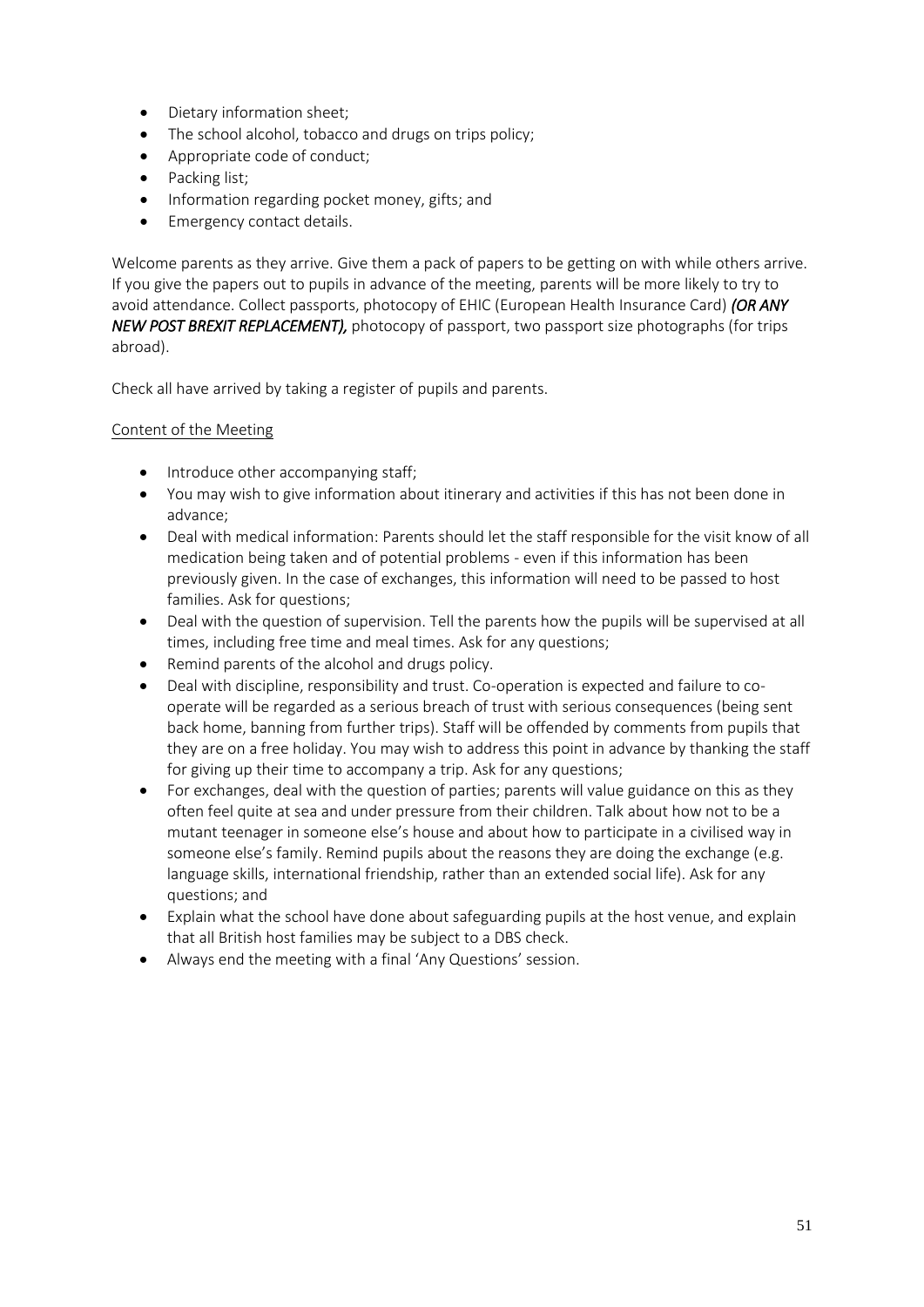- Dietary information sheet;
- The school alcohol, tobacco and drugs on trips policy;
- Appropriate code of conduct;
- Packing list;
- Information regarding pocket money, gifts; and
- Emergency contact details.

Welcome parents as they arrive. Give them a pack of papers to be getting on with while others arrive. If you give the papers out to pupils in advance of the meeting, parents will be more likely to try to avoid attendance. Collect passports, photocopy of EHIC (European Health Insurance Card) ***(OR ANY NEW POST BREXIT REPLACEMENT),*** photocopy of passport, two passport size photographs (for trips abroad).

Check all have arrived by taking a register of pupils and parents.

<u>Content of the Meeting</u>

- Introduce other accompanying staff;
- You may wish to give information about itinerary and activities if this has not been done in advance;
- Deal with medical information: Parents should let the staff responsible for the visit know of all medication being taken and of potential problems - even if this information has been previously given. In the case of exchanges, this information will need to be passed to host families. Ask for questions;
- Deal with the question of supervision. Tell the parents how the pupils will be supervised at all times, including free time and meal times. Ask for any questions;
- Remind parents of the alcohol and drugs policy.
- Deal with discipline, responsibility and trust. Co-operation is expected and failure to co-operate will be regarded as a serious breach of trust with serious consequences (being sent back home, banning from further trips). Staff will be offended by comments from pupils that they are on a free holiday. You may wish to address this point in advance by thanking the staff for giving up their time to accompany a trip. Ask for any questions;
- For exchanges, deal with the question of parties; parents will value guidance on this as they often feel quite at sea and under pressure from their children. Talk about how not to be a mutant teenager in someone else's house and about how to participate in a civilised way in someone else's family. Remind pupils about the reasons they are doing the exchange (e.g. language skills, international friendship, rather than an extended social life). Ask for any questions; and
- Explain what the school have done about safeguarding pupils at the host venue, and explain that all British host families may be subject to a DBS check.
- Always end the meeting with a final 'Any Questions' session.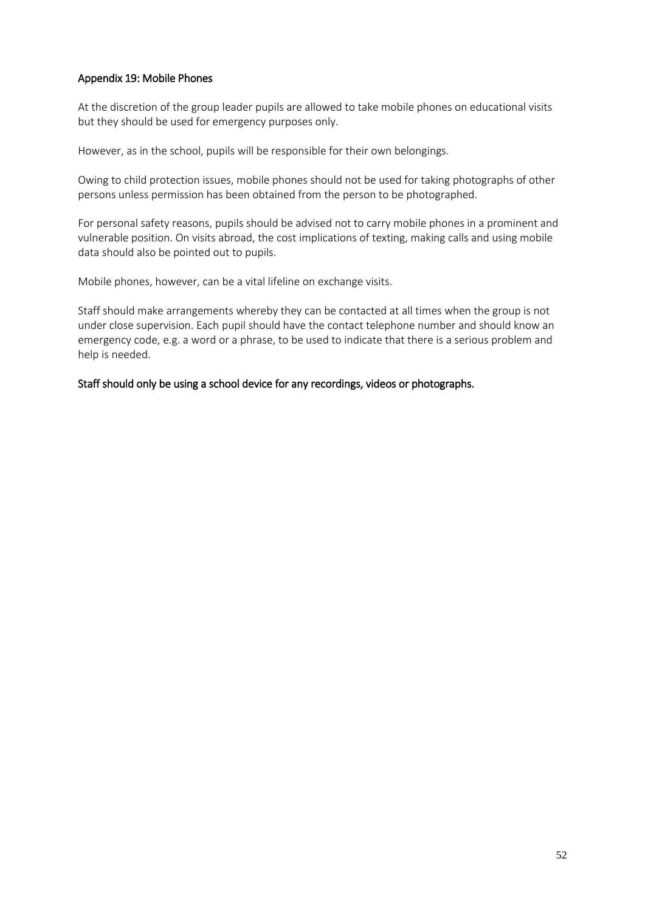## Appendix 19: Mobile Phones

At the discretion of the group leader pupils are allowed to take mobile phones on educational visits but they should be used for emergency purposes only.

However, as in the school, pupils will be responsible for their own belongings.

Owing to child protection issues, mobile phones should not be used for taking photographs of other persons unless permission has been obtained from the person to be photographed.

For personal safety reasons, pupils should be advised not to carry mobile phones in a prominent and vulnerable position. On visits abroad, the cost implications of texting, making calls and using mobile data should also be pointed out to pupils.

Mobile phones, however, can be a vital lifeline on exchange visits.

Staff should make arrangements whereby they can be contacted at all times when the group is not under close supervision. Each pupil should have the contact telephone number and should know an emergency code, e.g. a word or a phrase, to be used to indicate that there is a serious problem and help is needed.

Staff should only be using a school device for any recordings, videos or photographs.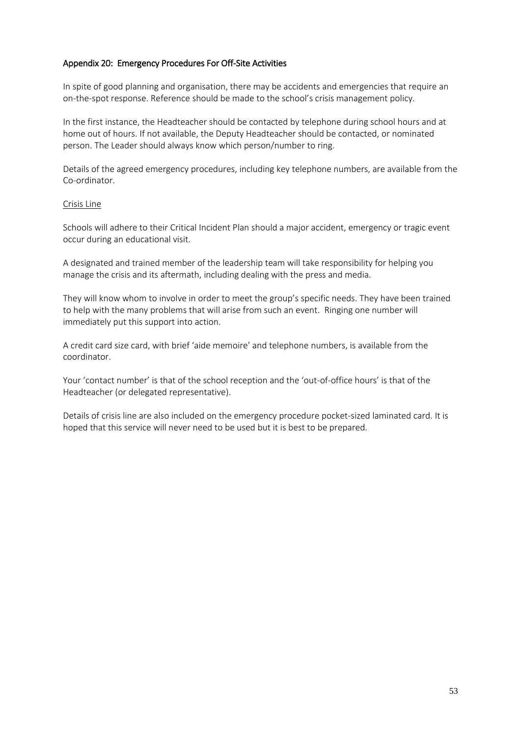## Appendix 20: Emergency Procedures For Off-Site Activities

In spite of good planning and organisation, there may be accidents and emergencies that require an on-the-spot response. Reference should be made to the school's crisis management policy.

In the first instance, the Headteacher should be contacted by telephone during school hours and at home out of hours. If not available, the Deputy Headteacher should be contacted, or nominated person. The Leader should always know which person/number to ring.

Details of the agreed emergency procedures, including key telephone numbers, are available from the Co-ordinator.

### Crisis Line

Schools will adhere to their Critical Incident Plan should a major accident, emergency or tragic event occur during an educational visit.

A designated and trained member of the leadership team will take responsibility for helping you manage the crisis and its aftermath, including dealing with the press and media.

They will know whom to involve in order to meet the group's specific needs. They have been trained to help with the many problems that will arise from such an event. Ringing one number will immediately put this support into action.

A credit card size card, with brief 'aide memoire' and telephone numbers, is available from the coordinator.

Your 'contact number' is that of the school reception and the 'out-of-office hours' is that of the Headteacher (or delegated representative).

Details of crisis line are also included on the emergency procedure pocket-sized laminated card. It is hoped that this service will never need to be used but it is best to be prepared.